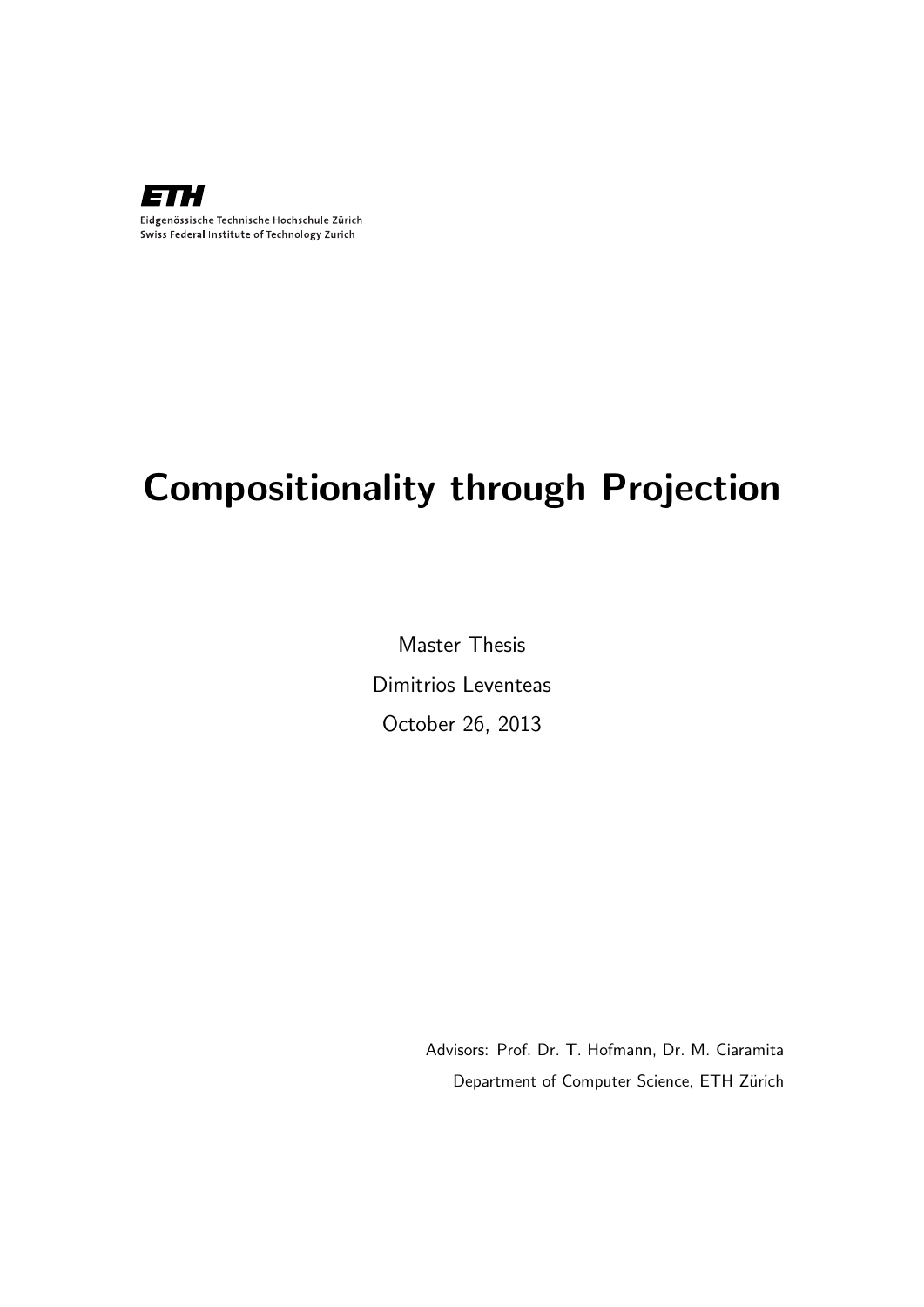ETH

Eidgenössische Technische Hochschule Zürich
Swiss Federal Institute of Technology Zurich

# Compositionality through Projection

Master Thesis

Dimitrios Leventeas

October 26, 2013

Advisors: Prof. Dr. T. Hofmann, Dr. M. Ciaramita

Department of Computer Science, ETH Zürich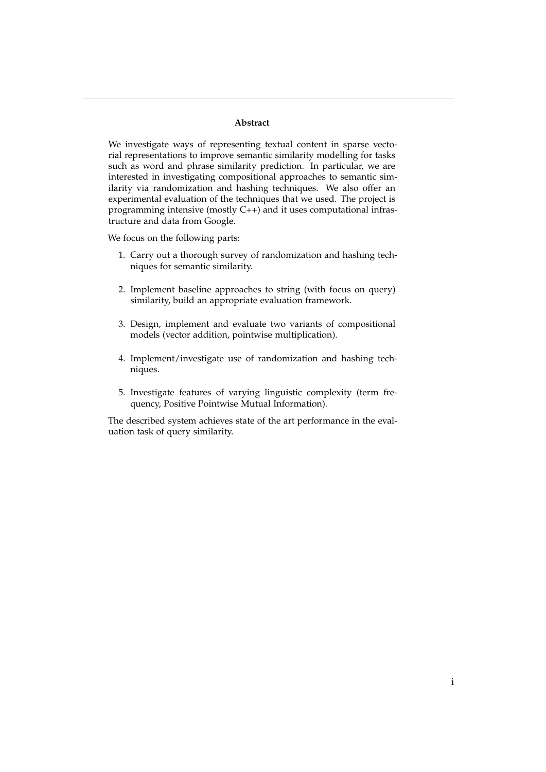## Abstract

We investigate ways of representing textual content in sparse vectorial representations to improve semantic similarity modelling for tasks such as word and phrase similarity prediction. In particular, we are interested in investigating compositional approaches to semantic similarity via randomization and hashing techniques. We also offer an experimental evaluation of the techniques that we used. The project is programming intensive (mostly C++) and it uses computational infrastructure and data from Google.

We focus on the following parts:

1. Carry out a thorough survey of randomization and hashing techniques for semantic similarity.
2. Implement baseline approaches to string (with focus on query) similarity, build an appropriate evaluation framework.
3. Design, implement and evaluate two variants of compositional models (vector addition, pointwise multiplication).
4. Implement/investigate use of randomization and hashing techniques.
5. Investigate features of varying linguistic complexity (term frequency, Positive Pointwise Mutual Information).

The described system achieves state of the art performance in the evaluation task of query similarity.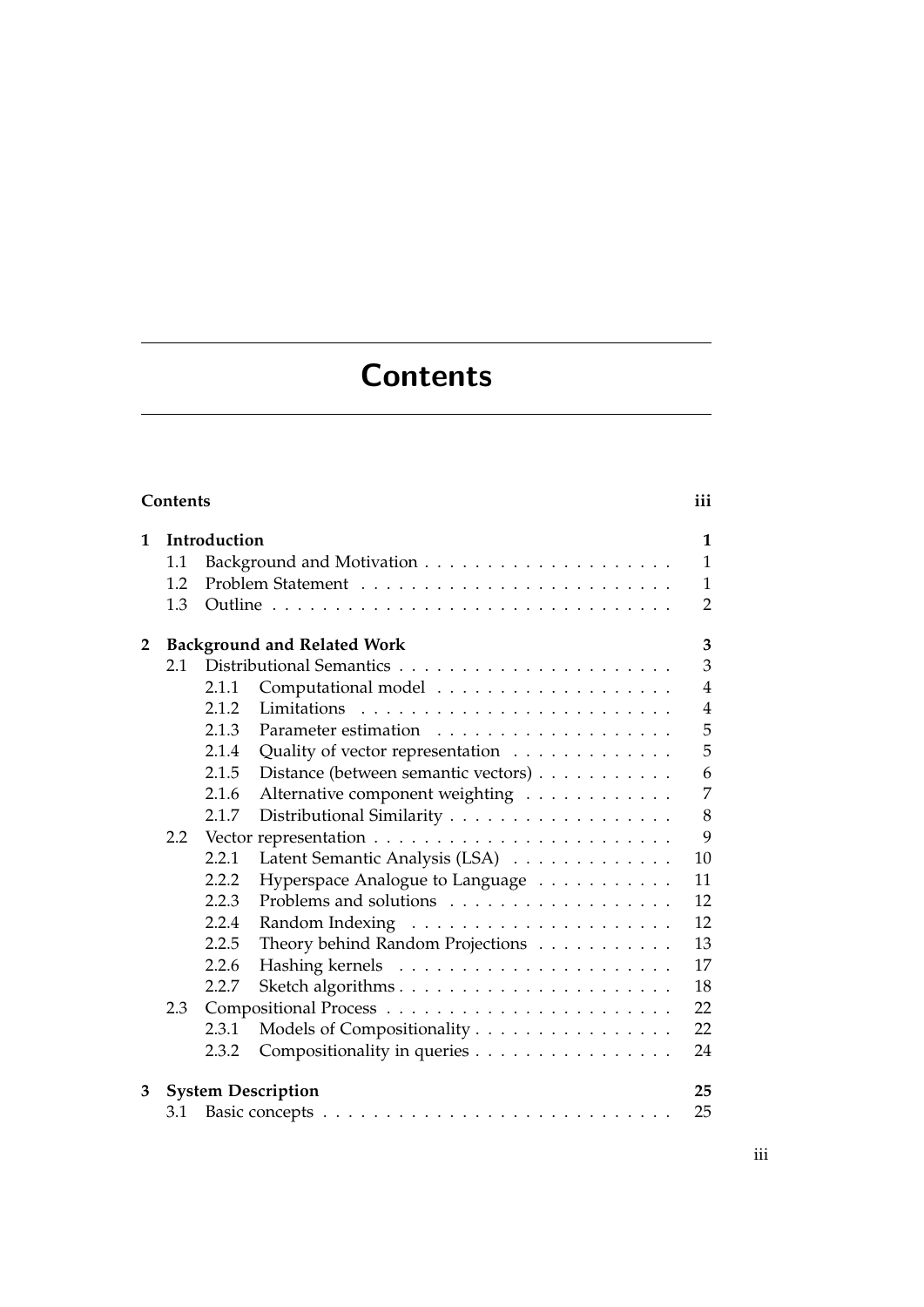# Contents

**Contents** iii

**1 Introduction** 1

- 1.1 Background and Motivation . . . . . 1
- 1.2 Problem Statement . . . . . 1
- 1.3 Outline . . . . . 2

**2 Background and Related Work** 3

- 2.1 Distributional Semantics . . . . . 3
  - 2.1.1 Computational model . . . . . 4
  - 2.1.2 Limitations . . . . . 4
  - 2.1.3 Parameter estimation . . . . . 5
  - 2.1.4 Quality of vector representation . . . . . 5
  - 2.1.5 Distance (between semantic vectors) . . . . . 6
  - 2.1.6 Alternative component weighting . . . . . 7
  - 2.1.7 Distributional Similarity . . . . . 8
- 2.2 Vector representation . . . . . 9
  - 2.2.1 Latent Semantic Analysis (LSA) . . . . . 10
  - 2.2.2 Hyperspace Analogue to Language . . . . . 11
  - 2.2.3 Problems and solutions . . . . . 12
  - 2.2.4 Random Indexing . . . . . 12
  - 2.2.5 Theory behind Random Projections . . . . . 13
  - 2.2.6 Hashing kernels . . . . . 17
  - 2.2.7 Sketch algorithms . . . . . 18
- 2.3 Compositional Process . . . . . 22
  - 2.3.1 Models of Compositionality . . . . . 22
  - 2.3.2 Compositionality in queries . . . . . 24

**3 System Description** 25

- 3.1 Basic concepts . . . . . 25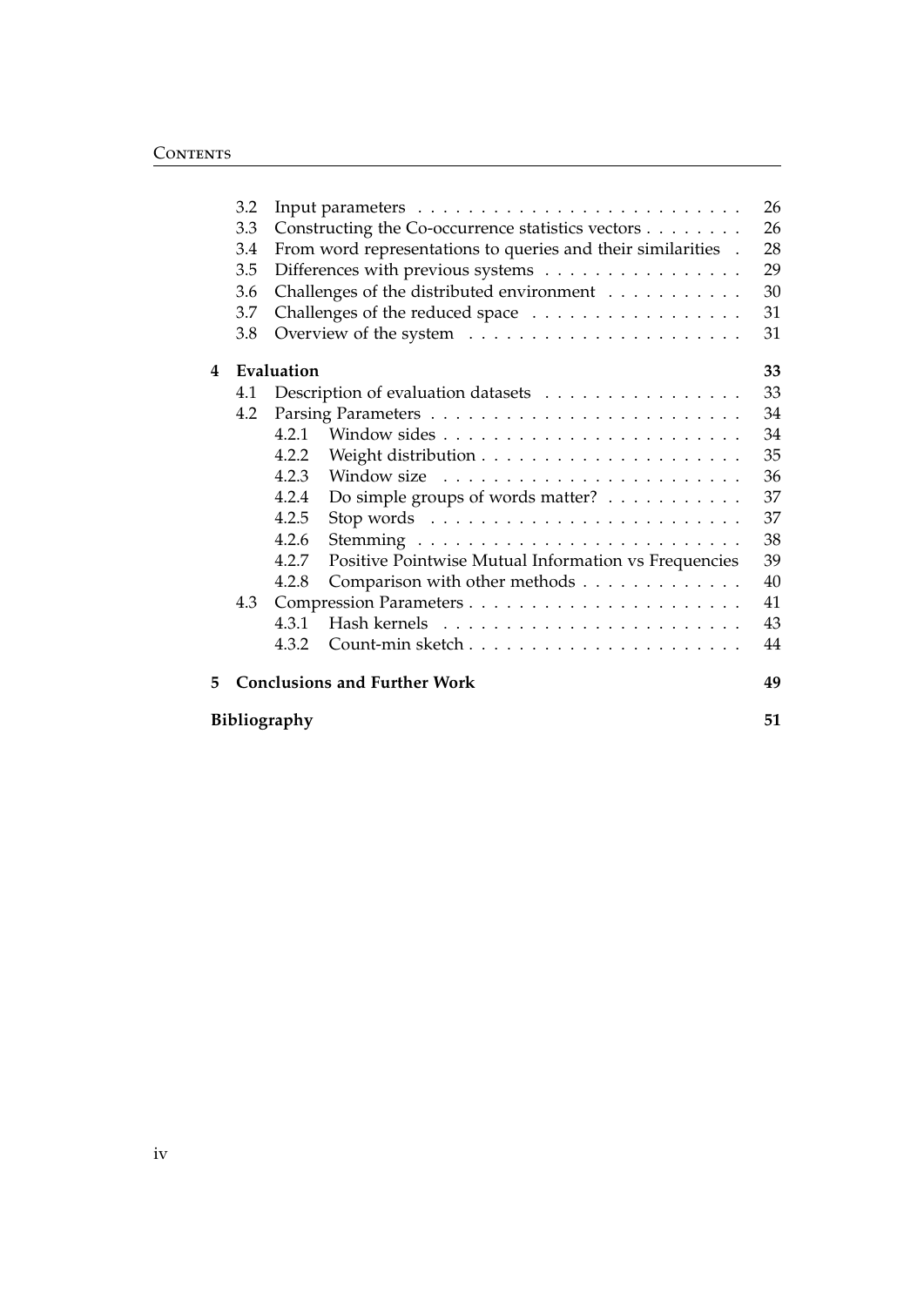- 3.2 Input parameters . . . 26
- 3.3 Constructing the Co-occurrence statistics vectors . . . 26
- 3.4 From word representations to queries and their similarities . 28
- 3.5 Differences with previous systems . . . 29
- 3.6 Challenges of the distributed environment . . . 30
- 3.7 Challenges of the reduced space . . . 31
- 3.8 Overview of the system . . . 31

**4 Evaluation** **33**

- 4.1 Description of evaluation datasets . . . 33
- 4.2 Parsing Parameters . . . 34
  - 4.2.1 Window sides . . . 34
  - 4.2.2 Weight distribution . . . 35
  - 4.2.3 Window size . . . 36
  - 4.2.4 Do simple groups of words matter? . . . 37
  - 4.2.5 Stop words . . . 37
  - 4.2.6 Stemming . . . 38
  - 4.2.7 Positive Pointwise Mutual Information vs Frequencies 39
  - 4.2.8 Comparison with other methods . . . 40
- 4.3 Compression Parameters . . . 41
  - 4.3.1 Hash kernels . . . 43
  - 4.3.2 Count-min sketch . . . 44

**5 Conclusions and Further Work** **49**

**Bibliography** **51**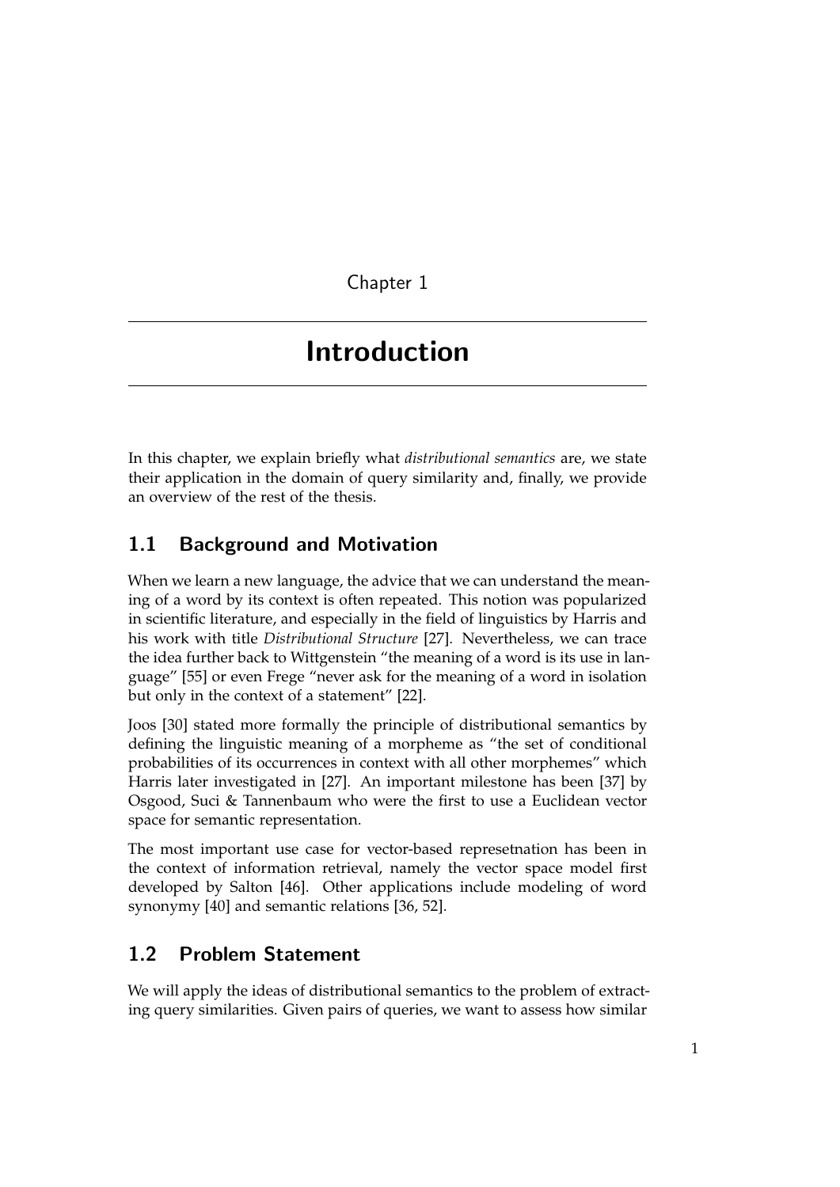# Chapter 1

# Introduction

In this chapter, we explain briefly what *distributional semantics* are, we state their application in the domain of query similarity and, finally, we provide an overview of the rest of the thesis.

## 1.1 Background and Motivation

When we learn a new language, the advice that we can understand the meaning of a word by its context is often repeated. This notion was popularized in scientific literature, and especially in the field of linguistics by Harris and his work with title *Distributional Structure* [27]. Nevertheless, we can trace the idea further back to Wittgenstein "the meaning of a word is its use in language" [55] or even Frege "never ask for the meaning of a word in isolation but only in the context of a statement" [22].

Joos [30] stated more formally the principle of distributional semantics by defining the linguistic meaning of a morpheme as "the set of conditional probabilities of its occurrences in context with all other morphemes" which Harris later investigated in [27]. An important milestone has been [37] by Osgood, Suci & Tannenbaum who were the first to use a Euclidean vector space for semantic representation.

The most important use case for vector-based represetnation has been in the context of information retrieval, namely the vector space model first developed by Salton [46]. Other applications include modeling of word synonymy [40] and semantic relations [36, 52].

## 1.2 Problem Statement

We will apply the ideas of distributional semantics to the problem of extracting query similarities. Given pairs of queries, we want to assess how similar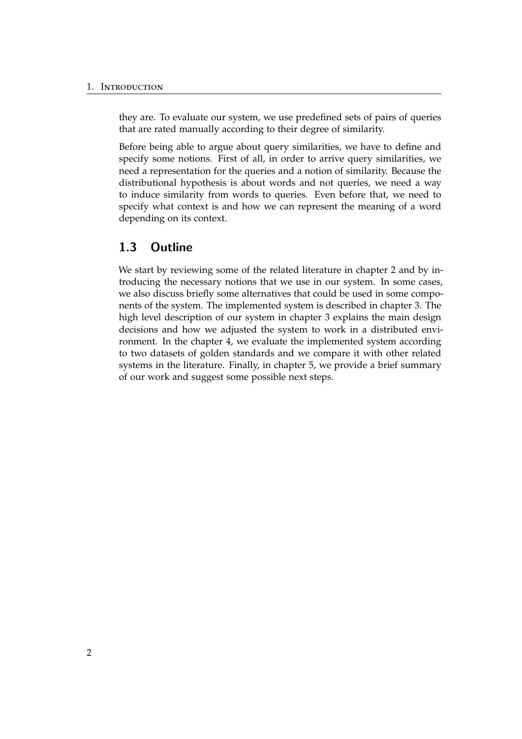they are. To evaluate our system, we use predefined sets of pairs of queries that are rated manually according to their degree of similarity.

Before being able to argue about query similarities, we have to define and specify some notions. First of all, in order to arrive query similarities, we need a representation for the queries and a notion of similarity. Because the distributional hypothesis is about words and not queries, we need a way to induce similarity from words to queries. Even before that, we need to specify what context is and how we can represent the meaning of a word depending on its context.

## 1.3 Outline

We start by reviewing some of the related literature in chapter 2 and by introducing the necessary notions that we use in our system. In some cases, we also discuss briefly some alternatives that could be used in some components of the system. The implemented system is described in chapter 3. The high level description of our system in chapter 3 explains the main design decisions and how we adjusted the system to work in a distributed environment. In the chapter 4, we evaluate the implemented system according to two datasets of golden standards and we compare it with other related systems in the literature. Finally, in chapter 5, we provide a brief summary of our work and suggest some possible next steps.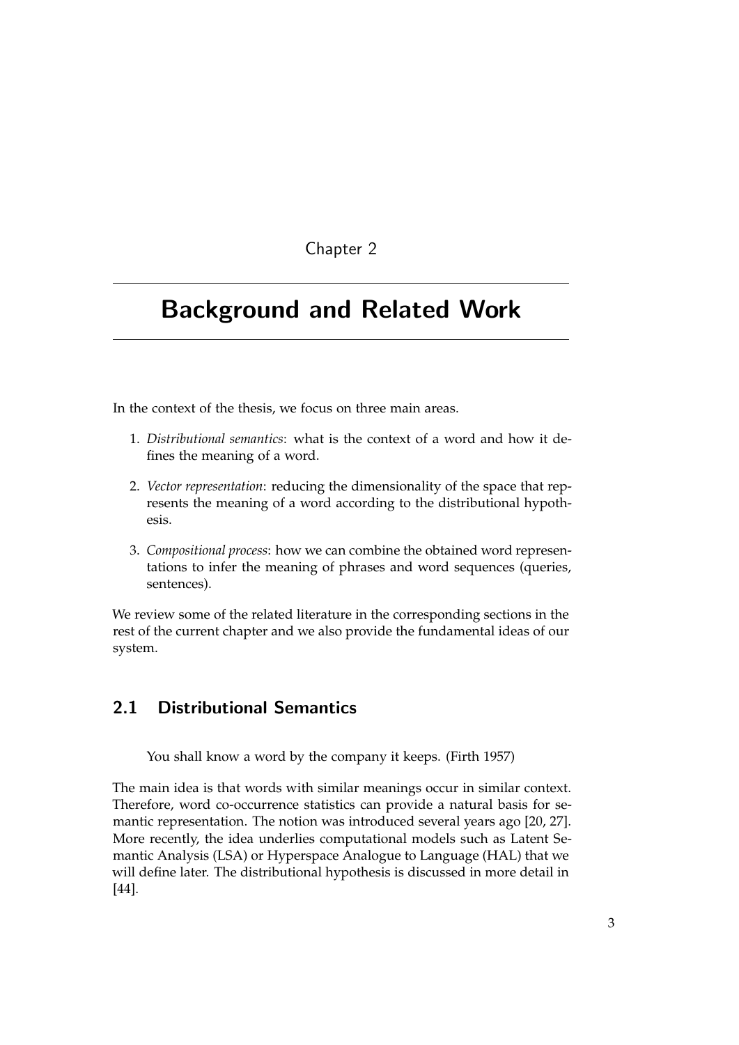Chapter 2

# Background and Related Work

In the context of the thesis, we focus on three main areas.

1. *Distributional semantics*: what is the context of a word and how it defines the meaning of a word.
2. *Vector representation*: reducing the dimensionality of the space that represents the meaning of a word according to the distributional hypothesis.
3. *Compositional process*: how we can combine the obtained word representations to infer the meaning of phrases and word sequences (queries, sentences).

We review some of the related literature in the corresponding sections in the rest of the current chapter and we also provide the fundamental ideas of our system.

## 2.1 Distributional Semantics

> You shall know a word by the company it keeps. (Firth 1957)

The main idea is that words with similar meanings occur in similar context. Therefore, word co-occurrence statistics can provide a natural basis for semantic representation. The notion was introduced several years ago [20, 27]. More recently, the idea underlies computational models such as Latent Semantic Analysis (LSA) or Hyperspace Analogue to Language (HAL) that we will define later. The distributional hypothesis is discussed in more detail in [44].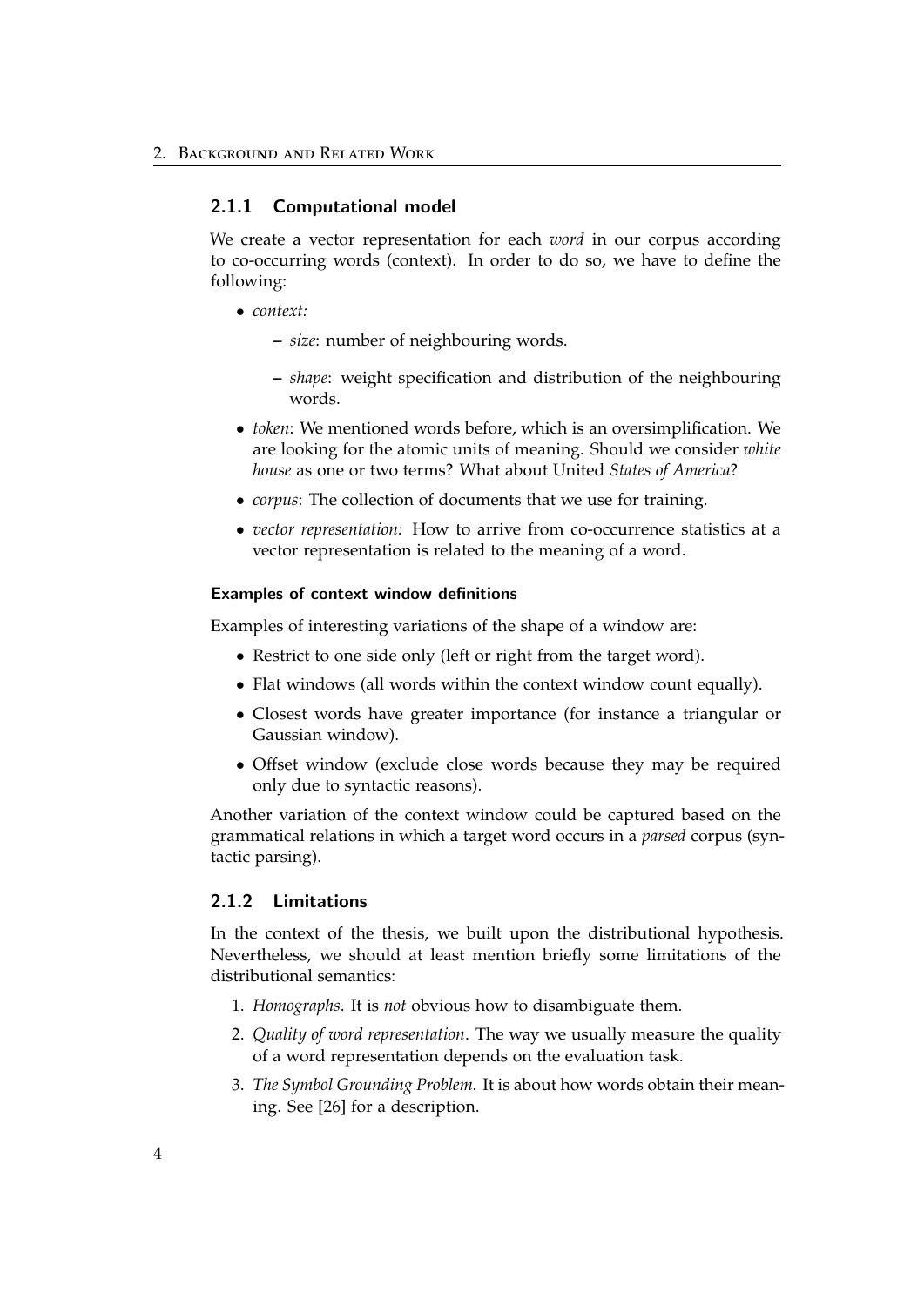### 2.1.1 Computational model

We create a vector representation for each *word* in our corpus according to co-occurring words (context). In order to do so, we have to define the following:

- *context:*
  - *size*: number of neighbouring words.
  - *shape*: weight specification and distribution of the neighbouring words.
- *token*: We mentioned words before, which is an oversimplification. We are looking for the atomic units of meaning. Should we consider *white house* as one or two terms? What about United *States of America*?
- *corpus*: The collection of documents that we use for training.
- *vector representation:* How to arrive from co-occurrence statistics at a vector representation is related to the meaning of a word.

#### Examples of context window definitions

Examples of interesting variations of the shape of a window are:

- Restrict to one side only (left or right from the target word).
- Flat windows (all words within the context window count equally).
- Closest words have greater importance (for instance a triangular or Gaussian window).
- Offset window (exclude close words because they may be required only due to syntactic reasons).

Another variation of the context window could be captured based on the grammatical relations in which a target word occurs in a *parsed* corpus (syntactic parsing).

### 2.1.2 Limitations

In the context of the thesis, we built upon the distributional hypothesis. Nevertheless, we should at least mention briefly some limitations of the distributional semantics:

1. *Homographs*. It is *not* obvious how to disambiguate them.
2. *Quality of word representation*. The way we usually measure the quality of a word representation depends on the evaluation task.
3. *The Symbol Grounding Problem.* It is about how words obtain their meaning. See [26] for a description.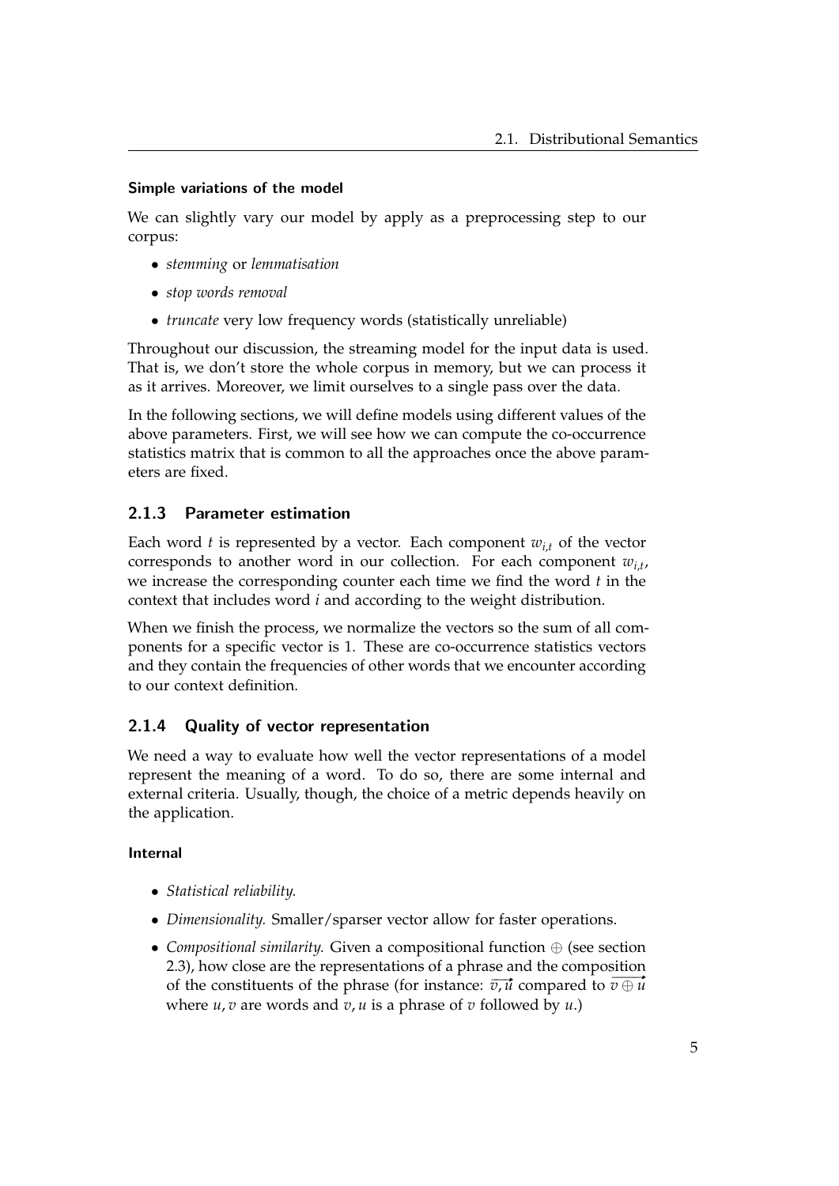#### Simple variations of the model

We can slightly vary our model by apply as a preprocessing step to our corpus:

- *stemming* or *lemmatisation*
- *stop words removal*
- *truncate* very low frequency words (statistically unreliable)

Throughout our discussion, the streaming model for the input data is used. That is, we don't store the whole corpus in memory, but we can process it as it arrives. Moreover, we limit ourselves to a single pass over the data.

In the following sections, we will define models using different values of the above parameters. First, we will see how we can compute the co-occurrence statistics matrix that is common to all the approaches once the above parameters are fixed.

### 2.1.3 Parameter estimation

Each word $t$ is represented by a vector. Each component $w_{i,t}$ of the vector corresponds to another word in our collection. For each component $w_{i,t}$, we increase the corresponding counter each time we find the word $t$ in the context that includes word $i$ and according to the weight distribution.

When we finish the process, we normalize the vectors so the sum of all components for a specific vector is 1. These are co-occurrence statistics vectors and they contain the frequencies of other words that we encounter according to our context definition.

### 2.1.4 Quality of vector representation

We need a way to evaluate how well the vector representations of a model represent the meaning of a word. To do so, there are some internal and external criteria. Usually, though, the choice of a metric depends heavily on the application.

#### Internal

- *Statistical reliability.*
- *Dimensionality.* Smaller/sparser vector allow for faster operations.
- *Compositional similarity.* Given a compositional function $\oplus$ (see section 2.3), how close are the representations of a phrase and the composition of the constituents of the phrase (for instance: $\overrightarrow{v,u}$ compared to $\overrightarrow{v \oplus u}$ where $u, v$ are words and $v, u$ is a phrase of $v$ followed by $u$.)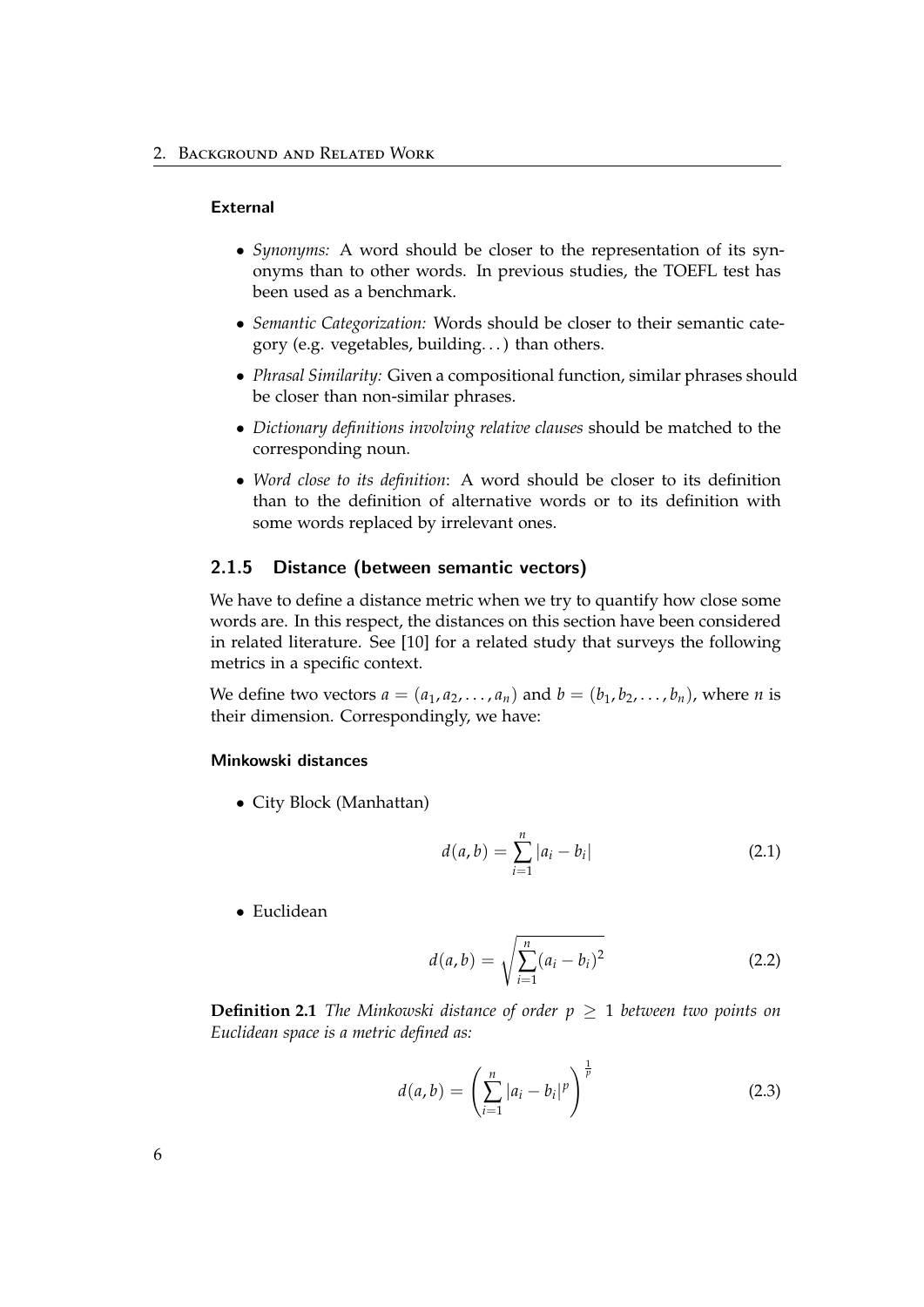#### External

- *Synonyms:* A word should be closer to the representation of its synonyms than to other words. In previous studies, the TOEFL test has been used as a benchmark.
- *Semantic Categorization:* Words should be closer to their semantic category (e.g. vegetables, building...) than others.
- *Phrasal Similarity:* Given a compositional function, similar phrases should be closer than non-similar phrases.
- *Dictionary definitions involving relative clauses* should be matched to the corresponding noun.
- *Word close to its definition*: A word should be closer to its definition than to the definition of alternative words or to its definition with some words replaced by irrelevant ones.

### 2.1.5 Distance (between semantic vectors)

We have to define a distance metric when we try to quantify how close some words are. In this respect, the distances on this section have been considered in related literature. See [10] for a related study that surveys the following metrics in a specific context.

We define two vectors $a = (a_1, a_2, \ldots, a_n)$ and $b = (b_1, b_2, \ldots, b_n)$, where $n$ is their dimension. Correspondingly, we have:

#### Minkowski distances

- City Block (Manhattan)

$$d(a, b) = \sum_{i=1}^{n} |a_i - b_i| \tag{2.1}$$

- Euclidean

$$d(a, b) = \sqrt{\sum_{i=1}^{n} (a_i - b_i)^2} \tag{2.2}$$

**Definition 2.1** *The Minkowski distance of order $p \geq 1$ between two points on Euclidean space is a metric defined as:*

$$d(a, b) = \left( \sum_{i=1}^{n} |a_i - b_i|^p \right)^{\frac{1}{p}} \tag{2.3}$$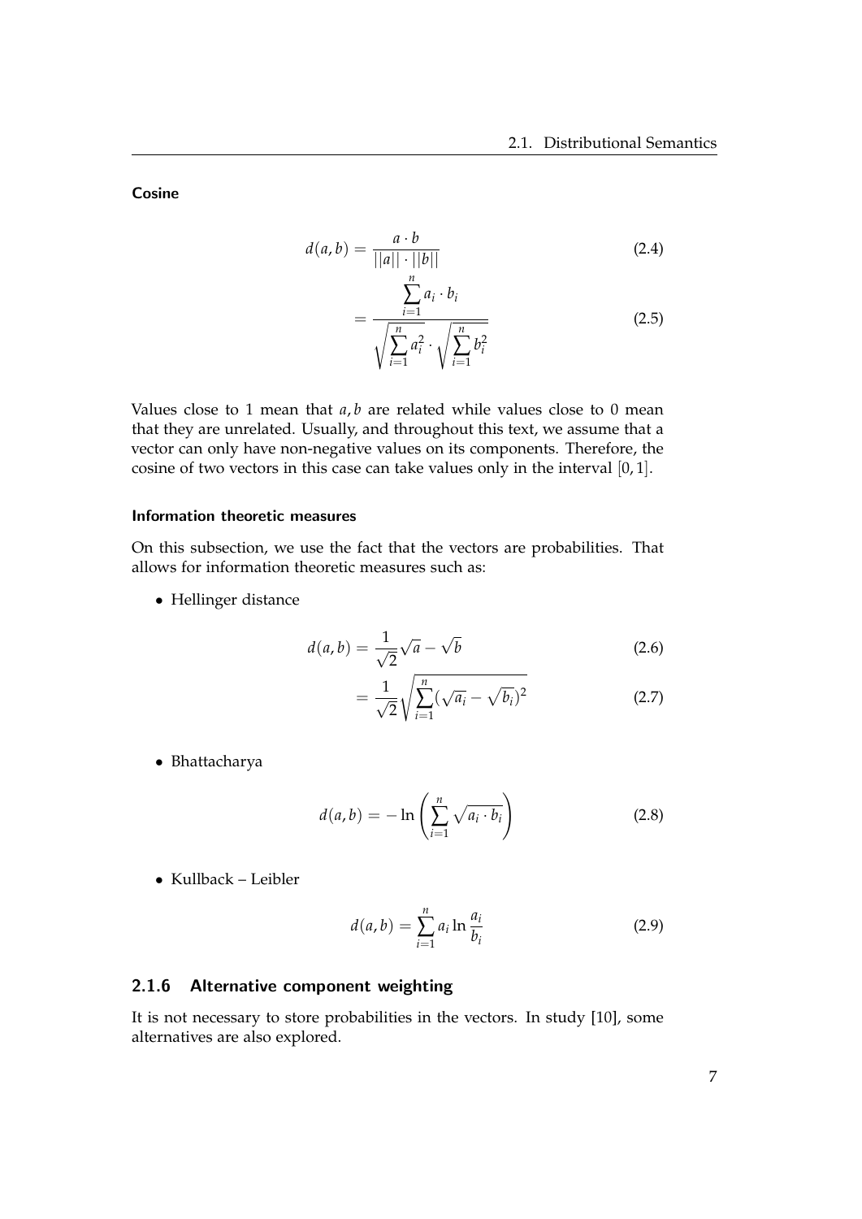**Cosine**

$$d(a, b) = \frac{a \cdot b}{||a|| \cdot ||b||} \tag{2.4}$$

$$= \frac{\sum_{i=1}^{n} a_i \cdot b_i}{\sqrt{\sum_{i=1}^{n} a_i^2} \cdot \sqrt{\sum_{i=1}^{n} b_i^2}} \tag{2.5}$$

Values close to 1 mean that $a, b$ are related while values close to 0 mean that they are unrelated. Usually, and throughout this text, we assume that a vector can only have non-negative values on its components. Therefore, the cosine of two vectors in this case can take values only in the interval $[0, 1]$.

#### Information theoretic measures

On this subsection, we use the fact that the vectors are probabilities. That allows for information theoretic measures such as:

- Hellinger distance

$$d(a, b) = \frac{1}{\sqrt{2}} \sqrt{a} - \sqrt{b} \tag{2.6}$$

$$= \frac{1}{\sqrt{2}} \sqrt{\sum_{i=1}^{n} (\sqrt{a_i} - \sqrt{b_i})^2} \tag{2.7}$$

- Bhattacharya

$$d(a, b) = -\ln \left( \sum_{i=1}^{n} \sqrt{a_i \cdot b_i} \right) \tag{2.8}$$

- Kullback – Leibler

$$d(a, b) = \sum_{i=1}^{n} a_i \ln \frac{a_i}{b_i} \tag{2.9}$$

### 2.1.6 Alternative component weighting

It is not necessary to store probabilities in the vectors. In study [10], some alternatives are also explored.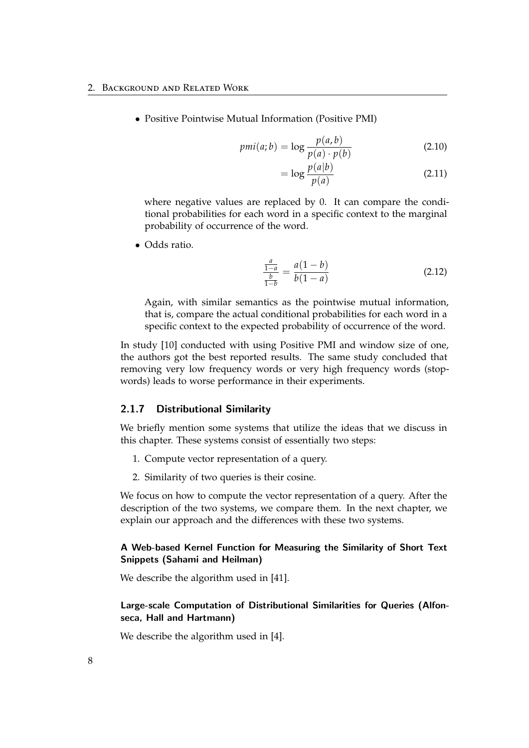- Positive Pointwise Mutual Information (Positive PMI)

$$pmi(a;b) = \log \frac{p(a,b)}{p(a) \cdot p(b)} \tag{2.10}$$

$$= \log \frac{p(a|b)}{p(a)} \tag{2.11}$$

  where negative values are replaced by 0. It can compare the conditional probabilities for each word in a specific context to the marginal probability of occurrence of the word.

- Odds ratio.

$$\frac{\frac{a}{1-a}}{\frac{b}{1-b}} = \frac{a(1-b)}{b(1-a)} \tag{2.12}$$

  Again, with similar semantics as the pointwise mutual information, that is, compare the actual conditional probabilities for each word in a specific context to the expected probability of occurrence of the word.

In study [10] conducted with using Positive PMI and window size of one, the authors got the best reported results. The same study concluded that removing very low frequency words or very high frequency words (stopwords) leads to worse performance in their experiments.

### 2.1.7 Distributional Similarity

We briefly mention some systems that utilize the ideas that we discuss in this chapter. These systems consist of essentially two steps:

1. Compute vector representation of a query.
2. Similarity of two queries is their cosine.

We focus on how to compute the vector representation of a query. After the description of the two systems, we compare them. In the next chapter, we explain our approach and the differences with these two systems.

#### A Web-based Kernel Function for Measuring the Similarity of Short Text Snippets (Sahami and Heilman)

We describe the algorithm used in [41].

#### Large-scale Computation of Distributional Similarities for Queries (Alfonseca, Hall and Hartmann)

We describe the algorithm used in [4].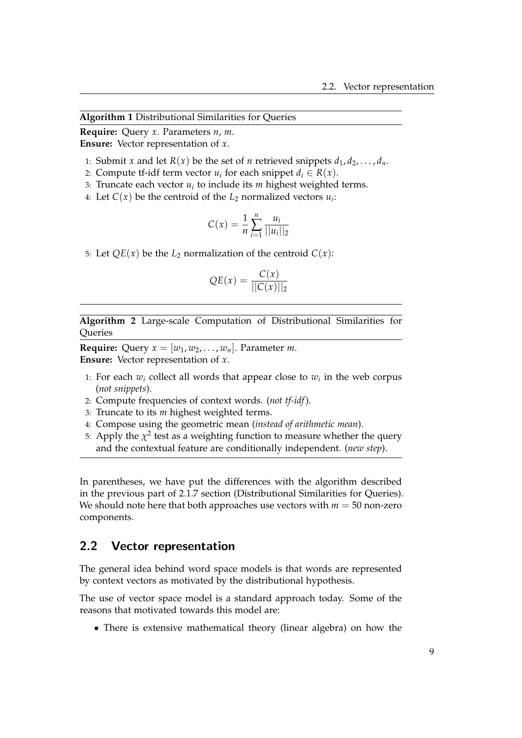**Algorithm 1** Distributional Similarities for Queries

**Require:** Query $x$. Parameters $n$, $m$.
**Ensure:** Vector representation of $x$.

1: Submit $x$ and let $R(x)$ be the set of $n$ retrieved snippets $d_1, d_2, \ldots, d_n$.
2: Compute tf-idf term vector $u_i$ for each snippet $d_i \in R(x)$.
3: Truncate each vector $u_i$ to include its $m$ highest weighted terms.
4: Let $C(x)$ be the centroid of the $L_2$ normalized vectors $u_i$:

$$C(x) = \frac{1}{n} \sum_{i=1}^{n} \frac{u_i}{||u_i||_2}$$

5: Let $QE(x)$ be the $L_2$ normalization of the centroid $C(x)$:

$$QE(x) = \frac{C(x)}{||C(x)||_2}$$

**Algorithm 2** Large-scale Computation of Distributional Similarities for Queries

**Require:** Query $x = [w_1, w_2, \ldots, w_n]$. Parameter $m$.
**Ensure:** Vector representation of $x$.

1: For each $w_i$ collect all words that appear close to $w_i$ in the web corpus (*not snippets*).
2: Compute frequencies of context words. (*not tf-idf*).
3: Truncate to its $m$ highest weighted terms.
4: Compose using the geometric mean (*instead of arithmetic mean*).
5: Apply the $\chi^2$ test as a weighting function to measure whether the query and the contextual feature are conditionally independent. (*new step*).

In parentheses, we have put the differences with the algorithm described in the previous part of 2.1.7 section (Distributional Similarities for Queries). We should note here that both approaches use vectors with $m = 50$ non-zero components.

## 2.2 Vector representation

The general idea behind word space models is that words are represented by context vectors as motivated by the distributional hypothesis.

The use of vector space model is a standard approach today. Some of the reasons that motivated towards this model are:

- There is extensive mathematical theory (linear algebra) on how the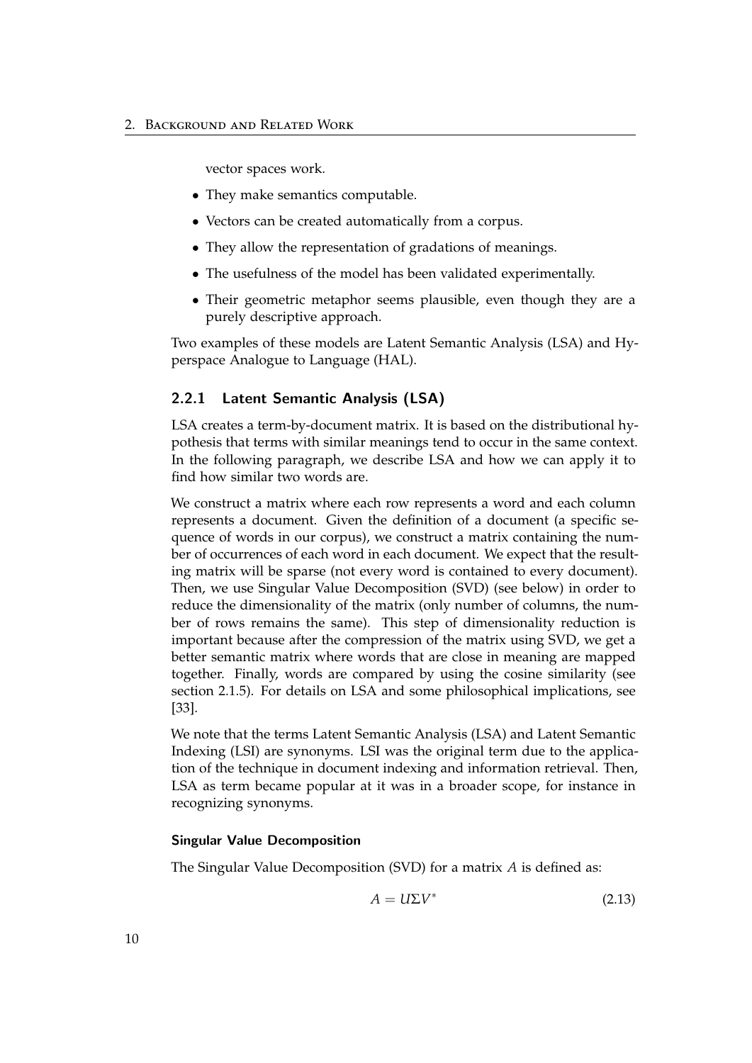vector spaces work.

- They make semantics computable.
- Vectors can be created automatically from a corpus.
- They allow the representation of gradations of meanings.
- The usefulness of the model has been validated experimentally.
- Their geometric metaphor seems plausible, even though they are a purely descriptive approach.

Two examples of these models are Latent Semantic Analysis (LSA) and Hyperspace Analogue to Language (HAL).

### 2.2.1 Latent Semantic Analysis (LSA)

LSA creates a term-by-document matrix. It is based on the distributional hypothesis that terms with similar meanings tend to occur in the same context. In the following paragraph, we describe LSA and how we can apply it to find how similar two words are.

We construct a matrix where each row represents a word and each column represents a document. Given the definition of a document (a specific sequence of words in our corpus), we construct a matrix containing the number of occurrences of each word in each document. We expect that the resulting matrix will be sparse (not every word is contained to every document). Then, we use Singular Value Decomposition (SVD) (see below) in order to reduce the dimensionality of the matrix (only number of columns, the number of rows remains the same). This step of dimensionality reduction is important because after the compression of the matrix using SVD, we get a better semantic matrix where words that are close in meaning are mapped together. Finally, words are compared by using the cosine similarity (see section 2.1.5). For details on LSA and some philosophical implications, see [33].

We note that the terms Latent Semantic Analysis (LSA) and Latent Semantic Indexing (LSI) are synonyms. LSI was the original term due to the application of the technique in document indexing and information retrieval. Then, LSA as term became popular at it was in a broader scope, for instance in recognizing synonyms.

#### Singular Value Decomposition

The Singular Value Decomposition (SVD) for a matrix $A$ is defined as:

$$A = U \Sigma V^* \tag{2.13}$$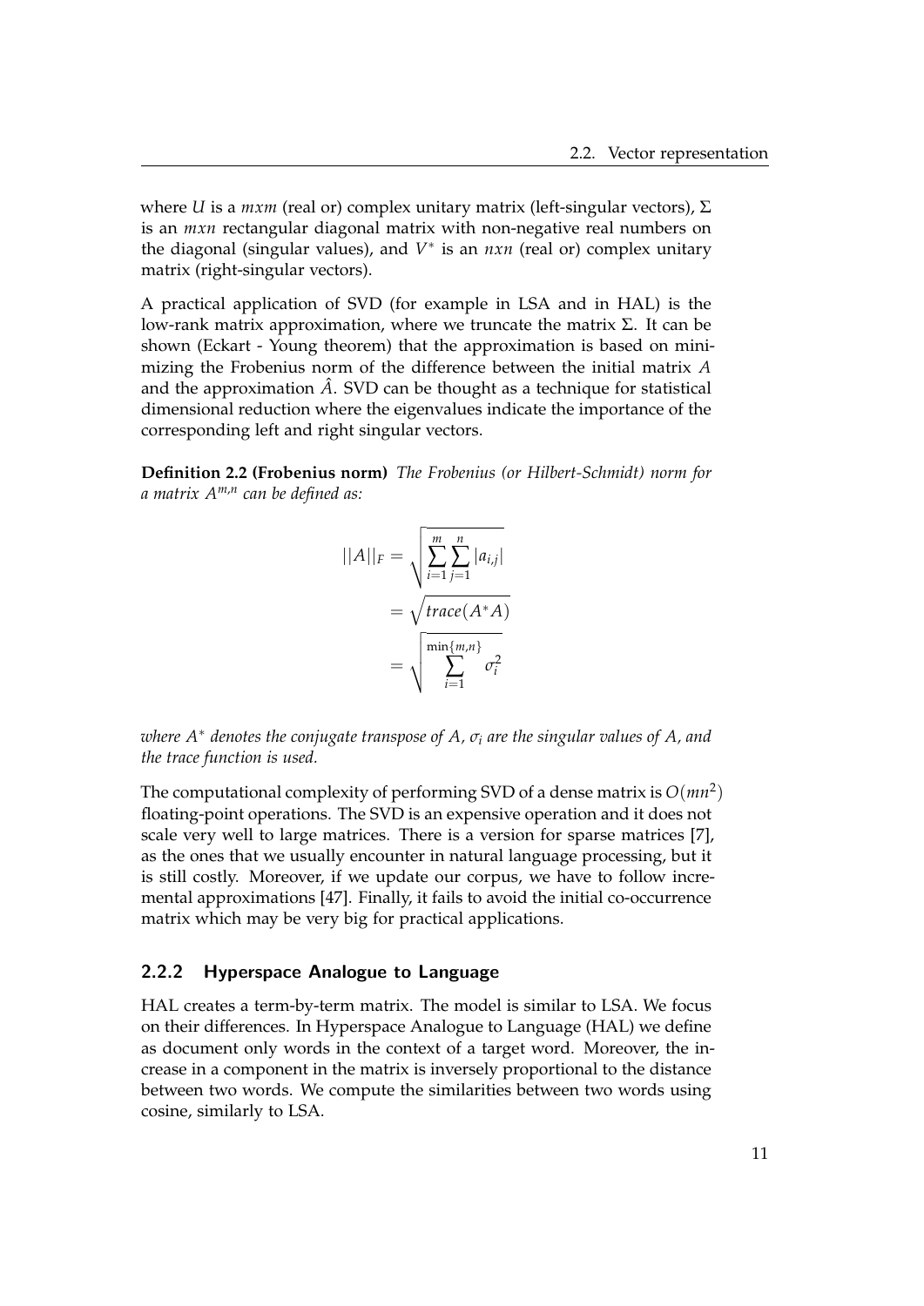where $U$ is a $mxm$ (real or) complex unitary matrix (left-singular vectors), $\Sigma$ is an $mxn$ rectangular diagonal matrix with non-negative real numbers on the diagonal (singular values), and $V^*$ is an $nxn$ (real or) complex unitary matrix (right-singular vectors).

A practical application of SVD (for example in LSA and in HAL) is the low-rank matrix approximation, where we truncate the matrix $\Sigma$. It can be shown (Eckart - Young theorem) that the approximation is based on minimizing the Frobenius norm of the difference between the initial matrix $A$ and the approximation $\hat{A}$. SVD can be thought as a technique for statistical dimensional reduction where the eigenvalues indicate the importance of the corresponding left and right singular vectors.

**Definition 2.2 (Frobenius norm)** *The Frobenius (or Hilbert-Schmidt) norm for a matrix $A^{m,n}$ can be defined as:*

$$
\begin{aligned}
||A||_F &= \sqrt{\sum_{i=1}^{m} \sum_{j=1}^{n} |a_{i,j}|} \\
&= \sqrt{trace(A^*A)} \\
&= \sqrt{\sum_{i=1}^{\min\{m,n\}} \sigma_i^2}
\end{aligned}
$$

*where $A^*$ denotes the conjugate transpose of $A$, $\sigma_i$ are the singular values of $A$, and the trace function is used.*

The computational complexity of performing SVD of a dense matrix is $O(mn^2)$ floating-point operations. The SVD is an expensive operation and it does not scale very well to large matrices. There is a version for sparse matrices [7], as the ones that we usually encounter in natural language processing, but it is still costly. Moreover, if we update our corpus, we have to follow incremental approximations [47]. Finally, it fails to avoid the initial co-occurrence matrix which may be very big for practical applications.

### 2.2.2 Hyperspace Analogue to Language

HAL creates a term-by-term matrix. The model is similar to LSA. We focus on their differences. In Hyperspace Analogue to Language (HAL) we define as document only words in the context of a target word. Moreover, the increase in a component in the matrix is inversely proportional to the distance between two words. We compute the similarities between two words using cosine, similarly to LSA.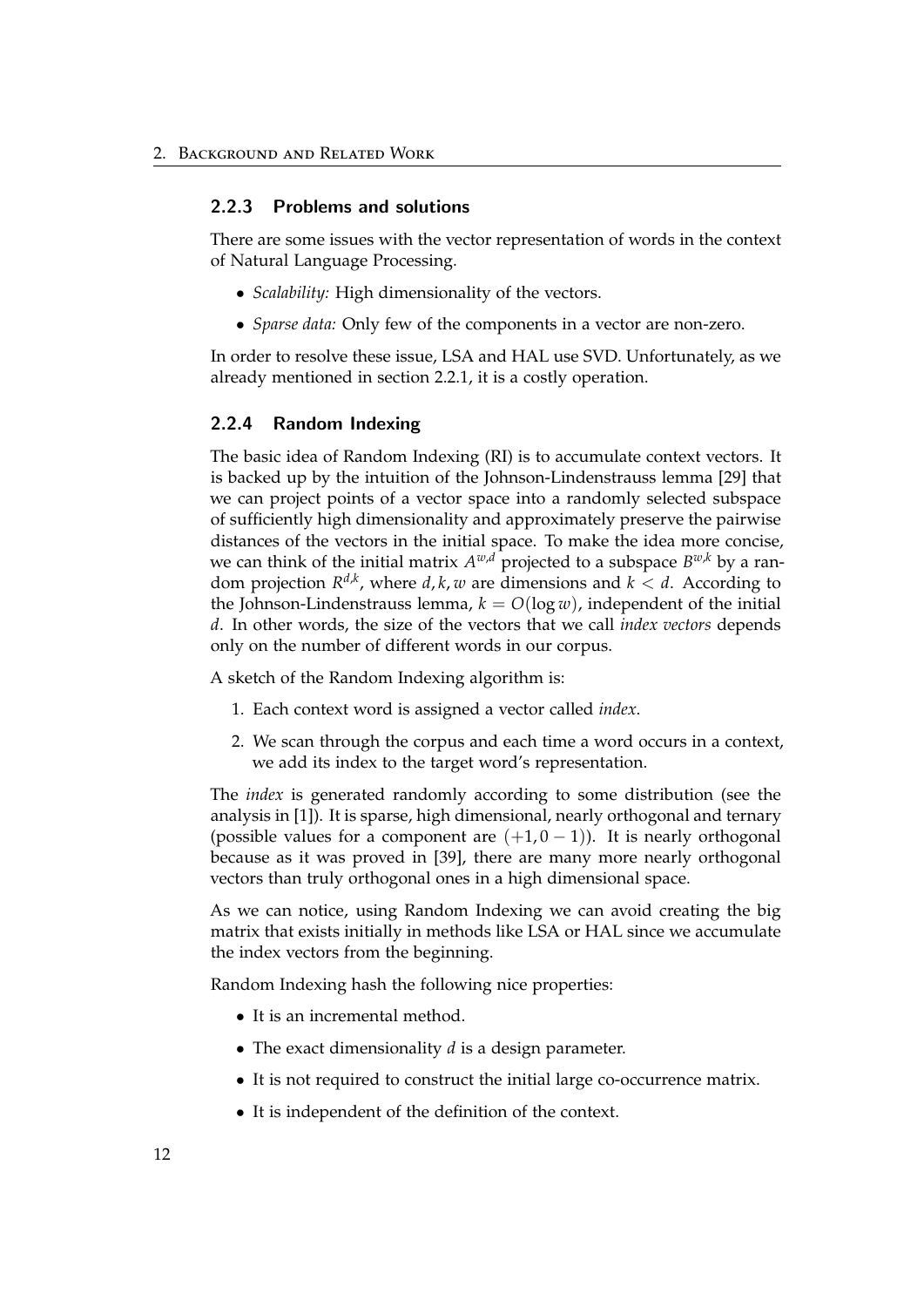### 2.2.3 Problems and solutions

There are some issues with the vector representation of words in the context of Natural Language Processing.

- *Scalability:* High dimensionality of the vectors.
- *Sparse data:* Only few of the components in a vector are non-zero.

In order to resolve these issue, LSA and HAL use SVD. Unfortunately, as we already mentioned in section 2.2.1, it is a costly operation.

### 2.2.4 Random Indexing

The basic idea of Random Indexing (RI) is to accumulate context vectors. It is backed up by the intuition of the Johnson-Lindenstrauss lemma [29] that we can project points of a vector space into a randomly selected subspace of sufficiently high dimensionality and approximately preserve the pairwise distances of the vectors in the initial space. To make the idea more concise, we can think of the initial matrix $A^{w,d}$ projected to a subspace $B^{w,k}$ by a random projection $R^{d,k}$, where $d, k, w$ are dimensions and $k < d$. According to the Johnson-Lindenstrauss lemma, $k = O(\log w)$, independent of the initial $d$. In other words, the size of the vectors that we call *index vectors* depends only on the number of different words in our corpus.

A sketch of the Random Indexing algorithm is:

1. Each context word is assigned a vector called *index*.
2. We scan through the corpus and each time a word occurs in a context, we add its index to the target word's representation.

The *index* is generated randomly according to some distribution (see the analysis in [1]). It is sparse, high dimensional, nearly orthogonal and ternary (possible values for a component are $(+1, 0 - 1)$). It is nearly orthogonal because as it was proved in [39], there are many more nearly orthogonal vectors than truly orthogonal ones in a high dimensional space.

As we can notice, using Random Indexing we can avoid creating the big matrix that exists initially in methods like LSA or HAL since we accumulate the index vectors from the beginning.

Random Indexing hash the following nice properties:

- It is an incremental method.
- The exact dimensionality $d$ is a design parameter.
- It is not required to construct the initial large co-occurrence matrix.
- It is independent of the definition of the context.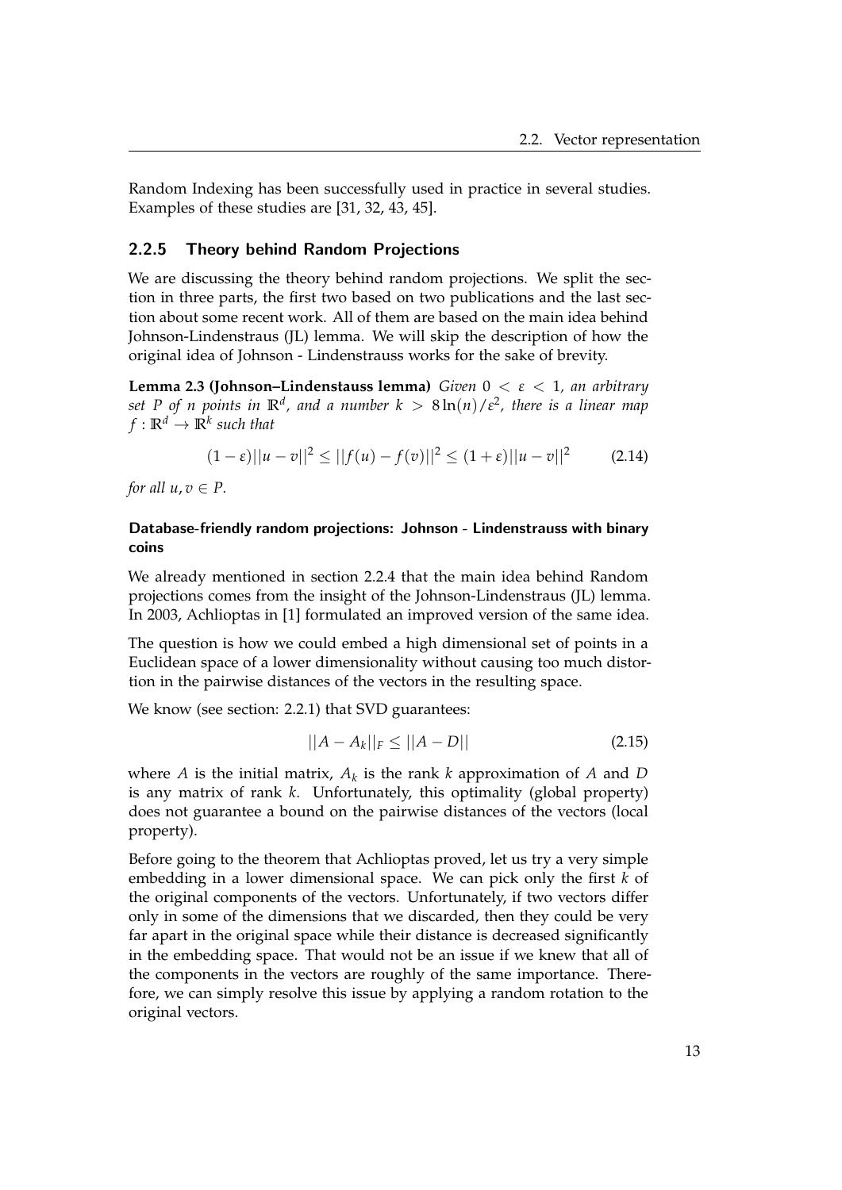Random Indexing has been successfully used in practice in several studies. Examples of these studies are [31, 32, 43, 45].

### 2.2.5 Theory behind Random Projections

We are discussing the theory behind random projections. We split the section in three parts, the first two based on two publications and the last section about some recent work. All of them are based on the main idea behind Johnson-Lindenstraus (JL) lemma. We will skip the description of how the original idea of Johnson - Lindenstrauss works for the sake of brevity.

**Lemma 2.3 (Johnson–Lindenstauss lemma)** *Given $0 < \varepsilon < 1$, an arbitrary set $P$ of $n$ points in $\mathbb{R}^d$, and a number $k > 8\ln(n)/\varepsilon^2$, there is a linear map $f : \mathbb{R}^d \to \mathbb{R}^k$ such that*

$$(1-\varepsilon)||u-v||^2 \leq ||f(u)-f(v)||^2 \leq (1+\varepsilon)||u-v||^2 \qquad (2.14)$$

*for all $u, v \in P$.*

#### Database-friendly random projections: Johnson - Lindenstrauss with binary coins

We already mentioned in section 2.2.4 that the main idea behind Random projections comes from the insight of the Johnson-Lindenstraus (JL) lemma. In 2003, Achlioptas in [1] formulated an improved version of the same idea.

The question is how we could embed a high dimensional set of points in a Euclidean space of a lower dimensionality without causing too much distortion in the pairwise distances of the vectors in the resulting space.

We know (see section: 2.2.1) that SVD guarantees:

$$||A - A_k||_F \leq ||A - D|| \qquad (2.15)$$

where $A$ is the initial matrix, $A_k$ is the rank $k$ approximation of $A$ and $D$ is any matrix of rank $k$. Unfortunately, this optimality (global property) does not guarantee a bound on the pairwise distances of the vectors (local property).

Before going to the theorem that Achlioptas proved, let us try a very simple embedding in a lower dimensional space. We can pick only the first $k$ of the original components of the vectors. Unfortunately, if two vectors differ only in some of the dimensions that we discarded, then they could be very far apart in the original space while their distance is decreased significantly in the embedding space. That would not be an issue if we knew that all of the components in the vectors are roughly of the same importance. Therefore, we can simply resolve this issue by applying a random rotation to the original vectors.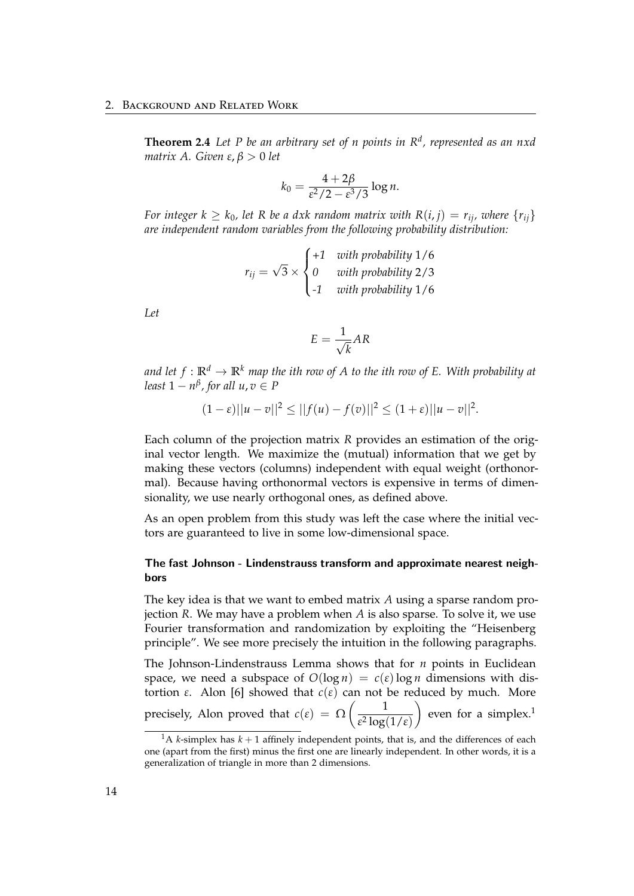**Theorem 2.4** *Let $P$ be an arbitrary set of $n$ points in $R^d$, represented as an $nxd$ matrix $A$. Given $\varepsilon, \beta > 0$ let*

$$k_0 = \frac{4 + 2\beta}{\varepsilon^2/2 - \varepsilon^3/3} \log n.$$

*For integer $k \geq k_0$, let $R$ be a $dxk$ random matrix with $R(i,j) = r_{ij}$, where $\{r_{ij}\}$ are independent random variables from the following probability distribution:*

$$r_{ij} = \sqrt{3} \times \begin{cases} +1 & \text{with probability } 1/6 \\ 0 & \text{with probability } 2/3 \\ -1 & \text{with probability } 1/6 \end{cases}$$

*Let*

$$E = \frac{1}{\sqrt{k}} AR$$

*and let $f : \mathbb{R}^d \to \mathbb{R}^k$ map the ith row of $A$ to the ith row of $E$. With probability at least $1 - n^{\beta}$, for all $u, v \in P$*

$$(1 - \varepsilon)||u - v||^2 \leq ||f(u) - f(v)||^2 \leq (1 + \varepsilon)||u - v||^2.$$

Each column of the projection matrix $R$ provides an estimation of the original vector length. We maximize the (mutual) information that we get by making these vectors (columns) independent with equal weight (orthonormal). Because having orthonormal vectors is expensive in terms of dimensionality, we use nearly orthogonal ones, as defined above.

As an open problem from this study was left the case where the initial vectors are guaranteed to live in some low-dimensional space.

#### The fast Johnson - Lindenstrauss transform and approximate nearest neighbors

The key idea is that we want to embed matrix $A$ using a sparse random projection $R$. We may have a problem when $A$ is also sparse. To solve it, we use Fourier transformation and randomization by exploiting the "Heisenberg principle". We see more precisely the intuition in the following paragraphs.

The Johnson-Lindenstrauss Lemma shows that for $n$ points in Euclidean space, we need a subspace of $O(\log n) = c(\varepsilon) \log n$ dimensions with distortion $\varepsilon$. Alon [6] showed that $c(\varepsilon)$ can not be reduced by much. More precisely, Alon proved that $c(\varepsilon) = \Omega\left(\frac{1}{\varepsilon^2 \log(1/\varepsilon)}\right)$ even for a simplex.[1]

[1] A $k$-simplex has $k + 1$ affinely independent points, that is, and the differences of each one (apart from the first) minus the first one are linearly independent. In other words, it is a generalization of triangle in more than 2 dimensions.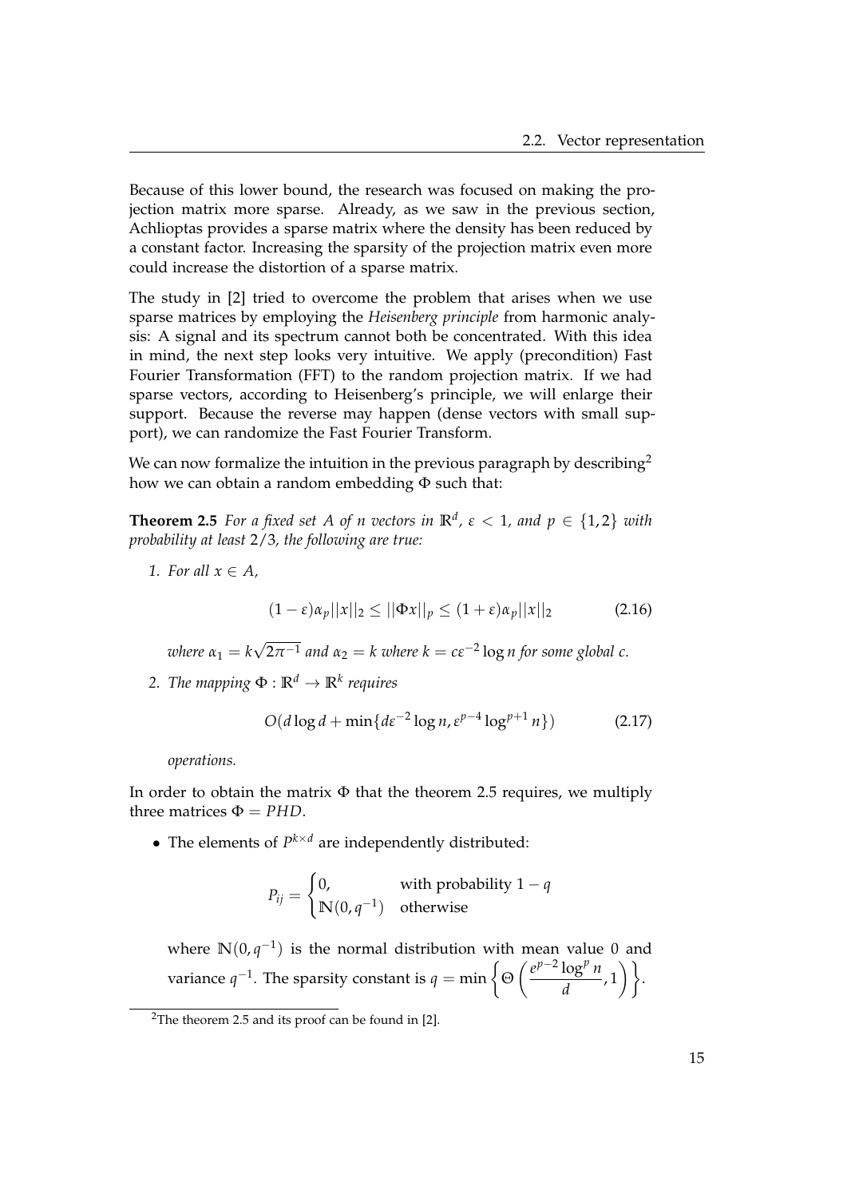Because of this lower bound, the research was focused on making the projection matrix more sparse. Already, as we saw in the previous section, Achlioptas provides a sparse matrix where the density has been reduced by a constant factor. Increasing the sparsity of the projection matrix even more could increase the distortion of a sparse matrix.

The study in [2] tried to overcome the problem that arises when we use sparse matrices by employing the *Heisenberg principle* from harmonic analysis: A signal and its spectrum cannot both be concentrated. With this idea in mind, the next step looks very intuitive. We apply (precondition) Fast Fourier Transformation (FFT) to the random projection matrix. If we had sparse vectors, according to Heisenberg's principle, we will enlarge their support. Because the reverse may happen (dense vectors with small support), we can randomize the Fast Fourier Transform.

We can now formalize the intuition in the previous paragraph by describing[2] how we can obtain a random embedding $\Phi$ such that:

**Theorem 2.5** *For a fixed set $A$ of $n$ vectors in $\mathbb{R}^d$, $\varepsilon < 1$, and $p \in \{1, 2\}$ with probability at least $2/3$, the following are true:*

1. *For all $x \in A$,*

$$(1 - \varepsilon)\alpha_p ||x||_2 \leq ||\Phi x||_p \leq (1 + \varepsilon)\alpha_p ||x||_2 \tag{2.16}$$

*where $\alpha_1 = k\sqrt{2\pi^{-1}}$ and $\alpha_2 = k$ where $k = c\varepsilon^{-2} \log n$ for some global $c$.*

2. *The mapping $\Phi : \mathbb{R}^d \rightarrow \mathbb{R}^k$ requires*

$$O(d \log d + \min\{d\varepsilon^{-2} \log n, \varepsilon^{p-4} \log^{p+1} n\}) \tag{2.17}$$

*operations.*

In order to obtain the matrix $\Phi$ that the theorem 2.5 requires, we multiply three matrices $\Phi = PHD$.

- The elements of $P^{k \times d}$ are independently distributed:

$$P_{ij} = \begin{cases} 0, & \text{with probability } 1 - q \\ \mathbb{N}(0, q^{-1}) & \text{otherwise} \end{cases}$$

where $\mathbb{N}(0, q^{-1})$ is the normal distribution with mean value 0 and variance $q^{-1}$. The sparsity constant is $q = \min\left\{\Theta\left(\frac{e^{p-2} \log^p n}{d}, 1\right)\right\}$.

[2] The theorem 2.5 and its proof can be found in [2].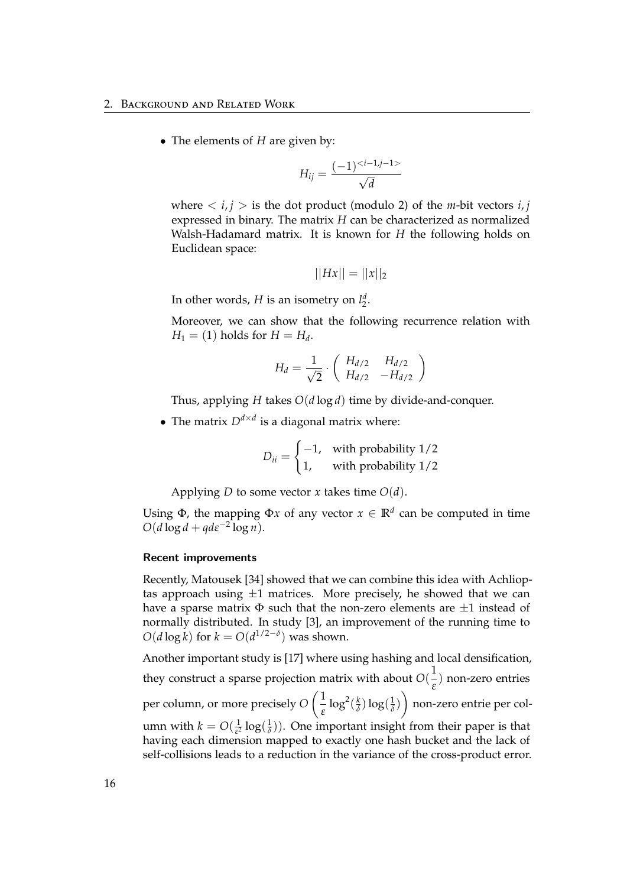- The elements of $H$ are given by:

$$H_{ij} = \frac{(-1)^{<i-1,j-1>}}{\sqrt{d}}$$

where $< i, j >$ is the dot product (modulo 2) of the $m$-bit vectors $i, j$ expressed in binary. The matrix $H$ can be characterized as normalized Walsh-Hadamard matrix. It is known for $H$ the following holds on Euclidean space:

$$||Hx|| = ||x||_2$$

In other words, $H$ is an isometry on $l_2^d$.

Moreover, we can show that the following recurrence relation with $H_1 = (1)$ holds for $H = H_d$.

$$H_d = \frac{1}{\sqrt{2}} \cdot \begin{pmatrix} H_{d/2} & H_{d/2} \\ H_{d/2} & -H_{d/2} \end{pmatrix}$$

Thus, applying $H$ takes $O(d \log d)$ time by divide-and-conquer.

- The matrix $D^{d \times d}$ is a diagonal matrix where:

$$D_{ii} = \begin{cases} -1, & \text{with probability } 1/2 \\ 1, & \text{with probability } 1/2 \end{cases}$$

Applying $D$ to some vector $x$ takes time $O(d)$.

Using $\Phi$, the mapping $\Phi x$ of any vector $x \in \mathbb{R}^d$ can be computed in time $O(d \log d + qd\varepsilon^{-2} \log n)$.

#### Recent improvements

Recently, Matousek [34] showed that we can combine this idea with Achlioptas approach using $\pm 1$ matrices. More precisely, he showed that we can have a sparse matrix $\Phi$ such that the non-zero elements are $\pm 1$ instead of normally distributed. In study [3], an improvement of the running time to $O(d \log k)$ for $k = O(d^{1/2-\delta})$ was shown.

Another important study is [17] where using hashing and local densification, they construct a sparse projection matrix with about $O(\frac{1}{\varepsilon})$ non-zero entries per column, or more precisely $O\left(\frac{1}{\varepsilon} \log^2(\frac{k}{\delta}) \log(\frac{1}{\delta})\right)$ non-zero entrie per column with $k = O(\frac{1}{\varepsilon^2} \log(\frac{1}{\delta}))$. One important insight from their paper is that having each dimension mapped to exactly one hash bucket and the lack of self-collisions leads to a reduction in the variance of the cross-product error.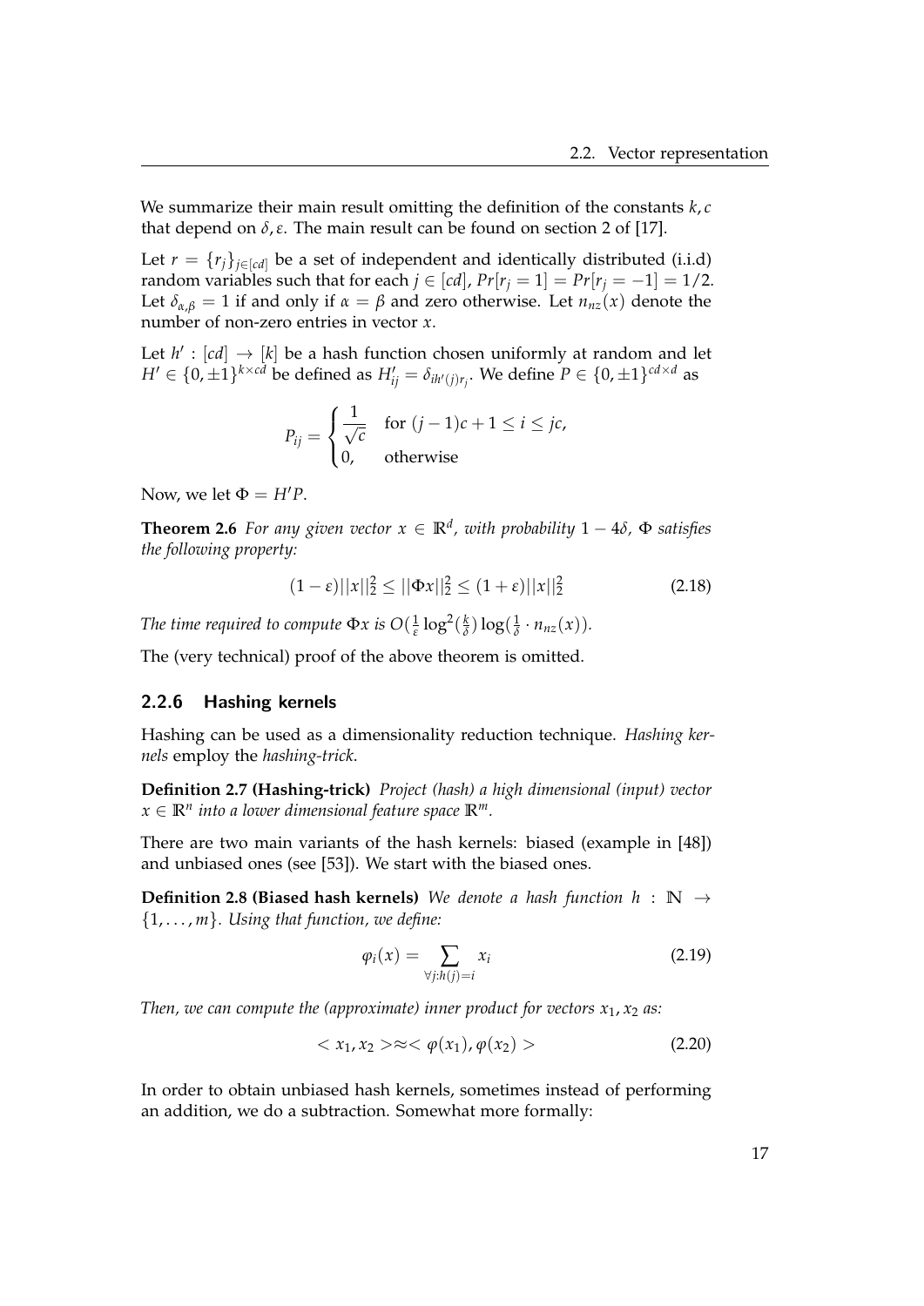We summarize their main result omitting the definition of the constants $k, c$ that depend on $\delta, \varepsilon$. The main result can be found on section 2 of [17].

Let $r = \{r_j\}_{j \in [cd]}$ be a set of independent and identically distributed (i.i.d) random variables such that for each $j \in [cd]$, $Pr[r_j = 1] = Pr[r_j = -1] = 1/2$. Let $\delta_{\alpha,\beta} = 1$ if and only if $\alpha = \beta$ and zero otherwise. Let $n_{nz}(x)$ denote the number of non-zero entries in vector $x$.

Let $h' : [cd] \rightarrow [k]$ be a hash function chosen uniformly at random and let $H' \in \{0, \pm 1\}^{k \times cd}$ be defined as $H'_{ij} = \delta_{ih'(j)r_j}$. We define $P \in \{0, \pm 1\}^{cd \times d}$ as

$$P_{ij} = \begin{cases} \dfrac{1}{\sqrt{c}} & \text{for } (j-1)c + 1 \leq i \leq jc, \\ 0, & \text{otherwise} \end{cases}$$

Now, we let $\Phi = H'P$.

**Theorem 2.6** *For any given vector $x \in \mathbb{R}^d$, with probability $1 - 4\delta$, $\Phi$ satisfies the following property:*

$$(1 - \varepsilon)||x||_2^2 \leq ||\Phi x||_2^2 \leq (1 + \varepsilon)||x||_2^2 \tag{2.18}$$

*The time required to compute $\Phi x$ is $O(\frac{1}{\varepsilon} \log^2(\frac{k}{\delta}) \log(\frac{1}{\delta} \cdot n_{nz}(x))$.*

The (very technical) proof of the above theorem is omitted.

### 2.2.6 Hashing kernels

Hashing can be used as a dimensionality reduction technique. *Hashing kernels* employ the *hashing-trick*.

**Definition 2.7 (Hashing-trick)** *Project (hash) a high dimensional (input) vector $x \in \mathbb{R}^n$ into a lower dimensional feature space $\mathbb{R}^m$.*

There are two main variants of the hash kernels: biased (example in [48]) and unbiased ones (see [53]). We start with the biased ones.

**Definition 2.8 (Biased hash kernels)** *We denote a hash function $h : \mathbb{N} \rightarrow \{1, \ldots, m\}$. Using that function, we define:*

$$\varphi_i(x) = \sum_{\forall j : h(j) = i} x_i \tag{2.19}$$

*Then, we can compute the (approximate) inner product for vectors $x_1, x_2$ as:*

$$< x_1, x_2 > \approx < \varphi(x_1), \varphi(x_2) > \tag{2.20}$$

In order to obtain unbiased hash kernels, sometimes instead of performing an addition, we do a subtraction. Somewhat more formally: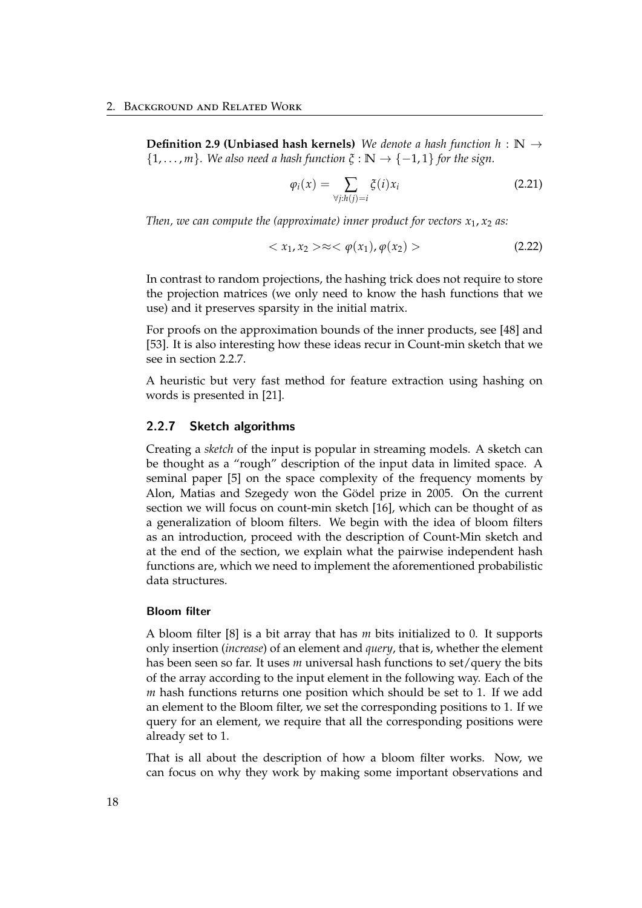**Definition 2.9 (Unbiased hash kernels)** *We denote a hash function $h : \mathbb{N} \to \{1, \ldots, m\}$. We also need a hash function $\xi : \mathbb{N} \to \{-1, 1\}$ for the sign.*

$$\varphi_i(x) = \sum_{\forall j : h(j) = i} \xi(i) x_i \tag{2.21}$$

*Then, we can compute the (approximate) inner product for vectors $x_1, x_2$ as:*

$$< x_1, x_2 > \approx < \varphi(x_1), \varphi(x_2) > \tag{2.22}$$

In contrast to random projections, the hashing trick does not require to store the projection matrices (we only need to know the hash functions that we use) and it preserves sparsity in the initial matrix.

For proofs on the approximation bounds of the inner products, see [48] and [53]. It is also interesting how these ideas recur in Count-min sketch that we see in section 2.2.7.

A heuristic but very fast method for feature extraction using hashing on words is presented in [21].

### 2.2.7 Sketch algorithms

Creating a *sketch* of the input is popular in streaming models. A sketch can be thought as a "rough" description of the input data in limited space. A seminal paper [5] on the space complexity of the frequency moments by Alon, Matias and Szegedy won the Gödel prize in 2005. On the current section we will focus on count-min sketch [16], which can be thought of as a generalization of bloom filters. We begin with the idea of bloom filters as an introduction, proceed with the description of Count-Min sketch and at the end of the section, we explain what the pairwise independent hash functions are, which we need to implement the aforementioned probabilistic data structures.

#### Bloom filter

A bloom filter [8] is a bit array that has $m$ bits initialized to 0. It supports only insertion (*increase*) of an element and *query*, that is, whether the element has been seen so far. It uses $m$ universal hash functions to set/query the bits of the array according to the input element in the following way. Each of the $m$ hash functions returns one position which should be set to 1. If we add an element to the Bloom filter, we set the corresponding positions to 1. If we query for an element, we require that all the corresponding positions were already set to 1.

That is all about the description of how a bloom filter works. Now, we can focus on why they work by making some important observations and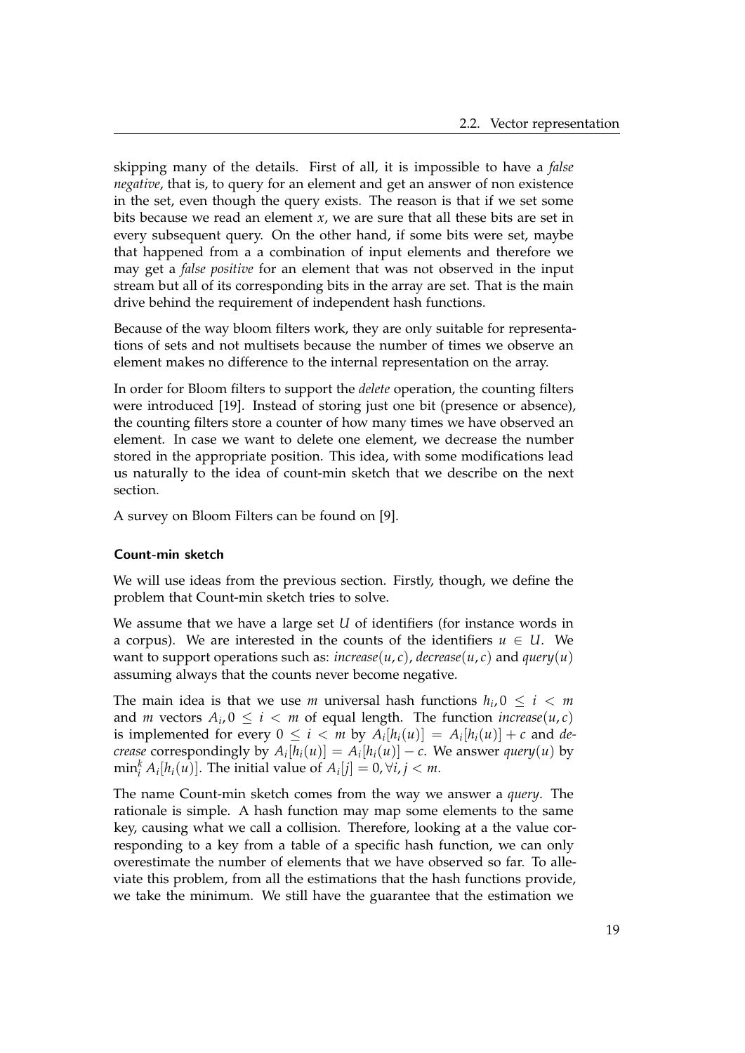skipping many of the details. First of all, it is impossible to have a *false negative*, that is, to query for an element and get an answer of non existence in the set, even though the query exists. The reason is that if we set some bits because we read an element $x$, we are sure that all these bits are set in every subsequent query. On the other hand, if some bits were set, maybe that happened from a a combination of input elements and therefore we may get a *false positive* for an element that was not observed in the input stream but all of its corresponding bits in the array are set. That is the main drive behind the requirement of independent hash functions.

Because of the way bloom filters work, they are only suitable for representations of sets and not multisets because the number of times we observe an element makes no difference to the internal representation on the array.

In order for Bloom filters to support the *delete* operation, the counting filters were introduced [19]. Instead of storing just one bit (presence or absence), the counting filters store a counter of how many times we have observed an element. In case we want to delete one element, we decrease the number stored in the appropriate position. This idea, with some modifications lead us naturally to the idea of count-min sketch that we describe on the next section.

A survey on Bloom Filters can be found on [9].

#### Count-min sketch

We will use ideas from the previous section. Firstly, though, we define the problem that Count-min sketch tries to solve.

We assume that we have a large set $U$ of identifiers (for instance words in a corpus). We are interested in the counts of the identifiers $u \in U$. We want to support operations such as: $increase(u, c)$, $decrease(u, c)$ and $query(u)$ assuming always that the counts never become negative.

The main idea is that we use $m$ universal hash functions $h_i, 0 \leq i < m$ and $m$ vectors $A_i, 0 \leq i < m$ of equal length. The function $increase(u, c)$ is implemented for every $0 \leq i < m$ by $A_i[h_i(u)] = A_i[h_i(u)] + c$ and *decrease* correspondingly by $A_i[h_i(u)] = A_i[h_i(u)] - c$. We answer $query(u)$ by $\min_i^k A_i[h_i(u)]$. The initial value of $A_i[j] = 0, \forall i, j < m$.

The name Count-min sketch comes from the way we answer a *query*. The rationale is simple. A hash function may map some elements to the same key, causing what we call a collision. Therefore, looking at a the value corresponding to a key from a table of a specific hash function, we can only overestimate the number of elements that we have observed so far. To alleviate this problem, from all the estimations that the hash functions provide, we take the minimum. We still have the guarantee that the estimation we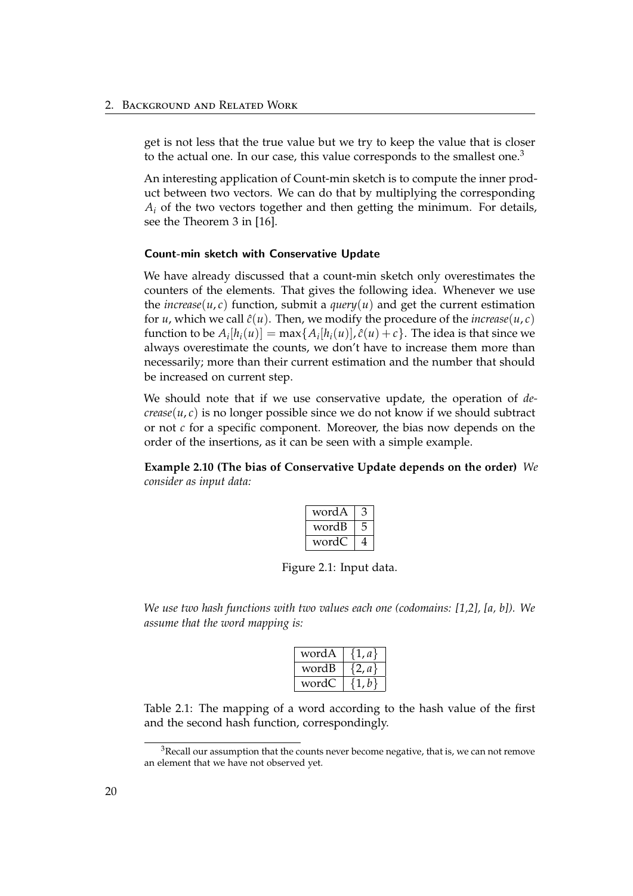get is not less that the true value but we try to keep the value that is closer to the actual one. In our case, this value corresponds to the smallest one.[3]

An interesting application of Count-min sketch is to compute the inner product between two vectors. We can do that by multiplying the corresponding $A_i$ of the two vectors together and then getting the minimum. For details, see the Theorem 3 in [16].

#### Count-min sketch with Conservative Update

We have already discussed that a count-min sketch only overestimates the counters of the elements. That gives the following idea. Whenever we use the *increase*$(u, c)$ function, submit a *query*$(u)$ and get the current estimation for $u$, which we call $\hat{c}(u)$. Then, we modify the procedure of the *increase*$(u, c)$ function to be $A_i[h_i(u)] = \max\{A_i[h_i(u)], \hat{c}(u) + c\}$. The idea is that since we always overestimate the counts, we don't have to increase them more than necessarily; more than their current estimation and the number that should be increased on current step.

We should note that if we use conservative update, the operation of *decrease*$(u, c)$ is no longer possible since we do not know if we should subtract or not $c$ for a specific component. Moreover, the bias now depends on the order of the insertions, as it can be seen with a simple example.

**Example 2.10 (The bias of Conservative Update depends on the order)** *We consider as input data:*

| | |
|---|---|
| wordA | 3 |
| wordB | 5 |
| wordC | 4 |

Figure 2.1: Input data.

*We use two hash functions with two values each one (codomains: [1,2], [a, b]). We assume that the word mapping is:*

| | |
|---|---|
| wordA | $\{1, a\}$ |
| wordB | $\{2, a\}$ |
| wordC | $\{1, b\}$ |

Table 2.1: The mapping of a word according to the hash value of the first and the second hash function, correspondingly.

[3] Recall our assumption that the counts never become negative, that is, we can not remove an element that we have not observed yet.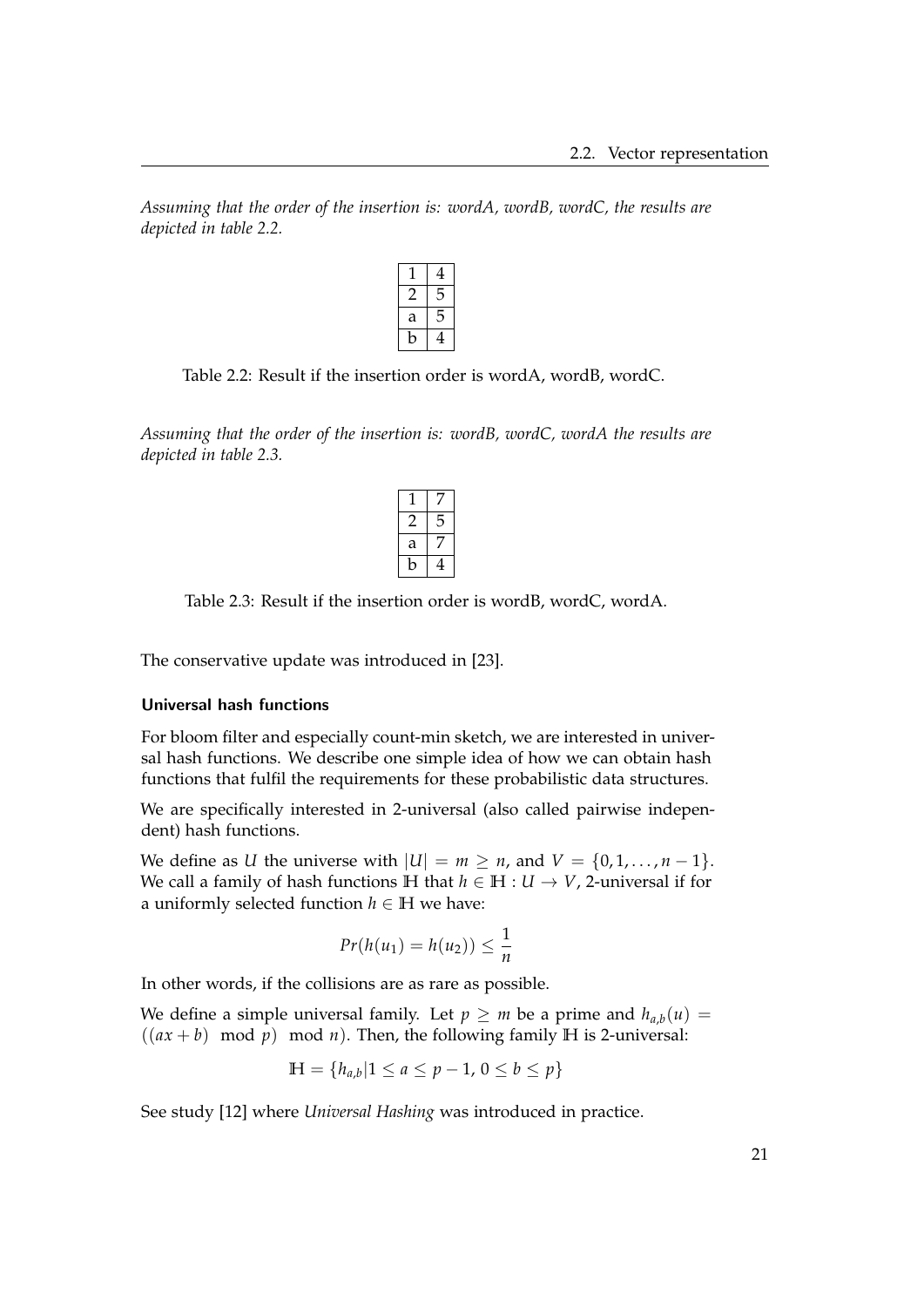*Assuming that the order of the insertion is: wordA, wordB, wordC, the results are depicted in table 2.2.*

| 1 | 4 |
|---|---|
| 2 | 5 |
| a | 5 |
| b | 4 |

Table 2.2: Result if the insertion order is wordA, wordB, wordC.

*Assuming that the order of the insertion is: wordB, wordC, wordA the results are depicted in table 2.3.*

| 1 | 7 |
|---|---|
| 2 | 5 |
| a | 7 |
| b | 4 |

Table 2.3: Result if the insertion order is wordB, wordC, wordA.

The conservative update was introduced in [23].

#### Universal hash functions

For bloom filter and especially count-min sketch, we are interested in universal hash functions. We describe one simple idea of how we can obtain hash functions that fulfil the requirements for these probabilistic data structures.

We are specifically interested in 2-universal (also called pairwise independent) hash functions.

We define as $U$ the universe with $|U| = m \geq n$, and $V = \{0, 1, \ldots, n-1\}$. We call a family of hash functions $\mathbb{H}$ that $h \in \mathbb{H} : U \to V$, 2-universal if for a uniformly selected function $h \in \mathbb{H}$ we have:

$$Pr(h(u_1) = h(u_2)) \leq \frac{1}{n}$$

In other words, if the collisions are as rare as possible.

We define a simple universal family. Let $p \geq m$ be a prime and $h_{a,b}(u) = ((ax + b) \mod p) \mod n)$. Then, the following family $\mathbb{H}$ is 2-universal:

$$\mathbb{H} = \{h_{a,b} | 1 \leq a \leq p-1, 0 \leq b \leq p\}$$

See study [12] where *Universal Hashing* was introduced in practice.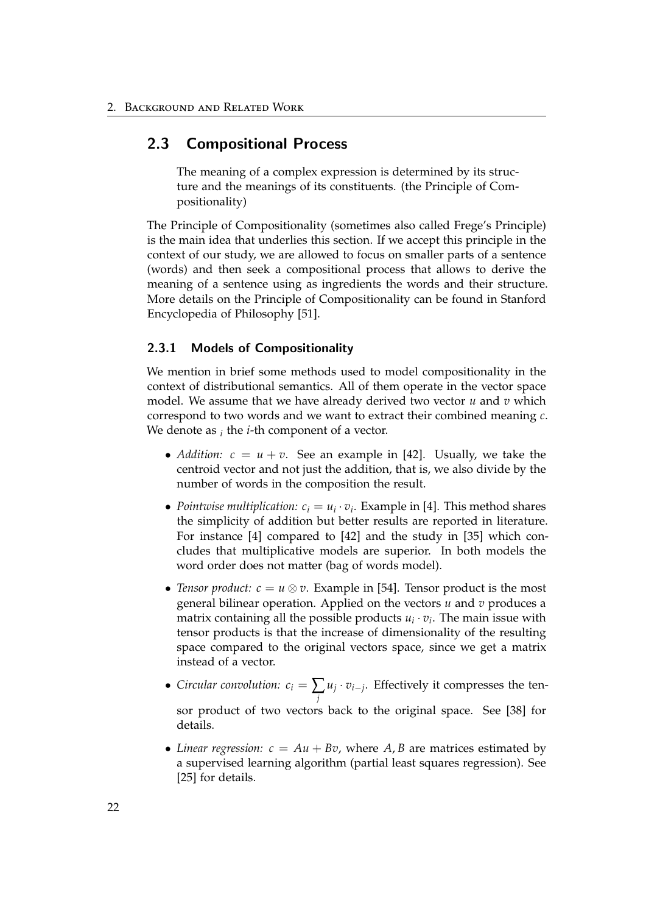## 2.3 Compositional Process

> The meaning of a complex expression is determined by its structure and the meanings of its constituents. (the Principle of Compositionality)

The Principle of Compositionality (sometimes also called Frege's Principle) is the main idea that underlies this section. If we accept this principle in the context of our study, we are allowed to focus on smaller parts of a sentence (words) and then seek a compositional process that allows to derive the meaning of a sentence using as ingredients the words and their structure. More details on the Principle of Compositionality can be found in Stanford Encyclopedia of Philosophy [51].

### 2.3.1 Models of Compositionality

We mention in brief some methods used to model compositionality in the context of distributional semantics. All of them operate in the vector space model. We assume that we have already derived two vector $u$ and $v$ which correspond to two words and we want to extract their combined meaning $c$. We denote as $_i$ the $i$-th component of a vector.

- *Addition:* $c = u + v$. See an example in [42]. Usually, we take the centroid vector and not just the addition, that is, we also divide by the number of words in the composition the result.
- *Pointwise multiplication:* $c_i = u_i \cdot v_i$. Example in [4]. This method shares the simplicity of addition but better results are reported in literature. For instance [4] compared to [42] and the study in [35] which concludes that multiplicative models are superior. In both models the word order does not matter (bag of words model).
- *Tensor product:* $c = u \otimes v$. Example in [54]. Tensor product is the most general bilinear operation. Applied on the vectors $u$ and $v$ produces a matrix containing all the possible products $u_i \cdot v_i$. The main issue with tensor products is that the increase of dimensionality of the resulting space compared to the original vectors space, since we get a matrix instead of a vector.
- *Circular convolution:* $c_i = \sum_j u_j \cdot v_{i-j}$. Effectively it compresses the tensor product of two vectors back to the original space. See [38] for details.
- *Linear regression:* $c = Au + Bv$, where $A, B$ are matrices estimated by a supervised learning algorithm (partial least squares regression). See [25] for details.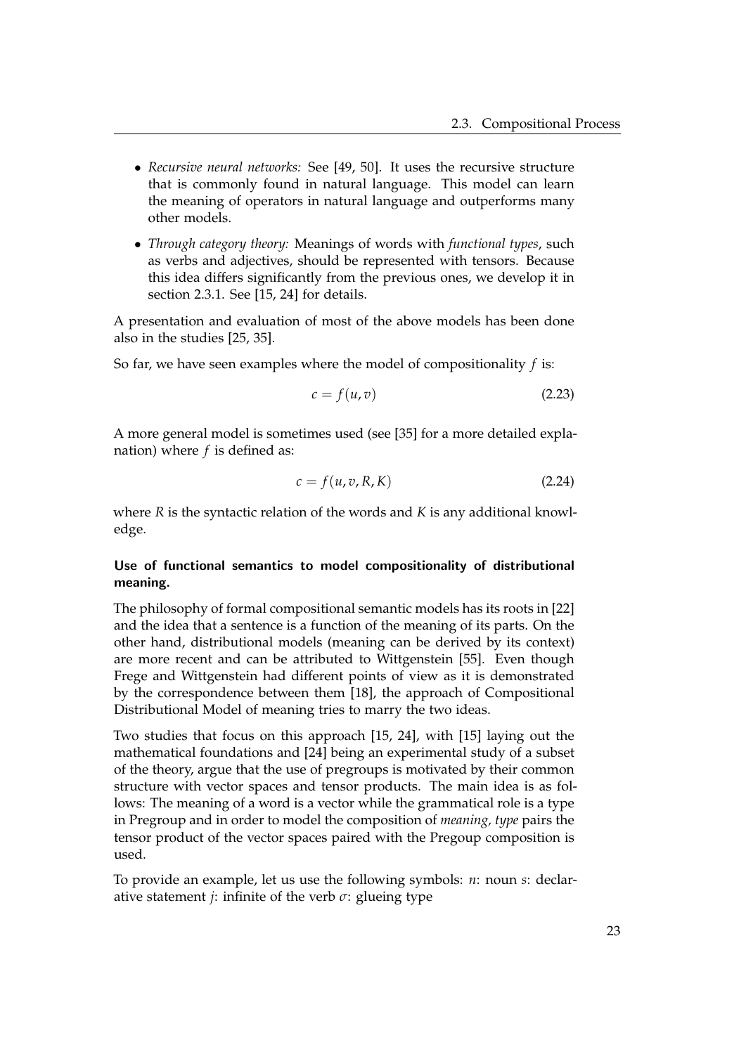- *Recursive neural networks:* See [49, 50]. It uses the recursive structure that is commonly found in natural language. This model can learn the meaning of operators in natural language and outperforms many other models.
- *Through category theory:* Meanings of words with *functional types*, such as verbs and adjectives, should be represented with tensors. Because this idea differs significantly from the previous ones, we develop it in section 2.3.1. See [15, 24] for details.

A presentation and evaluation of most of the above models has been done also in the studies [25, 35].

So far, we have seen examples where the model of compositionality $f$ is:

$$c = f(u, v) \tag{2.23}$$

A more general model is sometimes used (see [35] for a more detailed explanation) where $f$ is defined as:

$$c = f(u, v, R, K) \tag{2.24}$$

where $R$ is the syntactic relation of the words and $K$ is any additional knowledge.

**Use of functional semantics to model compositionality of distributional meaning.**

The philosophy of formal compositional semantic models has its roots in [22] and the idea that a sentence is a function of the meaning of its parts. On the other hand, distributional models (meaning can be derived by its context) are more recent and can be attributed to Wittgenstein [55]. Even though Frege and Wittgenstein had different points of view as it is demonstrated by the correspondence between them [18], the approach of Compositional Distributional Model of meaning tries to marry the two ideas.

Two studies that focus on this approach [15, 24], with [15] laying out the mathematical foundations and [24] being an experimental study of a subset of the theory, argue that the use of pregroups is motivated by their common structure with vector spaces and tensor products. The main idea is as follows: The meaning of a word is a vector while the grammatical role is a type in Pregroup and in order to model the composition of *meaning, type* pairs the tensor product of the vector spaces paired with the Pregoup composition is used.

To provide an example, let us use the following symbols: $n$: noun $s$: declarative statement $j$: infinite of the verb $\sigma$: glueing type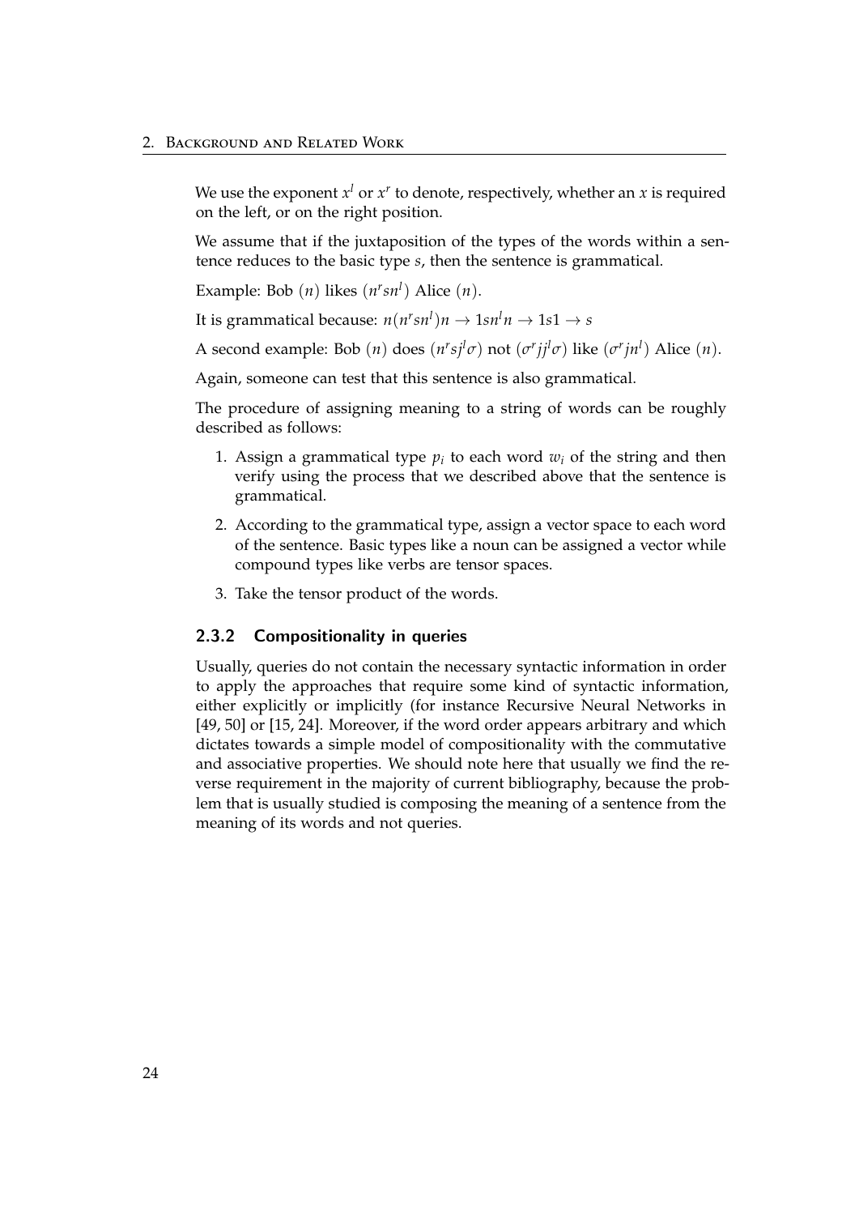We use the exponent $x^l$ or $x^r$ to denote, respectively, whether an $x$ is required on the left, or on the right position.

We assume that if the juxtaposition of the types of the words within a sentence reduces to the basic type $s$, then the sentence is grammatical.

Example: Bob $(n)$ likes $(n^r s n^l)$ Alice $(n)$.

It is grammatical because: $n(n^r s n^l)n \rightarrow 1 s n^l n \rightarrow 1 s 1 \rightarrow s$

A second example: Bob $(n)$ does $(n^r s j^l \sigma)$ not $(\sigma^r j j^l \sigma)$ like $(\sigma^r j n^l)$ Alice $(n)$.

Again, someone can test that this sentence is also grammatical.

The procedure of assigning meaning to a string of words can be roughly described as follows:

1. Assign a grammatical type $p_i$ to each word $w_i$ of the string and then verify using the process that we described above that the sentence is grammatical.
2. According to the grammatical type, assign a vector space to each word of the sentence. Basic types like a noun can be assigned a vector while compound types like verbs are tensor spaces.
3. Take the tensor product of the words.

### 2.3.2 Compositionality in queries

Usually, queries do not contain the necessary syntactic information in order to apply the approaches that require some kind of syntactic information, either explicitly or implicitly (for instance Recursive Neural Networks in [49, 50] or [15, 24]. Moreover, if the word order appears arbitrary and which dictates towards a simple model of compositionality with the commutative and associative properties. We should note here that usually we find the reverse requirement in the majority of current bibliography, because the problem that is usually studied is composing the meaning of a sentence from the meaning of its words and not queries.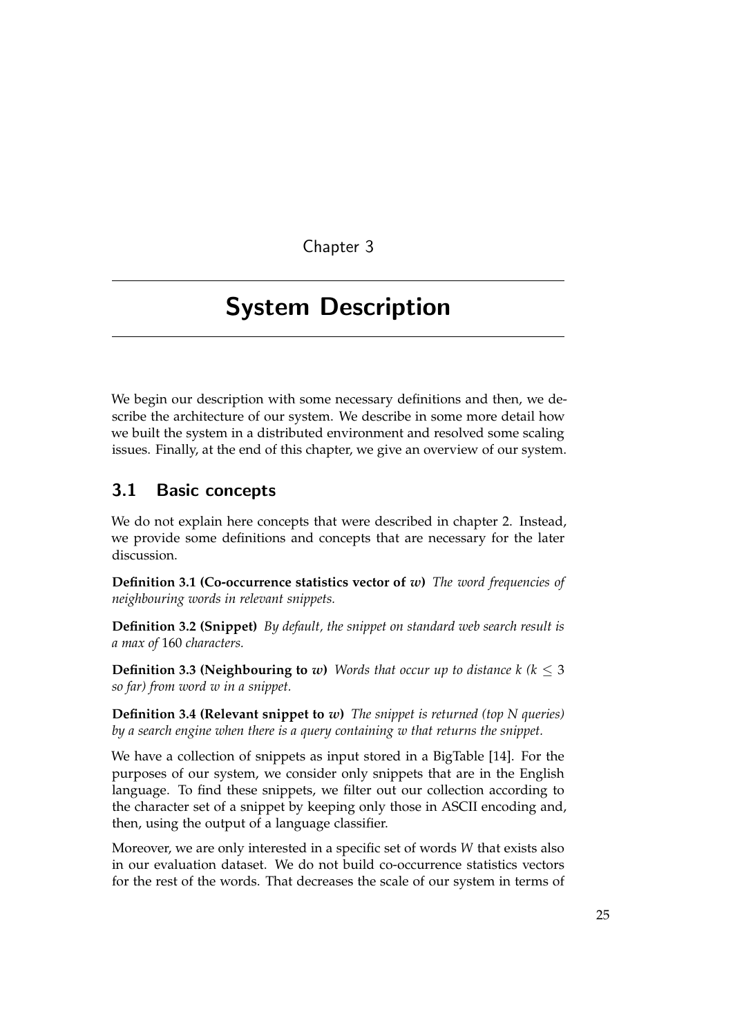# Chapter 3

# System Description

We begin our description with some necessary definitions and then, we describe the architecture of our system. We describe in some more detail how we built the system in a distributed environment and resolved some scaling issues. Finally, at the end of this chapter, we give an overview of our system.

## 3.1 Basic concepts

We do not explain here concepts that were described in chapter 2. Instead, we provide some definitions and concepts that are necessary for the later discussion.

**Definition 3.1 (Co-occurrence statistics vector of $w$)** *The word frequencies of neighbouring words in relevant snippets.*

**Definition 3.2 (Snippet)** *By default, the snippet on standard web search result is a max of* 160 *characters.*

**Definition 3.3 (Neighbouring to $w$)** *Words that occur up to distance $k$ ($k \leq 3$ so far) from word $w$ in a snippet.*

**Definition 3.4 (Relevant snippet to $w$)** *The snippet is returned (top N queries) by a search engine when there is a query containing $w$ that returns the snippet.*

We have a collection of snippets as input stored in a BigTable [14]. For the purposes of our system, we consider only snippets that are in the English language. To find these snippets, we filter out our collection according to the character set of a snippet by keeping only those in ASCII encoding and, then, using the output of a language classifier.

Moreover, we are only interested in a specific set of words $W$ that exists also in our evaluation dataset. We do not build co-occurrence statistics vectors for the rest of the words. That decreases the scale of our system in terms of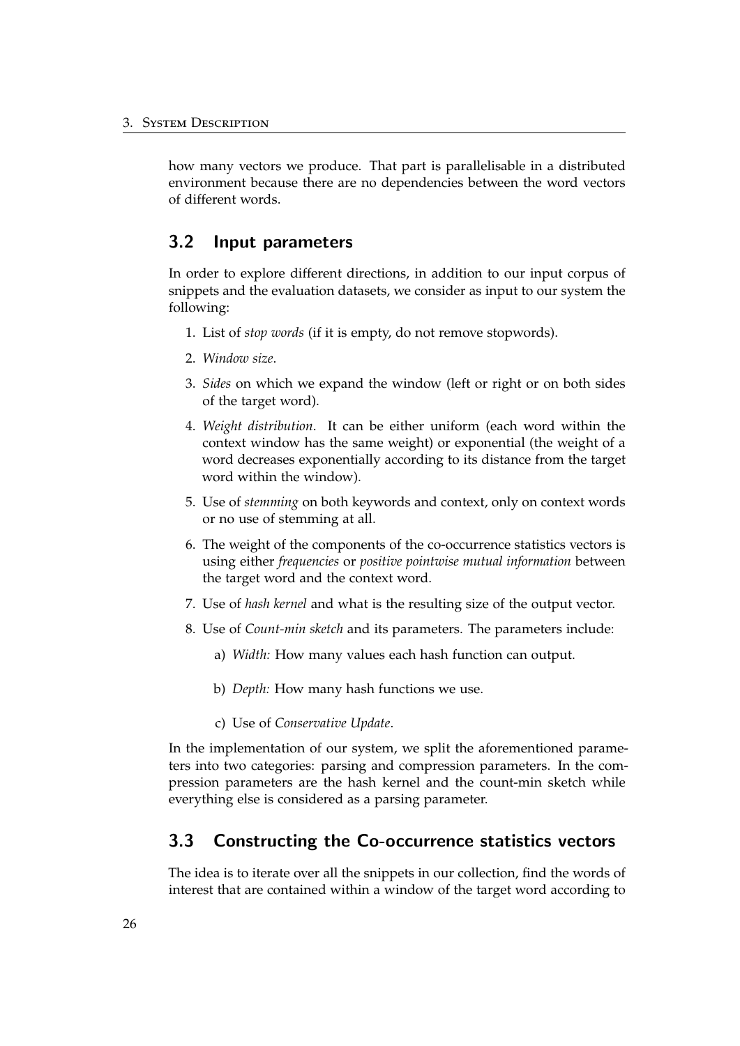how many vectors we produce. That part is parallelisable in a distributed environment because there are no dependencies between the word vectors of different words.

## 3.2 Input parameters

In order to explore different directions, in addition to our input corpus of snippets and the evaluation datasets, we consider as input to our system the following:

1. List of *stop words* (if it is empty, do not remove stopwords).
2. *Window size*.
3. *Sides* on which we expand the window (left or right or on both sides of the target word).
4. *Weight distribution*. It can be either uniform (each word within the context window has the same weight) or exponential (the weight of a word decreases exponentially according to its distance from the target word within the window).
5. Use of *stemming* on both keywords and context, only on context words or no use of stemming at all.
6. The weight of the components of the co-occurrence statistics vectors is using either *frequencies* or *positive pointwise mutual information* between the target word and the context word.
7. Use of *hash kernel* and what is the resulting size of the output vector.
8. Use of *Count-min sketch* and its parameters. The parameters include:
   a) *Width:* How many values each hash function can output.
   b) *Depth:* How many hash functions we use.
   c) Use of *Conservative Update*.

In the implementation of our system, we split the aforementioned parameters into two categories: parsing and compression parameters. In the compression parameters are the hash kernel and the count-min sketch while everything else is considered as a parsing parameter.

## 3.3 Constructing the Co-occurrence statistics vectors

The idea is to iterate over all the snippets in our collection, find the words of interest that are contained within a window of the target word according to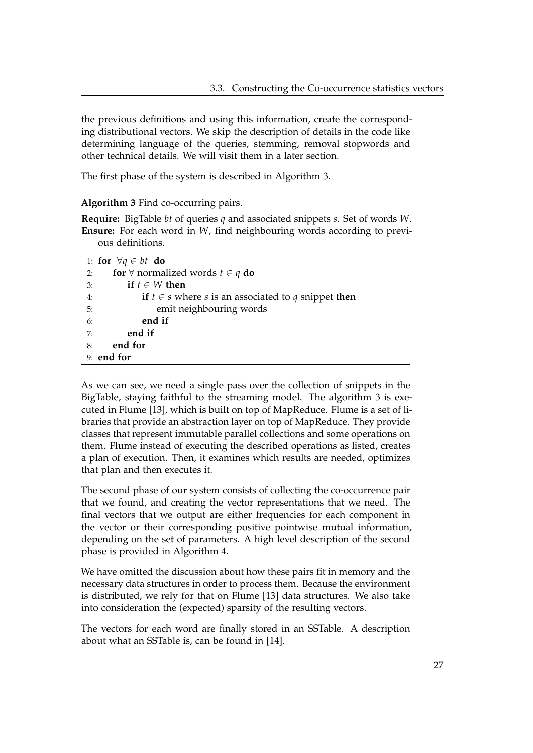the previous definitions and using this information, create the corresponding distributional vectors. We skip the description of details in the code like determining language of the queries, stemming, removal stopwords and other technical details. We will visit them in a later section.

The first phase of the system is described in Algorithm 3.

**Algorithm 3** Find co-occurring pairs.

**Require:** BigTable *bt* of queries $q$ and associated snippets $s$. Set of words $W$.
**Ensure:** For each word in $W$, find neighbouring words according to previous definitions.

```
1: for ∀q ∈ bt do
2:     for ∀ normalized words t ∈ q do
3:         if t ∈ W then
4:             if t ∈ s where s is an associated to q snippet then
5:                 emit neighbouring words
6:             end if
7:         end if
8:     end for
9: end for
```

As we can see, we need a single pass over the collection of snippets in the BigTable, staying faithful to the streaming model. The algorithm 3 is executed in Flume [13], which is built on top of MapReduce. Flume is a set of libraries that provide an abstraction layer on top of MapReduce. They provide classes that represent immutable parallel collections and some operations on them. Flume instead of executing the described operations as listed, creates a plan of execution. Then, it examines which results are needed, optimizes that plan and then executes it.

The second phase of our system consists of collecting the co-occurrence pair that we found, and creating the vector representations that we need. The final vectors that we output are either frequencies for each component in the vector or their corresponding positive pointwise mutual information, depending on the set of parameters. A high level description of the second phase is provided in Algorithm 4.

We have omitted the discussion about how these pairs fit in memory and the necessary data structures in order to process them. Because the environment is distributed, we rely for that on Flume [13] data structures. We also take into consideration the (expected) sparsity of the resulting vectors.

The vectors for each word are finally stored in an SSTable. A description about what an SSTable is, can be found in [14].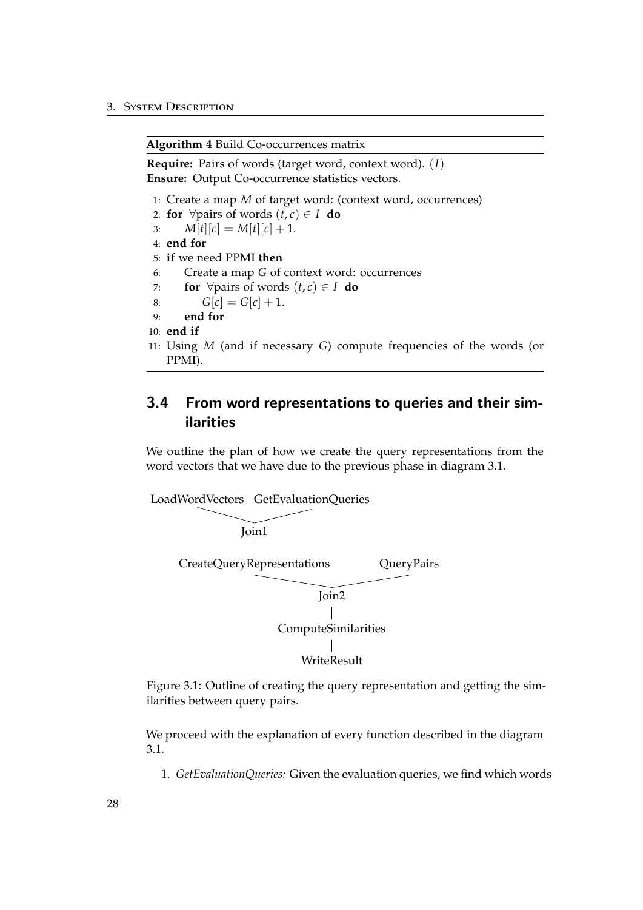**Algorithm 4** Build Co-occurrences matrix

**Require:** Pairs of words (target word, context word). $(I)$
**Ensure:** Output Co-occurrence statistics vectors.

1: Create a map $M$ of target word: (context word, occurrences)
2: **for** $\forall$pairs of words $(t, c) \in I$ **do**
3: $\quad M[t][c] = M[t][c] + 1.$
4: **end for**
5: **if** we need PPMI **then**
6: $\quad$ Create a map $G$ of context word: occurrences
7: $\quad$ **for** $\forall$pairs of words $(t, c) \in I$ **do**
8: $\quad\quad G[c] = G[c] + 1.$
9: $\quad$ **end for**
10: **end if**
11: Using $M$ (and if necessary $G$) compute frequencies of the words (or PPMI).

## 3.4 From word representations to queries and their similarities

We outline the plan of how we create the query representations from the word vectors that we have due to the previous phase in diagram 3.1.

```
LoadWordVectors   GetEvaluationQueries
          \           /
             Join1
               |
  CreateQueryRepresentations      QueryPairs
                   \                /
                        Join2
                          |
                  ComputeSimilarities
                          |
                     WriteResult
```

Figure 3.1: Outline of creating the query representation and getting the similarities between query pairs.

We proceed with the explanation of every function described in the diagram 3.1.

1. *GetEvaluationQueries:* Given the evaluation queries, we find which words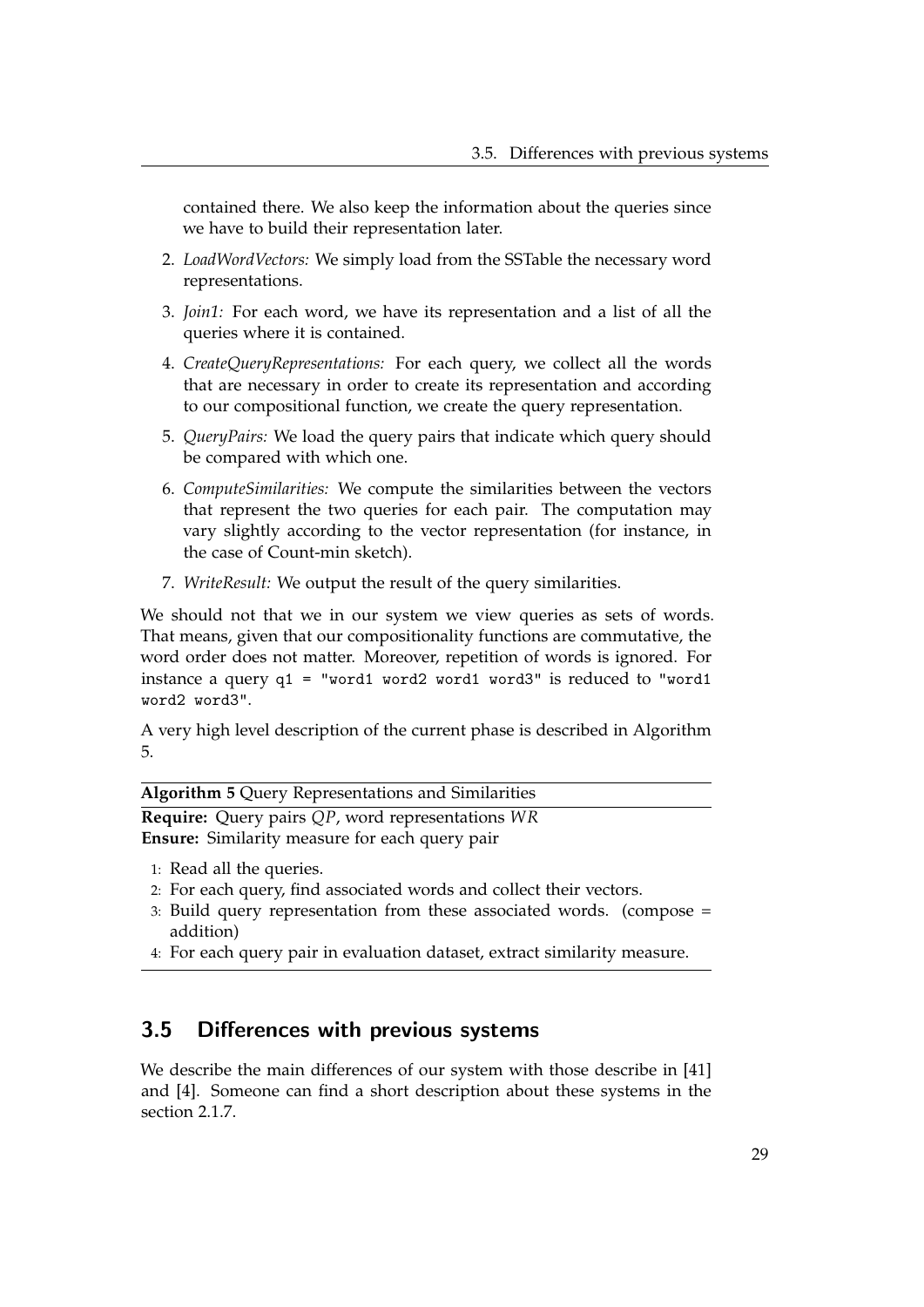contained there. We also keep the information about the queries since we have to build their representation later.

2. *LoadWordVectors:* We simply load from the SSTable the necessary word representations.
3. *Join1:* For each word, we have its representation and a list of all the queries where it is contained.
4. *CreateQueryRepresentations:* For each query, we collect all the words that are necessary in order to create its representation and according to our compositional function, we create the query representation.
5. *QueryPairs:* We load the query pairs that indicate which query should be compared with which one.
6. *ComputeSimilarities:* We compute the similarities between the vectors that represent the two queries for each pair. The computation may vary slightly according to the vector representation (for instance, in the case of Count-min sketch).
7. *WriteResult:* We output the result of the query similarities.

We should not that we in our system we view queries as sets of words. That means, given that our compositionality functions are commutative, the word order does not matter. Moreover, repetition of words is ignored. For instance a query `q1 = "word1 word2 word1 word3"` is reduced to `"word1 word2 word3"`.

A very high level description of the current phase is described in Algorithm 5.

**Algorithm 5** Query Representations and Similarities

**Require:** Query pairs $QP$, word representations $WR$
**Ensure:** Similarity measure for each query pair

1: Read all the queries.
2: For each query, find associated words and collect their vectors.
3: Build query representation from these associated words. (compose = addition)
4: For each query pair in evaluation dataset, extract similarity measure.

## 3.5 Differences with previous systems

We describe the main differences of our system with those describe in [41] and [4]. Someone can find a short description about these systems in the section 2.1.7.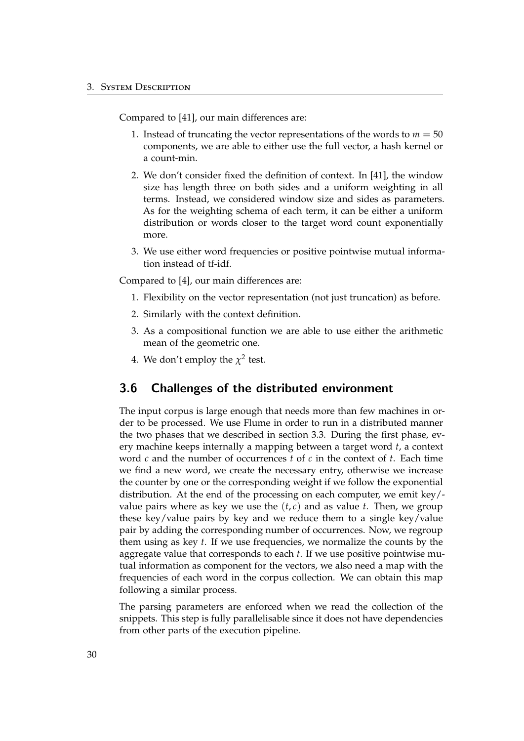Compared to [41], our main differences are:

1. Instead of truncating the vector representations of the words to $m = 50$ components, we are able to either use the full vector, a hash kernel or a count-min.
2. We don't consider fixed the definition of context. In [41], the window size has length three on both sides and a uniform weighting in all terms. Instead, we considered window size and sides as parameters. As for the weighting schema of each term, it can be either a uniform distribution or words closer to the target word count exponentially more.
3. We use either word frequencies or positive pointwise mutual information instead of tf-idf.

Compared to [4], our main differences are:

1. Flexibility on the vector representation (not just truncation) as before.
2. Similarly with the context definition.
3. As a compositional function we are able to use either the arithmetic mean of the geometric one.
4. We don't employ the $\chi^2$ test.

## 3.6 Challenges of the distributed environment

The input corpus is large enough that needs more than few machines in order to be processed. We use Flume in order to run in a distributed manner the two phases that we described in section 3.3. During the first phase, every machine keeps internally a mapping between a target word $t$, a context word $c$ and the number of occurrences $t$ of $c$ in the context of $t$. Each time we find a new word, we create the necessary entry, otherwise we increase the counter by one or the corresponding weight if we follow the exponential distribution. At the end of the processing on each computer, we emit key/-value pairs where as key we use the $(t, c)$ and as value $t$. Then, we group these key/value pairs by key and we reduce them to a single key/value pair by adding the corresponding number of occurrences. Now, we regroup them using as key $t$. If we use frequencies, we normalize the counts by the aggregate value that corresponds to each $t$. If we use positive pointwise mutual information as component for the vectors, we also need a map with the frequencies of each word in the corpus collection. We can obtain this map following a similar process.

The parsing parameters are enforced when we read the collection of the snippets. This step is fully parallelisable since it does not have dependencies from other parts of the execution pipeline.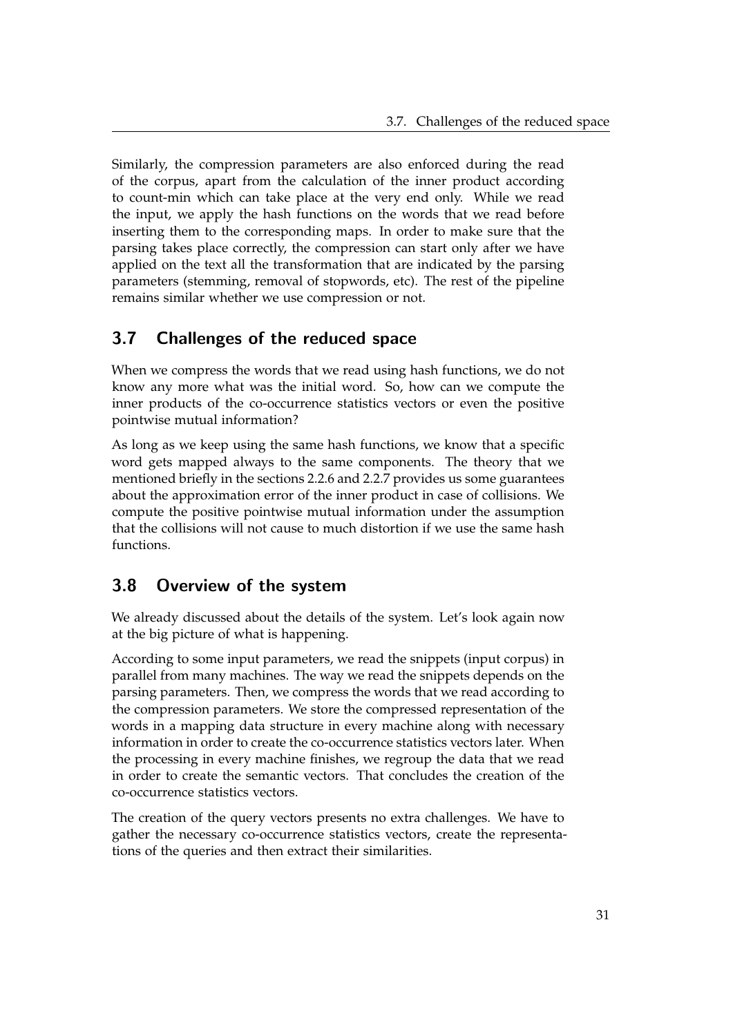Similarly, the compression parameters are also enforced during the read of the corpus, apart from the calculation of the inner product according to count-min which can take place at the very end only. While we read the input, we apply the hash functions on the words that we read before inserting them to the corresponding maps. In order to make sure that the parsing takes place correctly, the compression can start only after we have applied on the text all the transformation that are indicated by the parsing parameters (stemming, removal of stopwords, etc). The rest of the pipeline remains similar whether we use compression or not.

## 3.7 Challenges of the reduced space

When we compress the words that we read using hash functions, we do not know any more what was the initial word. So, how can we compute the inner products of the co-occurrence statistics vectors or even the positive pointwise mutual information?

As long as we keep using the same hash functions, we know that a specific word gets mapped always to the same components. The theory that we mentioned briefly in the sections 2.2.6 and 2.2.7 provides us some guarantees about the approximation error of the inner product in case of collisions. We compute the positive pointwise mutual information under the assumption that the collisions will not cause to much distortion if we use the same hash functions.

## 3.8 Overview of the system

We already discussed about the details of the system. Let's look again now at the big picture of what is happening.

According to some input parameters, we read the snippets (input corpus) in parallel from many machines. The way we read the snippets depends on the parsing parameters. Then, we compress the words that we read according to the compression parameters. We store the compressed representation of the words in a mapping data structure in every machine along with necessary information in order to create the co-occurrence statistics vectors later. When the processing in every machine finishes, we regroup the data that we read in order to create the semantic vectors. That concludes the creation of the co-occurrence statistics vectors.

The creation of the query vectors presents no extra challenges. We have to gather the necessary co-occurrence statistics vectors, create the representations of the queries and then extract their similarities.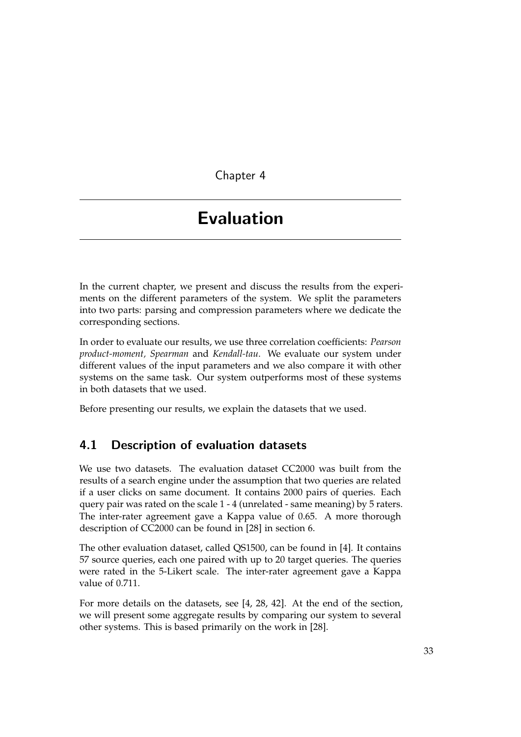Chapter 4

# Evaluation

In the current chapter, we present and discuss the results from the experiments on the different parameters of the system. We split the parameters into two parts: parsing and compression parameters where we dedicate the corresponding sections.

In order to evaluate our results, we use three correlation coefficients: *Pearson product-moment, Spearman* and *Kendall-tau*. We evaluate our system under different values of the input parameters and we also compare it with other systems on the same task. Our system outperforms most of these systems in both datasets that we used.

Before presenting our results, we explain the datasets that we used.

## 4.1 Description of evaluation datasets

We use two datasets. The evaluation dataset CC2000 was built from the results of a search engine under the assumption that two queries are related if a user clicks on same document. It contains 2000 pairs of queries. Each query pair was rated on the scale 1 - 4 (unrelated - same meaning) by 5 raters. The inter-rater agreement gave a Kappa value of 0.65. A more thorough description of CC2000 can be found in [28] in section 6.

The other evaluation dataset, called QS1500, can be found in [4]. It contains 57 source queries, each one paired with up to 20 target queries. The queries were rated in the 5-Likert scale. The inter-rater agreement gave a Kappa value of 0.711.

For more details on the datasets, see [4, 28, 42]. At the end of the section, we will present some aggregate results by comparing our system to several other systems. This is based primarily on the work in [28].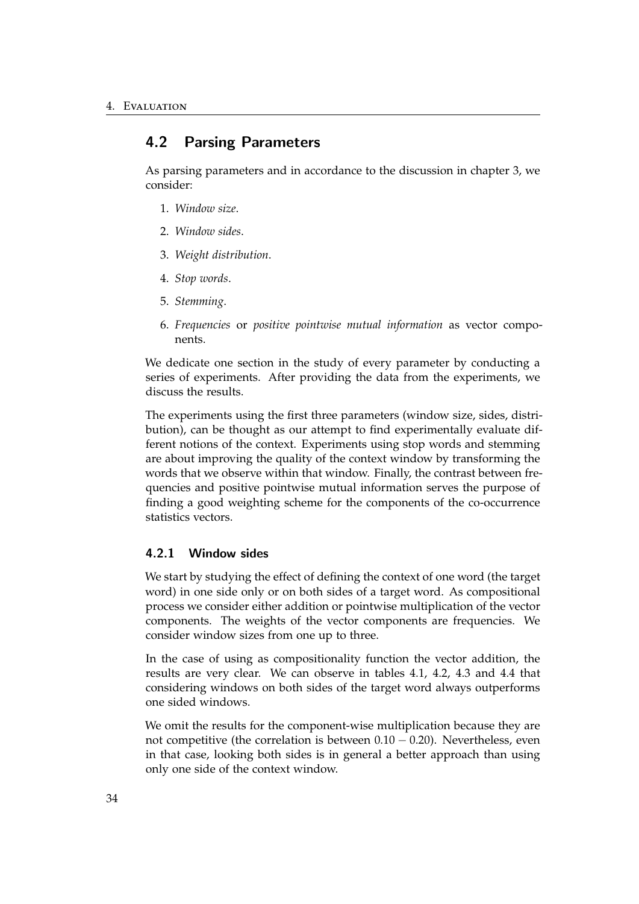## 4.2 Parsing Parameters

As parsing parameters and in accordance to the discussion in chapter 3, we consider:

1. *Window size*.
2. *Window sides*.
3. *Weight distribution*.
4. *Stop words*.
5. *Stemming*.
6. *Frequencies* or *positive pointwise mutual information* as vector components.

We dedicate one section in the study of every parameter by conducting a series of experiments. After providing the data from the experiments, we discuss the results.

The experiments using the first three parameters (window size, sides, distribution), can be thought as our attempt to find experimentally evaluate different notions of the context. Experiments using stop words and stemming are about improving the quality of the context window by transforming the words that we observe within that window. Finally, the contrast between frequencies and positive pointwise mutual information serves the purpose of finding a good weighting scheme for the components of the co-occurrence statistics vectors.

### 4.2.1 Window sides

We start by studying the effect of defining the context of one word (the target word) in one side only or on both sides of a target word. As compositional process we consider either addition or pointwise multiplication of the vector components. The weights of the vector components are frequencies. We consider window sizes from one up to three.

In the case of using as compositionality function the vector addition, the results are very clear. We can observe in tables 4.1, 4.2, 4.3 and 4.4 that considering windows on both sides of the target word always outperforms one sided windows.

We omit the results for the component-wise multiplication because they are not competitive (the correlation is between $0.10 - 0.20$). Nevertheless, even in that case, looking both sides is in general a better approach than using only one side of the context window.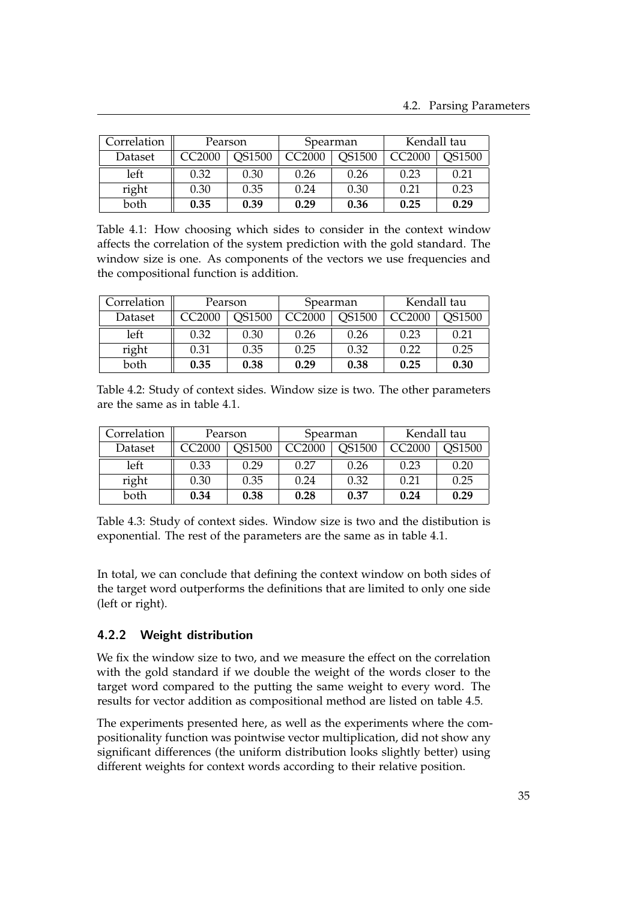| Correlation | Pearson | | Spearman | | Kendall tau | |
|---|---|---|---|---|---|---|
| Dataset | CC2000 | QS1500 | CC2000 | QS1500 | CC2000 | QS1500 |
| left | 0.32 | 0.30 | 0.26 | 0.26 | 0.23 | 0.21 |
| right | 0.30 | 0.35 | 0.24 | 0.30 | 0.21 | 0.23 |
| both | **0.35** | **0.39** | **0.29** | **0.36** | **0.25** | **0.29** |

Table 4.1: How choosing which sides to consider in the context window affects the correlation of the system prediction with the gold standard. The window size is one. As components of the vectors we use frequencies and the compositional function is addition.

| Correlation | Pearson | | Spearman | | Kendall tau | |
|---|---|---|---|---|---|---|
| Dataset | CC2000 | QS1500 | CC2000 | QS1500 | CC2000 | QS1500 |
| left | 0.32 | 0.30 | 0.26 | 0.26 | 0.23 | 0.21 |
| right | 0.31 | 0.35 | 0.25 | 0.32 | 0.22 | 0.25 |
| both | **0.35** | **0.38** | **0.29** | **0.38** | **0.25** | **0.30** |

Table 4.2: Study of context sides. Window size is two. The other parameters are the same as in table 4.1.

| Correlation | Pearson | | Spearman | | Kendall tau | |
|---|---|---|---|---|---|---|
| Dataset | CC2000 | QS1500 | CC2000 | QS1500 | CC2000 | QS1500 |
| left | 0.33 | 0.29 | 0.27 | 0.26 | 0.23 | 0.20 |
| right | 0.30 | 0.35 | 0.24 | 0.32 | 0.21 | 0.25 |
| both | **0.34** | **0.38** | **0.28** | **0.37** | **0.24** | **0.29** |

Table 4.3: Study of context sides. Window size is two and the distibution is exponential. The rest of the parameters are the same as in table 4.1.

In total, we can conclude that defining the context window on both sides of the target word outperforms the definitions that are limited to only one side (left or right).

### 4.2.2 Weight distribution

We fix the window size to two, and we measure the effect on the correlation with the gold standard if we double the weight of the words closer to the target word compared to the putting the same weight to every word. The results for vector addition as compositional method are listed on table 4.5.

The experiments presented here, as well as the experiments where the compositionality function was pointwise vector multiplication, did not show any significant differences (the uniform distribution looks slightly better) using different weights for context words according to their relative position.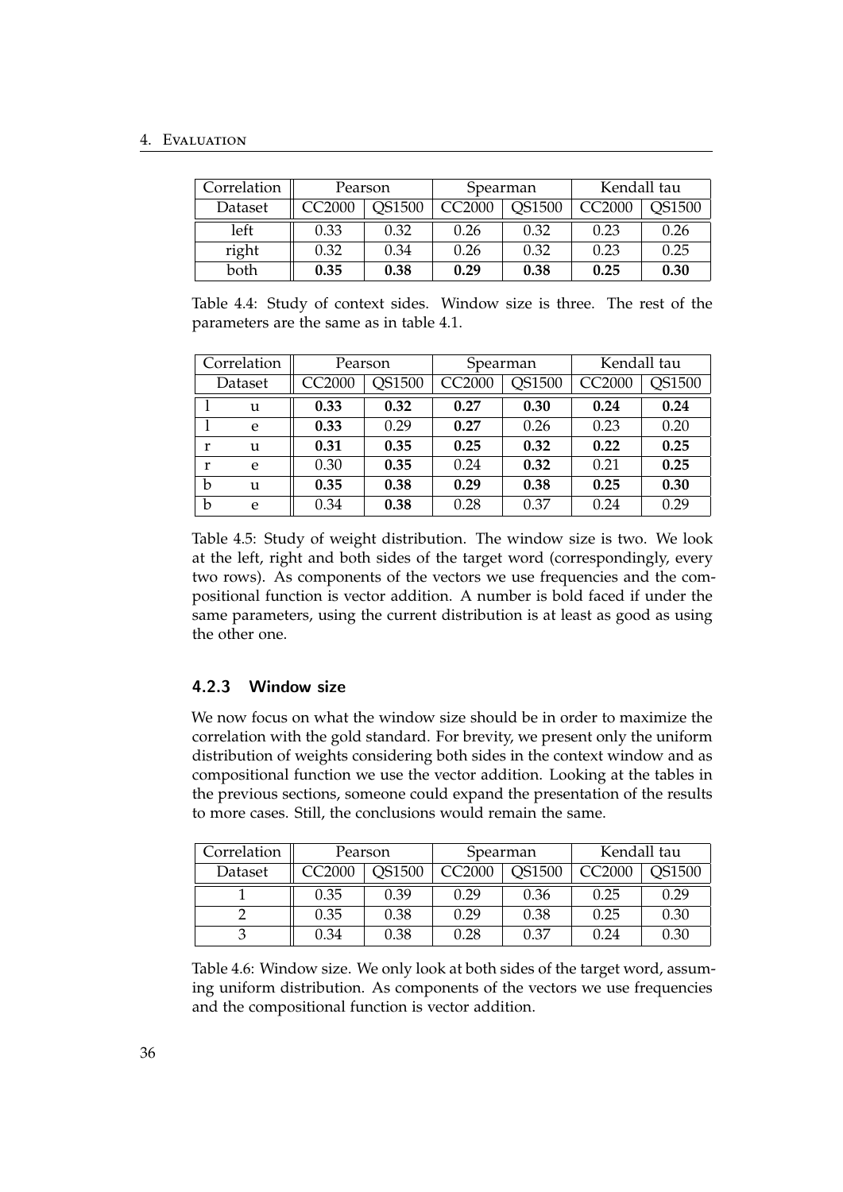| Correlation | Pearson | | Spearman | | Kendall tau | |
|---|---|---|---|---|---|---|
| Dataset | CC2000 | QS1500 | CC2000 | QS1500 | CC2000 | QS1500 |
| left | 0.33 | 0.32 | 0.26 | 0.32 | 0.23 | 0.26 |
| right | 0.32 | 0.34 | 0.26 | 0.32 | 0.23 | 0.25 |
| both | **0.35** | **0.38** | **0.29** | **0.38** | **0.25** | **0.30** |

Table 4.4: Study of context sides. Window size is three. The rest of the parameters are the same as in table 4.1.

| Correlation | | Pearson | | Spearman | | Kendall tau | |
|---|---|---|---|---|---|---|---|
| Dataset | | CC2000 | QS1500 | CC2000 | QS1500 | CC2000 | QS1500 |
| l | u | **0.33** | **0.32** | **0.27** | **0.30** | **0.24** | **0.24** |
| l | e | **0.33** | 0.29 | **0.27** | 0.26 | 0.23 | 0.20 |
| r | u | **0.31** | **0.35** | **0.25** | **0.32** | **0.22** | **0.25** |
| r | e | 0.30 | **0.35** | 0.24 | **0.32** | 0.21 | **0.25** |
| b | u | **0.35** | **0.38** | **0.29** | **0.38** | **0.25** | **0.30** |
| b | e | 0.34 | **0.38** | 0.28 | 0.37 | 0.24 | 0.29 |

Table 4.5: Study of weight distribution. The window size is two. We look at the left, right and both sides of the target word (correspondingly, every two rows). As components of the vectors we use frequencies and the compositional function is vector addition. A number is bold faced if under the same parameters, using the current distribution is at least as good as using the other one.

### 4.2.3 Window size

We now focus on what the window size should be in order to maximize the correlation with the gold standard. For brevity, we present only the uniform distribution of weights considering both sides in the context window and as compositional function we use the vector addition. Looking at the tables in the previous sections, someone could expand the presentation of the results to more cases. Still, the conclusions would remain the same.

| Correlation | Pearson | | Spearman | | Kendall tau | |
|---|---|---|---|---|---|---|
| Dataset | CC2000 | QS1500 | CC2000 | QS1500 | CC2000 | QS1500 |
| 1 | 0.35 | 0.39 | 0.29 | 0.36 | 0.25 | 0.29 |
| 2 | 0.35 | 0.38 | 0.29 | 0.38 | 0.25 | 0.30 |
| 3 | 0.34 | 0.38 | 0.28 | 0.37 | 0.24 | 0.30 |

Table 4.6: Window size. We only look at both sides of the target word, assuming uniform distribution. As components of the vectors we use frequencies and the compositional function is vector addition.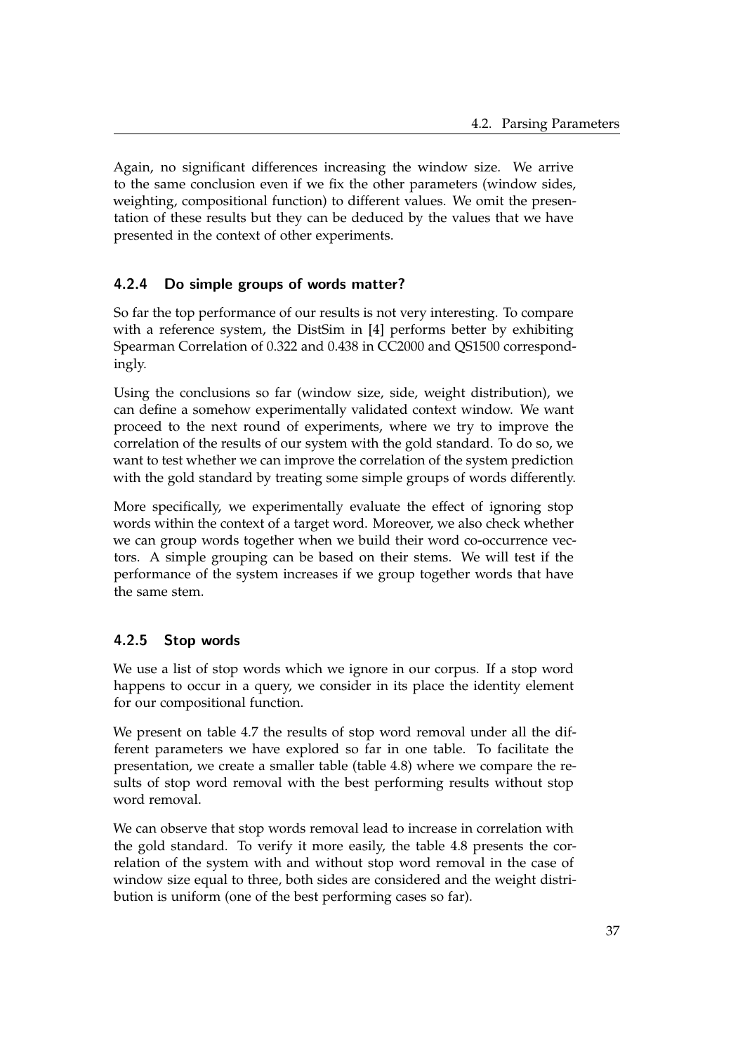Again, no significant differences increasing the window size. We arrive to the same conclusion even if we fix the other parameters (window sides, weighting, compositional function) to different values. We omit the presentation of these results but they can be deduced by the values that we have presented in the context of other experiments.

### 4.2.4 Do simple groups of words matter?

So far the top performance of our results is not very interesting. To compare with a reference system, the DistSim in [4] performs better by exhibiting Spearman Correlation of 0.322 and 0.438 in CC2000 and QS1500 correspondingly.

Using the conclusions so far (window size, side, weight distribution), we can define a somehow experimentally validated context window. We want proceed to the next round of experiments, where we try to improve the correlation of the results of our system with the gold standard. To do so, we want to test whether we can improve the correlation of the system prediction with the gold standard by treating some simple groups of words differently.

More specifically, we experimentally evaluate the effect of ignoring stop words within the context of a target word. Moreover, we also check whether we can group words together when we build their word co-occurrence vectors. A simple grouping can be based on their stems. We will test if the performance of the system increases if we group together words that have the same stem.

### 4.2.5 Stop words

We use a list of stop words which we ignore in our corpus. If a stop word happens to occur in a query, we consider in its place the identity element for our compositional function.

We present on table 4.7 the results of stop word removal under all the different parameters we have explored so far in one table. To facilitate the presentation, we create a smaller table (table 4.8) where we compare the results of stop word removal with the best performing results without stop word removal.

We can observe that stop words removal lead to increase in correlation with the gold standard. To verify it more easily, the table 4.8 presents the correlation of the system with and without stop word removal in the case of window size equal to three, both sides are considered and the weight distribution is uniform (one of the best performing cases so far).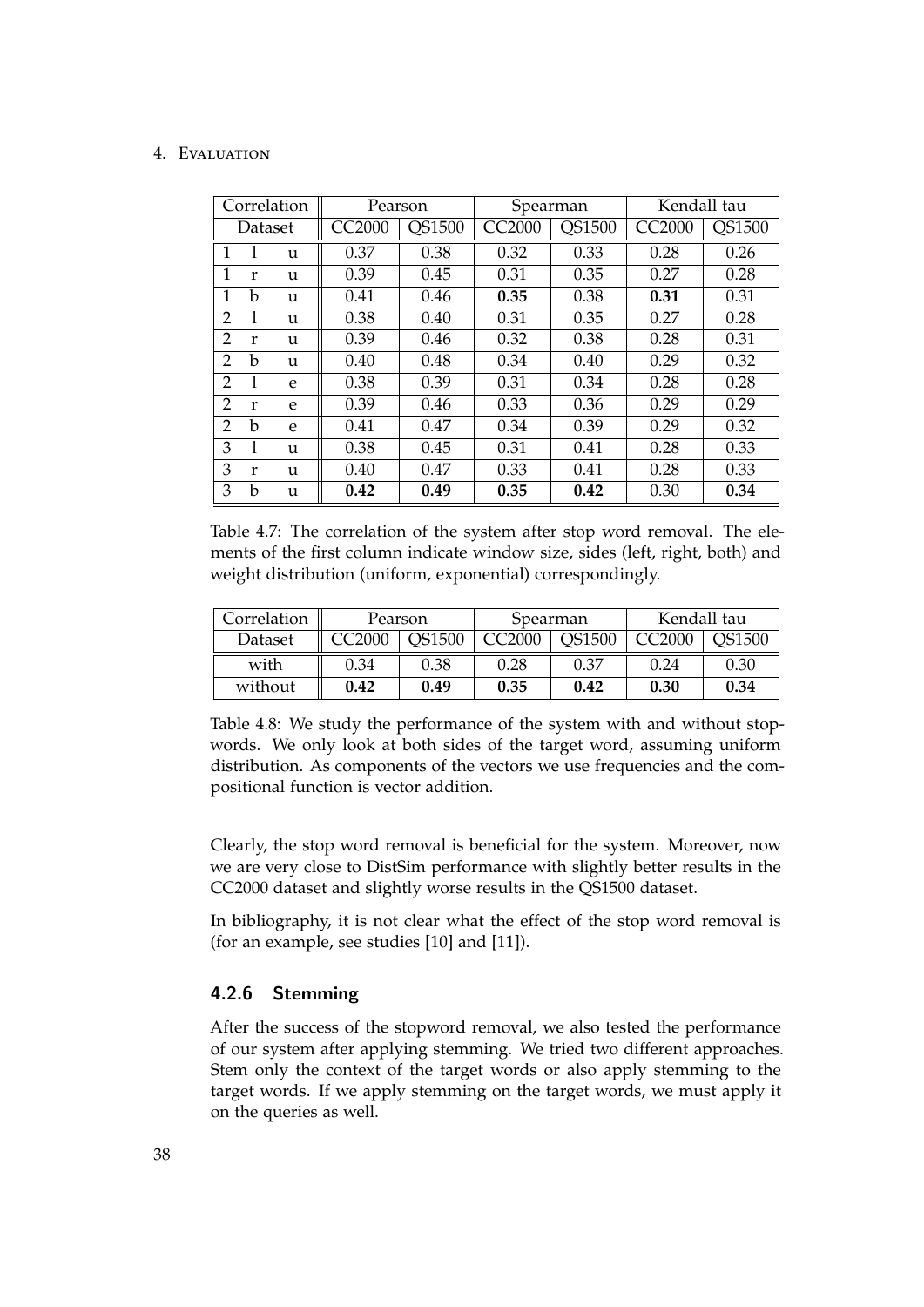| Correlation | | | Pearson | | Spearman | | Kendall tau | |
|---|---|---|---|---|---|---|---|---|
| Dataset | | | CC2000 | QS1500 | CC2000 | QS1500 | CC2000 | QS1500 |
| 1 | l | u | 0.37 | 0.38 | 0.32 | 0.33 | 0.28 | 0.26 |
| 1 | r | u | 0.39 | 0.45 | 0.31 | 0.35 | 0.27 | 0.28 |
| 1 | b | u | 0.41 | 0.46 | **0.35** | 0.38 | **0.31** | 0.31 |
| 2 | l | u | 0.38 | 0.40 | 0.31 | 0.35 | 0.27 | 0.28 |
| 2 | r | u | 0.39 | 0.46 | 0.32 | 0.38 | 0.28 | 0.31 |
| 2 | b | u | 0.40 | 0.48 | 0.34 | 0.40 | 0.29 | 0.32 |
| 2 | l | e | 0.38 | 0.39 | 0.31 | 0.34 | 0.28 | 0.28 |
| 2 | r | e | 0.39 | 0.46 | 0.33 | 0.36 | 0.29 | 0.29 |
| 2 | b | e | 0.41 | 0.47 | 0.34 | 0.39 | 0.29 | 0.32 |
| 3 | l | u | 0.38 | 0.45 | 0.31 | 0.41 | 0.28 | 0.33 |
| 3 | r | u | 0.40 | 0.47 | 0.33 | 0.41 | 0.28 | 0.33 |
| 3 | b | u | **0.42** | **0.49** | **0.35** | **0.42** | 0.30 | **0.34** |

Table 4.7: The correlation of the system after stop word removal. The elements of the first column indicate window size, sides (left, right, both) and weight distribution (uniform, exponential) correspondingly.

| Correlation | Pearson | | Spearman | | Kendall tau | |
|---|---|---|---|---|---|---|
| Dataset | CC2000 | QS1500 | CC2000 | QS1500 | CC2000 | QS1500 |
| with | 0.34 | 0.38 | 0.28 | 0.37 | 0.24 | 0.30 |
| without | **0.42** | **0.49** | **0.35** | **0.42** | **0.30** | **0.34** |

Table 4.8: We study the performance of the system with and without stopwords. We only look at both sides of the target word, assuming uniform distribution. As components of the vectors we use frequencies and the compositional function is vector addition.

Clearly, the stop word removal is beneficial for the system. Moreover, now we are very close to DistSim performance with slightly better results in the CC2000 dataset and slightly worse results in the QS1500 dataset.

In bibliography, it is not clear what the effect of the stop word removal is (for an example, see studies [10] and [11]).

### 4.2.6 Stemming

After the success of the stopword removal, we also tested the performance of our system after applying stemming. We tried two different approaches. Stem only the context of the target words or also apply stemming to the target words. If we apply stemming on the target words, we must apply it on the queries as well.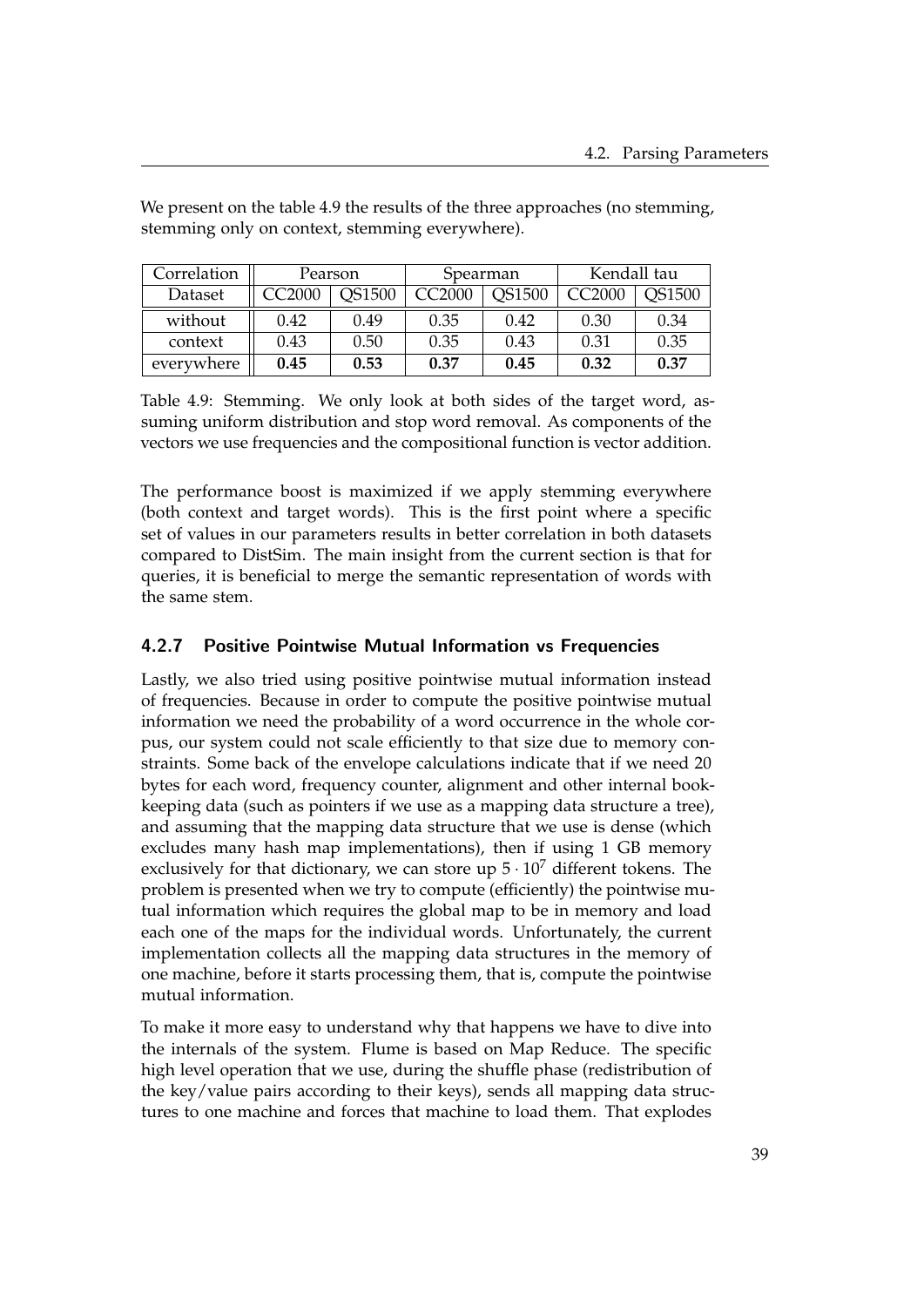We present on the table 4.9 the results of the three approaches (no stemming, stemming only on context, stemming everywhere).

| Correlation | Pearson | | Spearman | | Kendall tau | |
|---|---|---|---|---|---|---|
| Dataset | CC2000 | QS1500 | CC2000 | QS1500 | CC2000 | QS1500 |
| without | 0.42 | 0.49 | 0.35 | 0.42 | 0.30 | 0.34 |
| context | 0.43 | 0.50 | 0.35 | 0.43 | 0.31 | 0.35 |
| everywhere | **0.45** | **0.53** | **0.37** | **0.45** | **0.32** | **0.37** |

Table 4.9: Stemming. We only look at both sides of the target word, assuming uniform distribution and stop word removal. As components of the vectors we use frequencies and the compositional function is vector addition.

The performance boost is maximized if we apply stemming everywhere (both context and target words). This is the first point where a specific set of values in our parameters results in better correlation in both datasets compared to DistSim. The main insight from the current section is that for queries, it is beneficial to merge the semantic representation of words with the same stem.

### 4.2.7 Positive Pointwise Mutual Information vs Frequencies

Lastly, we also tried using positive pointwise mutual information instead of frequencies. Because in order to compute the positive pointwise mutual information we need the probability of a word occurrence in the whole corpus, our system could not scale efficiently to that size due to memory constraints. Some back of the envelope calculations indicate that if we need 20 bytes for each word, frequency counter, alignment and other internal bookkeeping data (such as pointers if we use as a mapping data structure a tree), and assuming that the mapping data structure that we use is dense (which excludes many hash map implementations), then if using 1 GB memory exclusively for that dictionary, we can store up $5 \cdot 10^7$ different tokens. The problem is presented when we try to compute (efficiently) the pointwise mutual information which requires the global map to be in memory and load each one of the maps for the individual words. Unfortunately, the current implementation collects all the mapping data structures in the memory of one machine, before it starts processing them, that is, compute the pointwise mutual information.

To make it more easy to understand why that happens we have to dive into the internals of the system. Flume is based on Map Reduce. The specific high level operation that we use, during the shuffle phase (redistribution of the key/value pairs according to their keys), sends all mapping data structures to one machine and forces that machine to load them. That explodes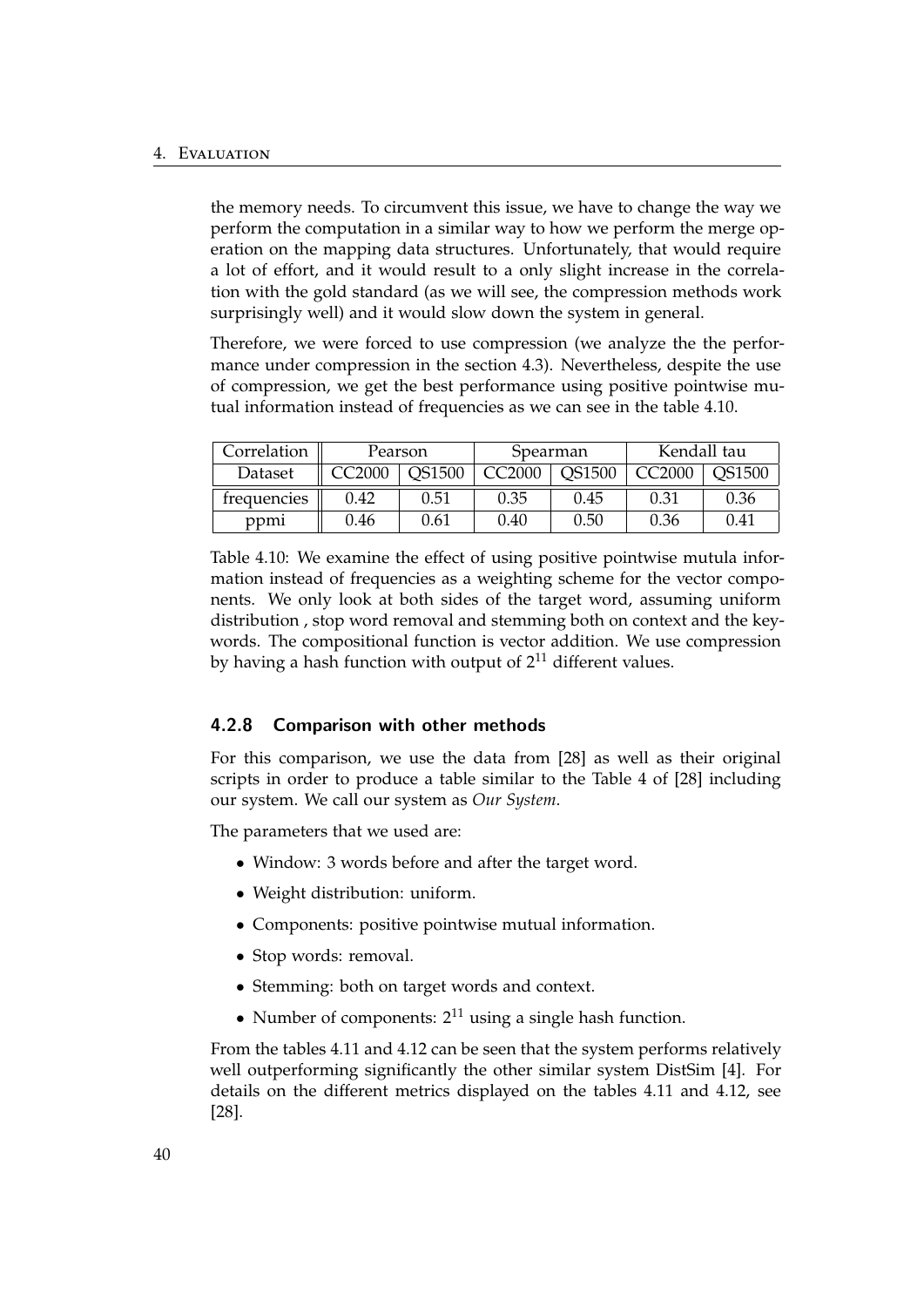the memory needs. To circumvent this issue, we have to change the way we perform the computation in a similar way to how we perform the merge operation on the mapping data structures. Unfortunately, that would require a lot of effort, and it would result to a only slight increase in the correlation with the gold standard (as we will see, the compression methods work surprisingly well) and it would slow down the system in general.

Therefore, we were forced to use compression (we analyze the the performance under compression in the section 4.3). Nevertheless, despite the use of compression, we get the best performance using positive pointwise mutual information instead of frequencies as we can see in the table 4.10.

| Correlation | Pearson | | Spearman | | Kendall tau | |
|---|---|---|---|---|---|---|
| Dataset | CC2000 | QS1500 | CC2000 | QS1500 | CC2000 | QS1500 |
| frequencies | 0.42 | 0.51 | 0.35 | 0.45 | 0.31 | 0.36 |
| ppmi | 0.46 | 0.61 | 0.40 | 0.50 | 0.36 | 0.41 |

Table 4.10: We examine the effect of using positive pointwise mutula information instead of frequencies as a weighting scheme for the vector components. We only look at both sides of the target word, assuming uniform distribution , stop word removal and stemming both on context and the keywords. The compositional function is vector addition. We use compression by having a hash function with output of $2^{11}$ different values.

### 4.2.8 Comparison with other methods

For this comparison, we use the data from [28] as well as their original scripts in order to produce a table similar to the Table 4 of [28] including our system. We call our system as *Our System*.

The parameters that we used are:

- Window: 3 words before and after the target word.
- Weight distribution: uniform.
- Components: positive pointwise mutual information.
- Stop words: removal.
- Stemming: both on target words and context.
- Number of components: $2^{11}$ using a single hash function.

From the tables 4.11 and 4.12 can be seen that the system performs relatively well outperforming significantly the other similar system DistSim [4]. For details on the different metrics displayed on the tables 4.11 and 4.12, see [28].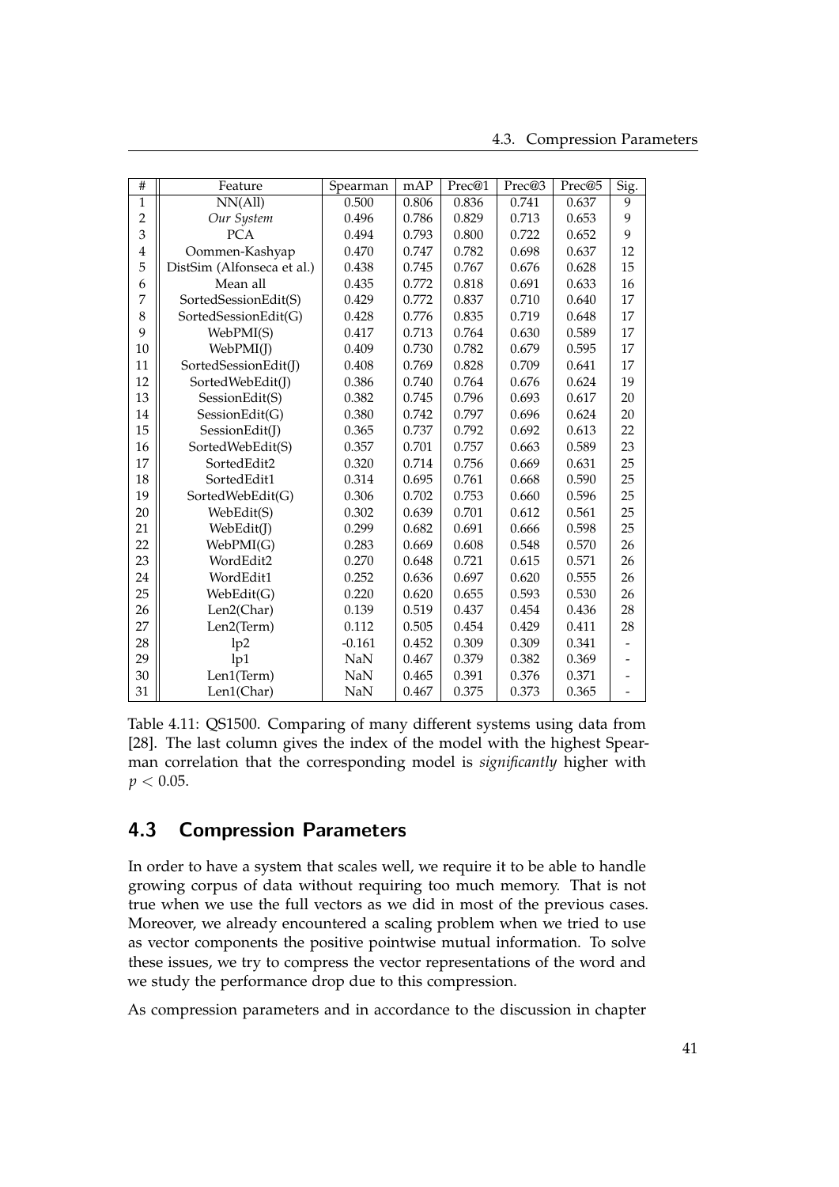| # | Feature | Spearman | mAP | Prec@1 | Prec@3 | Prec@5 | Sig. |
|---|---|---|---|---|---|---|---|
| 1 | NN(All) | 0.500 | 0.806 | 0.836 | 0.741 | 0.637 | 9 |
| 2 | *Our System* | 0.496 | 0.786 | 0.829 | 0.713 | 0.653 | 9 |
| 3 | PCA | 0.494 | 0.793 | 0.800 | 0.722 | 0.652 | 9 |
| 4 | Oommen-Kashyap | 0.470 | 0.747 | 0.782 | 0.698 | 0.637 | 12 |
| 5 | DistSim (Alfonseca et al.) | 0.438 | 0.745 | 0.767 | 0.676 | 0.628 | 15 |
| 6 | Mean all | 0.435 | 0.772 | 0.818 | 0.691 | 0.633 | 16 |
| 7 | SortedSessionEdit(S) | 0.429 | 0.772 | 0.837 | 0.710 | 0.640 | 17 |
| 8 | SortedSessionEdit(G) | 0.428 | 0.776 | 0.835 | 0.719 | 0.648 | 17 |
| 9 | WebPMI(S) | 0.417 | 0.713 | 0.764 | 0.630 | 0.589 | 17 |
| 10 | WebPMI(J) | 0.409 | 0.730 | 0.782 | 0.679 | 0.595 | 17 |
| 11 | SortedSessionEdit(J) | 0.408 | 0.769 | 0.828 | 0.709 | 0.641 | 17 |
| 12 | SortedWebEdit(J) | 0.386 | 0.740 | 0.764 | 0.676 | 0.624 | 19 |
| 13 | SessionEdit(S) | 0.382 | 0.745 | 0.796 | 0.693 | 0.617 | 20 |
| 14 | SessionEdit(G) | 0.380 | 0.742 | 0.797 | 0.696 | 0.624 | 20 |
| 15 | SessionEdit(J) | 0.365 | 0.737 | 0.792 | 0.692 | 0.613 | 22 |
| 16 | SortedWebEdit(S) | 0.357 | 0.701 | 0.757 | 0.663 | 0.589 | 23 |
| 17 | SortedEdit2 | 0.320 | 0.714 | 0.756 | 0.669 | 0.631 | 25 |
| 18 | SortedEdit1 | 0.314 | 0.695 | 0.761 | 0.668 | 0.590 | 25 |
| 19 | SortedWebEdit(G) | 0.306 | 0.702 | 0.753 | 0.660 | 0.596 | 25 |
| 20 | WebEdit(S) | 0.302 | 0.639 | 0.701 | 0.612 | 0.561 | 25 |
| 21 | WebEdit(J) | 0.299 | 0.682 | 0.691 | 0.666 | 0.598 | 25 |
| 22 | WebPMI(G) | 0.283 | 0.669 | 0.608 | 0.548 | 0.570 | 26 |
| 23 | WordEdit2 | 0.270 | 0.648 | 0.721 | 0.615 | 0.571 | 26 |
| 24 | WordEdit1 | 0.252 | 0.636 | 0.697 | 0.620 | 0.555 | 26 |
| 25 | WebEdit(G) | 0.220 | 0.620 | 0.655 | 0.593 | 0.530 | 26 |
| 26 | Len2(Char) | 0.139 | 0.519 | 0.437 | 0.454 | 0.436 | 28 |
| 27 | Len2(Term) | 0.112 | 0.505 | 0.454 | 0.429 | 0.411 | 28 |
| 28 | lp2 | -0.161 | 0.452 | 0.309 | 0.309 | 0.341 | - |
| 29 | lp1 | NaN | 0.467 | 0.379 | 0.382 | 0.369 | - |
| 30 | Len1(Term) | NaN | 0.465 | 0.391 | 0.376 | 0.371 | - |
| 31 | Len1(Char) | NaN | 0.467 | 0.375 | 0.373 | 0.365 | - |

Table 4.11: QS1500. Comparing of many different systems using data from [28]. The last column gives the index of the model with the highest Spearman correlation that the corresponding model is *significantly* higher with $p < 0.05$.

## 4.3 Compression Parameters

In order to have a system that scales well, we require it to be able to handle growing corpus of data without requiring too much memory. That is not true when we use the full vectors as we did in most of the previous cases. Moreover, we already encountered a scaling problem when we tried to use as vector components the positive pointwise mutual information. To solve these issues, we try to compress the vector representations of the word and we study the performance drop due to this compression.

As compression parameters and in accordance to the discussion in chapter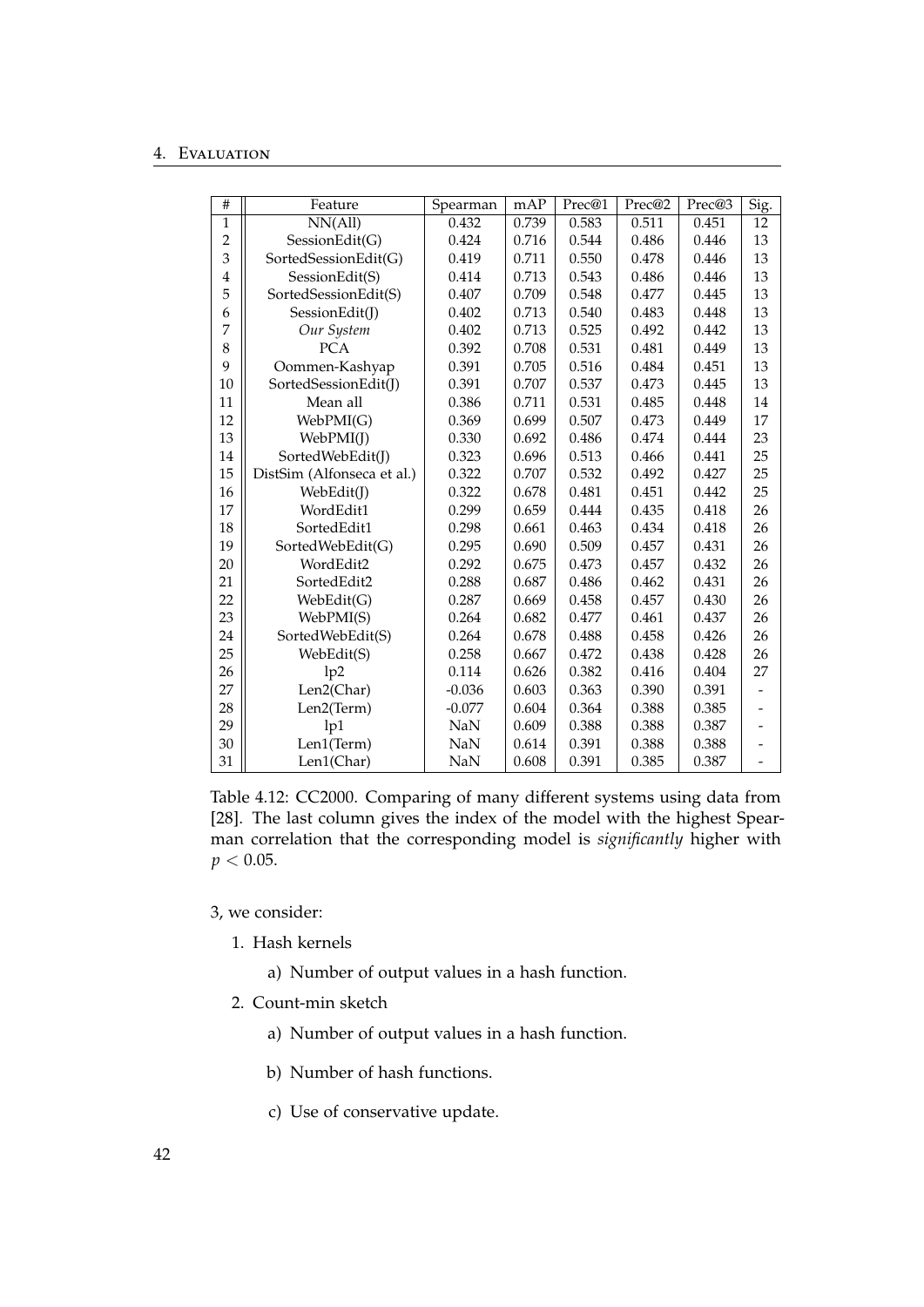| # | Feature | Spearman | mAP | Prec@1 | Prec@2 | Prec@3 | Sig. |
|---|---|---|---|---|---|---|---|
| 1 | NN(All) | 0.432 | 0.739 | 0.583 | 0.511 | 0.451 | 12 |
| 2 | SessionEdit(G) | 0.424 | 0.716 | 0.544 | 0.486 | 0.446 | 13 |
| 3 | SortedSessionEdit(G) | 0.419 | 0.711 | 0.550 | 0.478 | 0.446 | 13 |
| 4 | SessionEdit(S) | 0.414 | 0.713 | 0.543 | 0.486 | 0.446 | 13 |
| 5 | SortedSessionEdit(S) | 0.407 | 0.709 | 0.548 | 0.477 | 0.445 | 13 |
| 6 | SessionEdit(J) | 0.402 | 0.713 | 0.540 | 0.483 | 0.448 | 13 |
| 7 | *Our System* | 0.402 | 0.713 | 0.525 | 0.492 | 0.442 | 13 |
| 8 | PCA | 0.392 | 0.708 | 0.531 | 0.481 | 0.449 | 13 |
| 9 | Oommen-Kashyap | 0.391 | 0.705 | 0.516 | 0.484 | 0.451 | 13 |
| 10 | SortedSessionEdit(J) | 0.391 | 0.707 | 0.537 | 0.473 | 0.445 | 13 |
| 11 | Mean all | 0.386 | 0.711 | 0.531 | 0.485 | 0.448 | 14 |
| 12 | WebPMI(G) | 0.369 | 0.699 | 0.507 | 0.473 | 0.449 | 17 |
| 13 | WebPMI(J) | 0.330 | 0.692 | 0.486 | 0.474 | 0.444 | 23 |
| 14 | SortedWebEdit(J) | 0.323 | 0.696 | 0.513 | 0.466 | 0.441 | 25 |
| 15 | DistSim (Alfonseca et al.) | 0.322 | 0.707 | 0.532 | 0.492 | 0.427 | 25 |
| 16 | WebEdit(J) | 0.322 | 0.678 | 0.481 | 0.451 | 0.442 | 25 |
| 17 | WordEdit1 | 0.299 | 0.659 | 0.444 | 0.435 | 0.418 | 26 |
| 18 | SortedEdit1 | 0.298 | 0.661 | 0.463 | 0.434 | 0.418 | 26 |
| 19 | SortedWebEdit(G) | 0.295 | 0.690 | 0.509 | 0.457 | 0.431 | 26 |
| 20 | WordEdit2 | 0.292 | 0.675 | 0.473 | 0.457 | 0.432 | 26 |
| 21 | SortedEdit2 | 0.288 | 0.687 | 0.486 | 0.462 | 0.431 | 26 |
| 22 | WebEdit(G) | 0.287 | 0.669 | 0.458 | 0.457 | 0.430 | 26 |
| 23 | WebPMI(S) | 0.264 | 0.682 | 0.477 | 0.461 | 0.437 | 26 |
| 24 | SortedWebEdit(S) | 0.264 | 0.678 | 0.488 | 0.458 | 0.426 | 26 |
| 25 | WebEdit(S) | 0.258 | 0.667 | 0.472 | 0.438 | 0.428 | 26 |
| 26 | lp2 | 0.114 | 0.626 | 0.382 | 0.416 | 0.404 | 27 |
| 27 | Len2(Char) | -0.036 | 0.603 | 0.363 | 0.390 | 0.391 | - |
| 28 | Len2(Term) | -0.077 | 0.604 | 0.364 | 0.388 | 0.385 | - |
| 29 | lp1 | NaN | 0.609 | 0.388 | 0.388 | 0.387 | - |
| 30 | Len1(Term) | NaN | 0.614 | 0.391 | 0.388 | 0.388 | - |
| 31 | Len1(Char) | NaN | 0.608 | 0.391 | 0.385 | 0.387 | - |

Table 4.12: CC2000. Comparing of many different systems using data from [28]. The last column gives the index of the model with the highest Spearman correlation that the corresponding model is *significantly* higher with $p < 0.05$.

3, we consider:

1. Hash kernels
   a) Number of output values in a hash function.
2. Count-min sketch
   a) Number of output values in a hash function.
   b) Number of hash functions.
   c) Use of conservative update.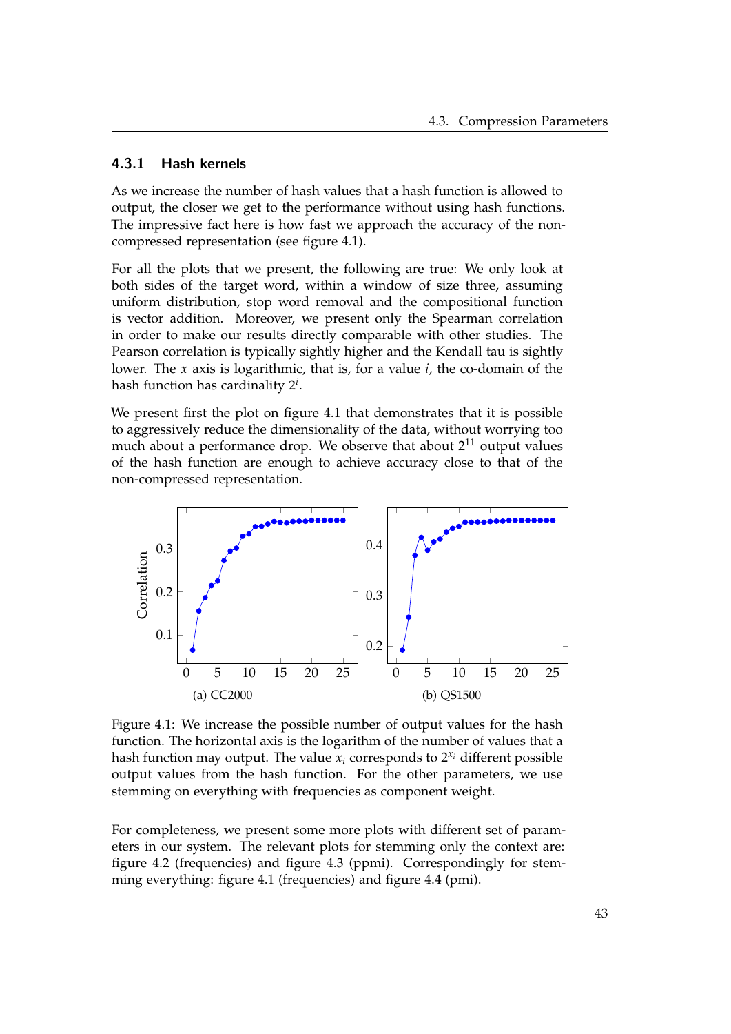### 4.3.1 Hash kernels

As we increase the number of hash values that a hash function is allowed to output, the closer we get to the performance without using hash functions. The impressive fact here is how fast we approach the accuracy of the non-compressed representation (see figure 4.1).

For all the plots that we present, the following are true: We only look at both sides of the target word, within a window of size three, assuming uniform distribution, stop word removal and the compositional function is vector addition. Moreover, we present only the Spearman correlation in order to make our results directly comparable with other studies. The Pearson correlation is typically sightly higher and the Kendall tau is sightly lower. The $x$ axis is logarithmic, that is, for a value $i$, the co-domain of the hash function has cardinality $2^i$.

We present first the plot on figure 4.1 that demonstrates that it is possible to aggressively reduce the dimensionality of the data, without worrying too much about a performance drop. We observe that about $2^{11}$ output values of the hash function are enough to achieve accuracy close to that of the non-compressed representation.

(a) CC2000

(b) QS1500

Figure 4.1: We increase the possible number of output values for the hash function. The horizontal axis is the logarithm of the number of values that a hash function may output. The value $x_i$ corresponds to $2^{x_i}$ different possible output values from the hash function. For the other parameters, we use stemming on everything with frequencies as component weight.

For completeness, we present some more plots with different set of parameters in our system. The relevant plots for stemming only the context are: figure 4.2 (frequencies) and figure 4.3 (ppmi). Correspondingly for stemming everything: figure 4.1 (frequencies) and figure 4.4 (pmi).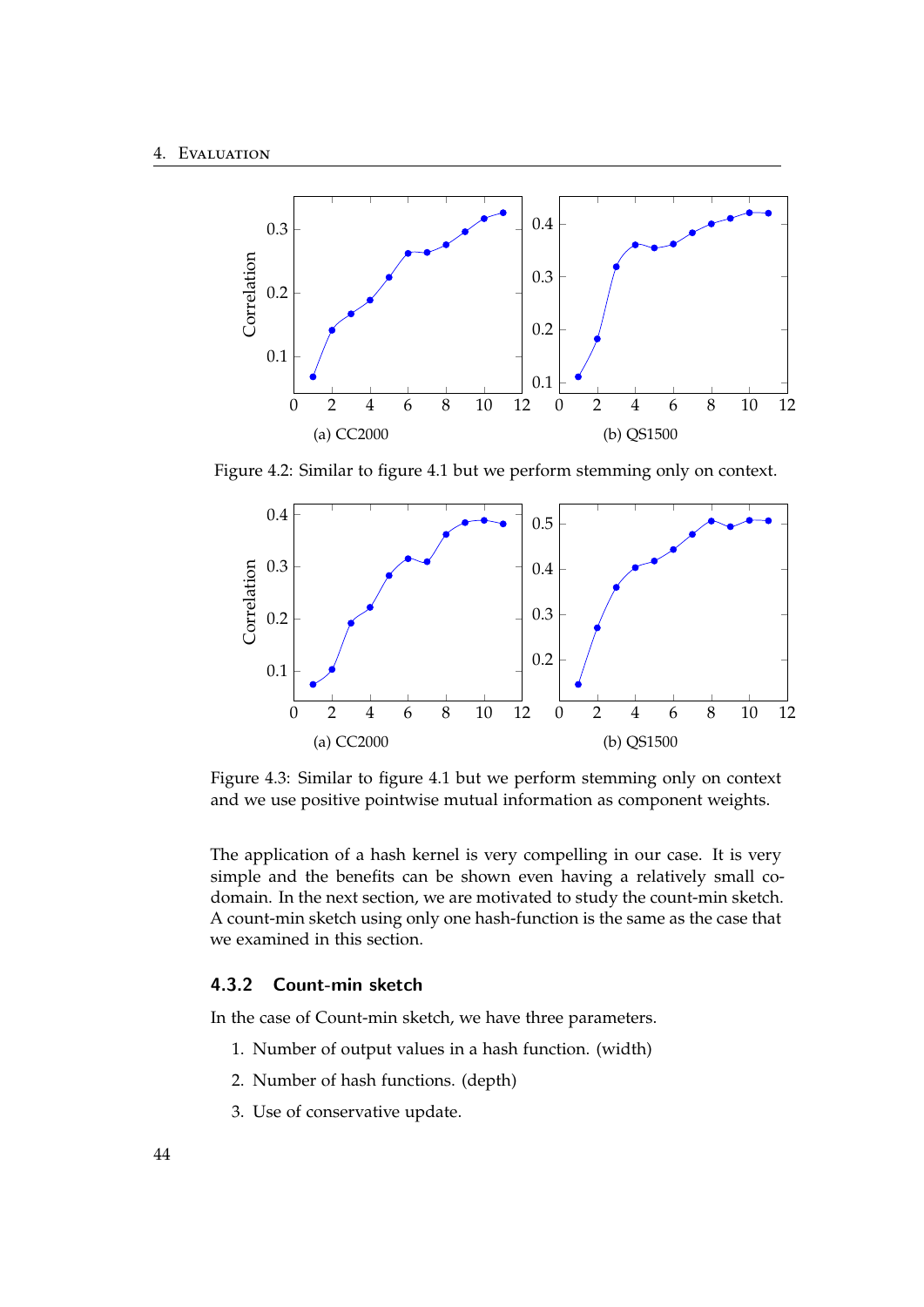(a) CC2000

(b) QS1500

Figure 4.2: Similar to figure 4.1 but we perform stemming only on context.

(a) CC2000

(b) QS1500

Figure 4.3: Similar to figure 4.1 but we perform stemming only on context and we use positive pointwise mutual information as component weights.

The application of a hash kernel is very compelling in our case. It is very simple and the benefits can be shown even having a relatively small co-domain. In the next section, we are motivated to study the count-min sketch. A count-min sketch using only one hash-function is the same as the case that we examined in this section.

### 4.3.2 Count-min sketch

In the case of Count-min sketch, we have three parameters.

1. Number of output values in a hash function. (width)
2. Number of hash functions. (depth)
3. Use of conservative update.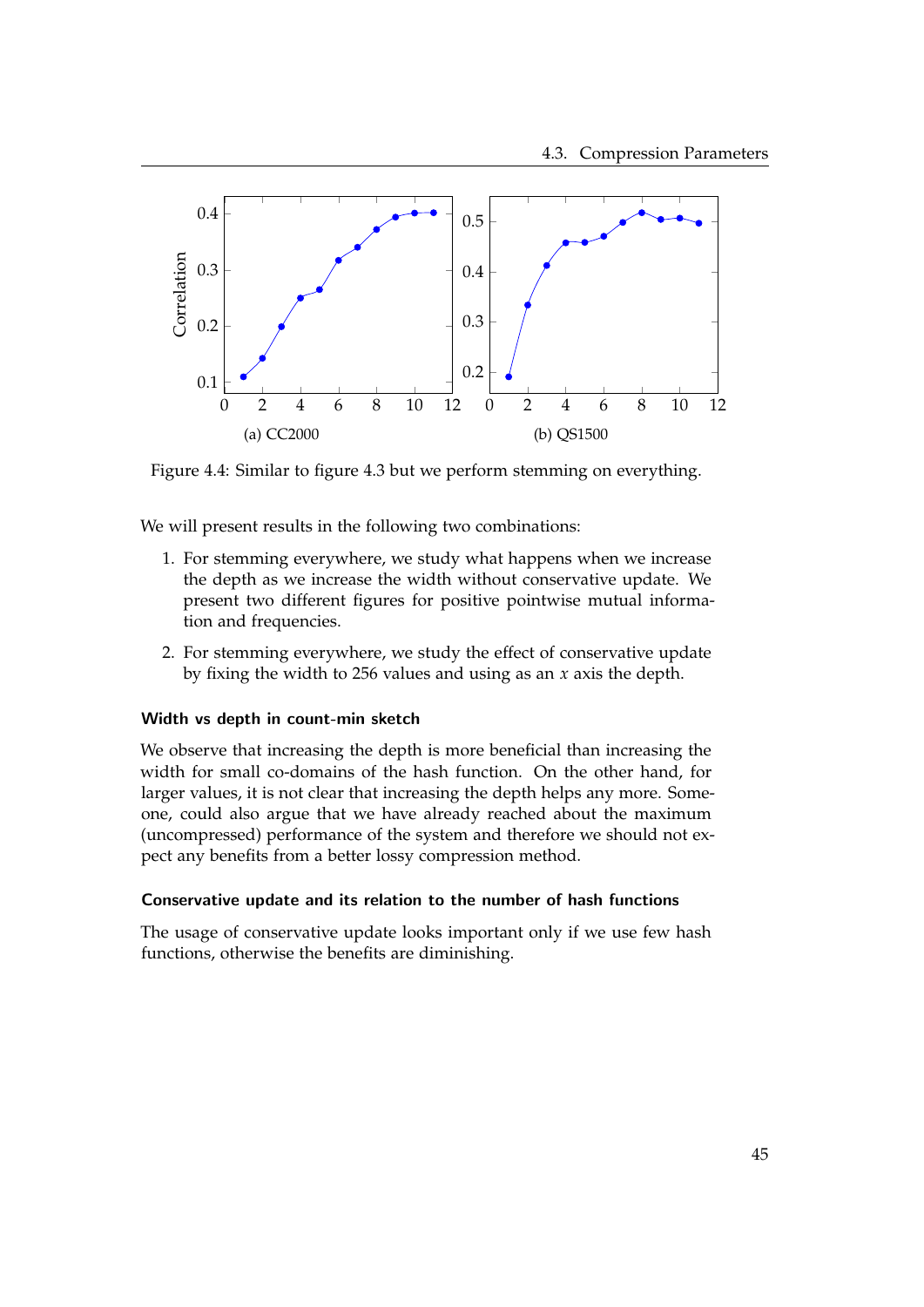(a) CC2000

(b) QS1500

Figure 4.4: Similar to figure 4.3 but we perform stemming on everything.

We will present results in the following two combinations:

1. For stemming everywhere, we study what happens when we increase the depth as we increase the width without conservative update. We present two different figures for positive pointwise mutual information and frequencies.
2. For stemming everywhere, we study the effect of conservative update by fixing the width to 256 values and using as an $x$ axis the depth.

#### Width vs depth in count-min sketch

We observe that increasing the depth is more beneficial than increasing the width for small co-domains of the hash function. On the other hand, for larger values, it is not clear that increasing the depth helps any more. Someone, could also argue that we have already reached about the maximum (uncompressed) performance of the system and therefore we should not expect any benefits from a better lossy compression method.

#### Conservative update and its relation to the number of hash functions

The usage of conservative update looks important only if we use few hash functions, otherwise the benefits are diminishing.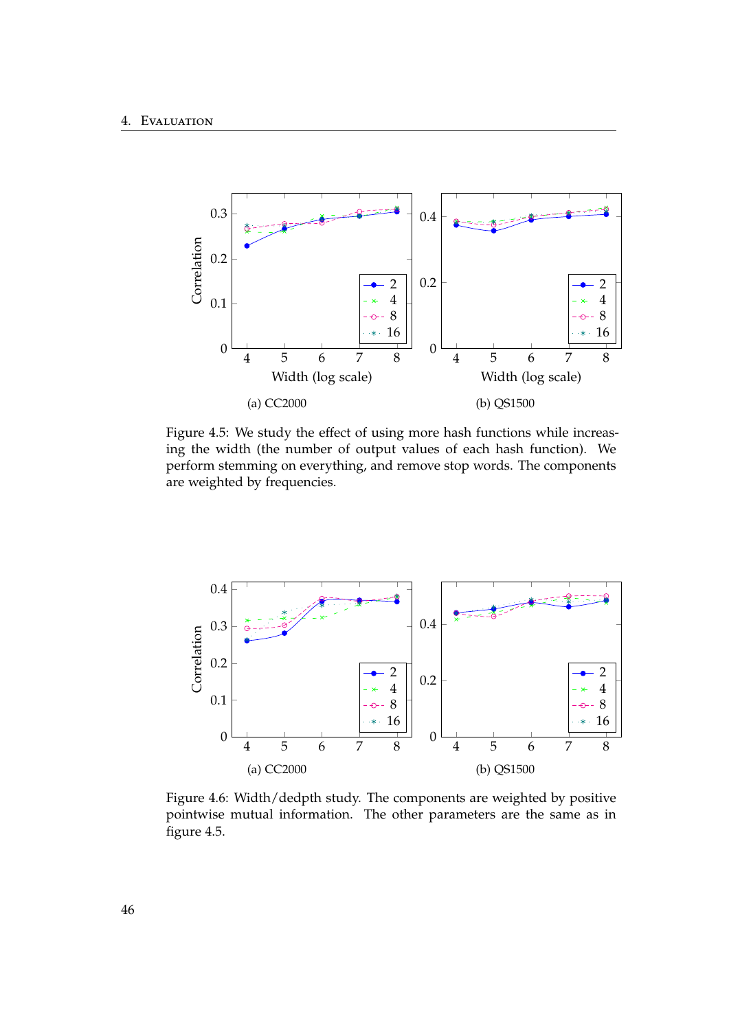(a) CC2000

(b) QS1500

Figure 4.5: We study the effect of using more hash functions while increasing the width (the number of output values of each hash function). We perform stemming on everything, and remove stop words. The components are weighted by frequencies.

(a) CC2000

(b) QS1500

Figure 4.6: Width/dedpth study. The components are weighted by positive pointwise mutual information. The other parameters are the same as in figure 4.5.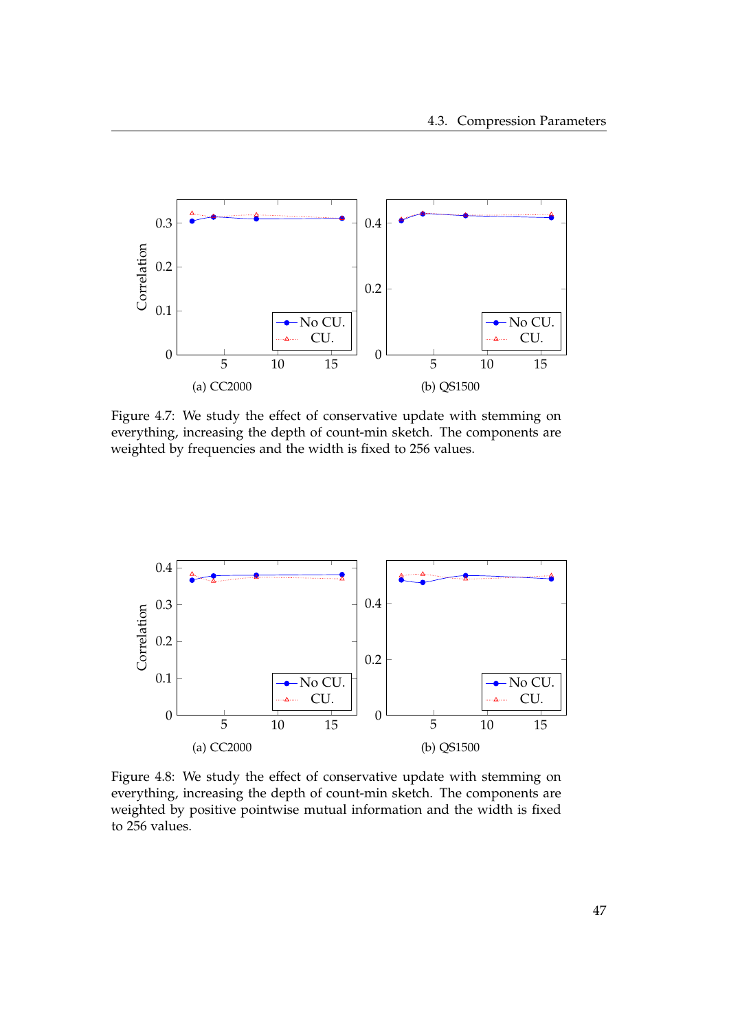(a) CC2000

(b) QS1500

Figure 4.7: We study the effect of conservative update with stemming on everything, increasing the depth of count-min sketch. The components are weighted by frequencies and the width is fixed to 256 values.

(a) CC2000

(b) QS1500

Figure 4.8: We study the effect of conservative update with stemming on everything, increasing the depth of count-min sketch. The components are weighted by positive pointwise mutual information and the width is fixed to 256 values.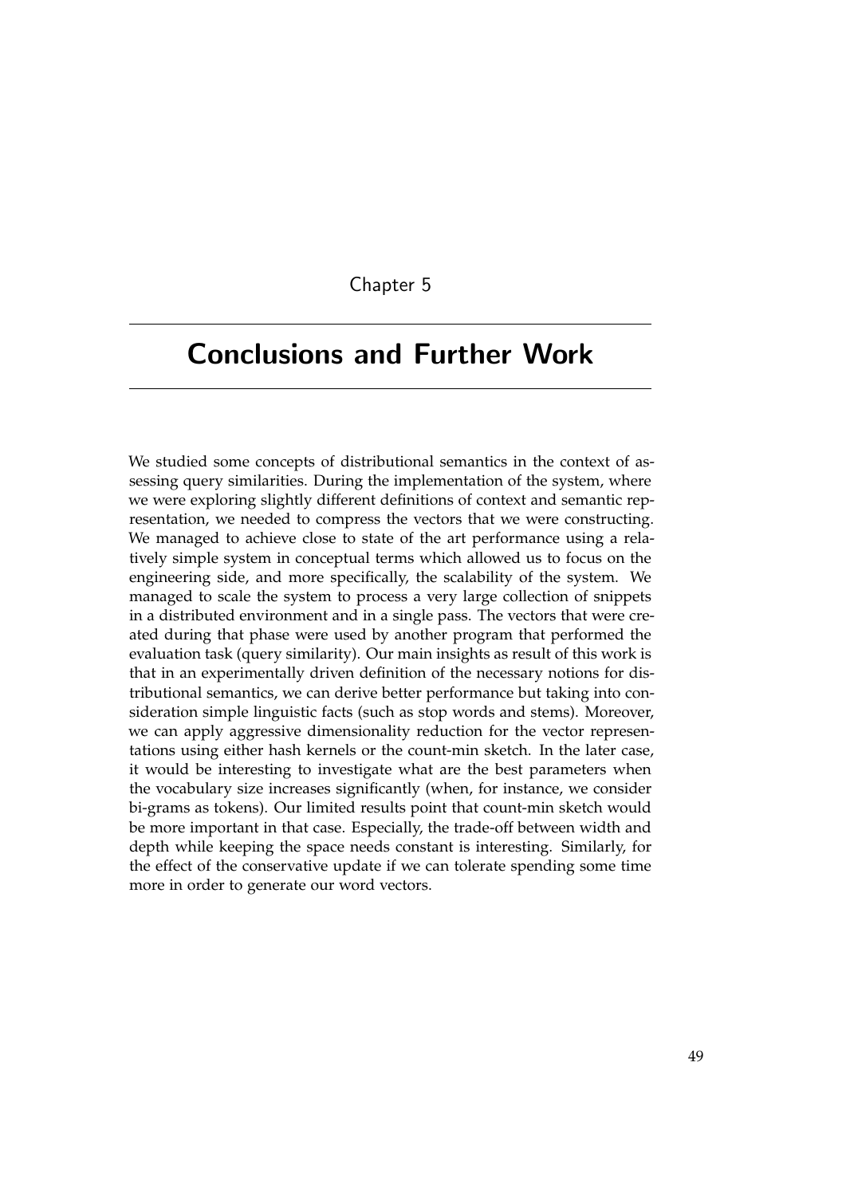Chapter 5

# Conclusions and Further Work

We studied some concepts of distributional semantics in the context of assessing query similarities. During the implementation of the system, where we were exploring slightly different definitions of context and semantic representation, we needed to compress the vectors that we were constructing. We managed to achieve close to state of the art performance using a relatively simple system in conceptual terms which allowed us to focus on the engineering side, and more specifically, the scalability of the system. We managed to scale the system to process a very large collection of snippets in a distributed environment and in a single pass. The vectors that were created during that phase were used by another program that performed the evaluation task (query similarity). Our main insights as result of this work is that in an experimentally driven definition of the necessary notions for distributional semantics, we can derive better performance but taking into consideration simple linguistic facts (such as stop words and stems). Moreover, we can apply aggressive dimensionality reduction for the vector representations using either hash kernels or the count-min sketch. In the later case, it would be interesting to investigate what are the best parameters when the vocabulary size increases significantly (when, for instance, we consider bi-grams as tokens). Our limited results point that count-min sketch would be more important in that case. Especially, the trade-off between width and depth while keeping the space needs constant is interesting. Similarly, for the effect of the conservative update if we can tolerate spending some time more in order to generate our word vectors.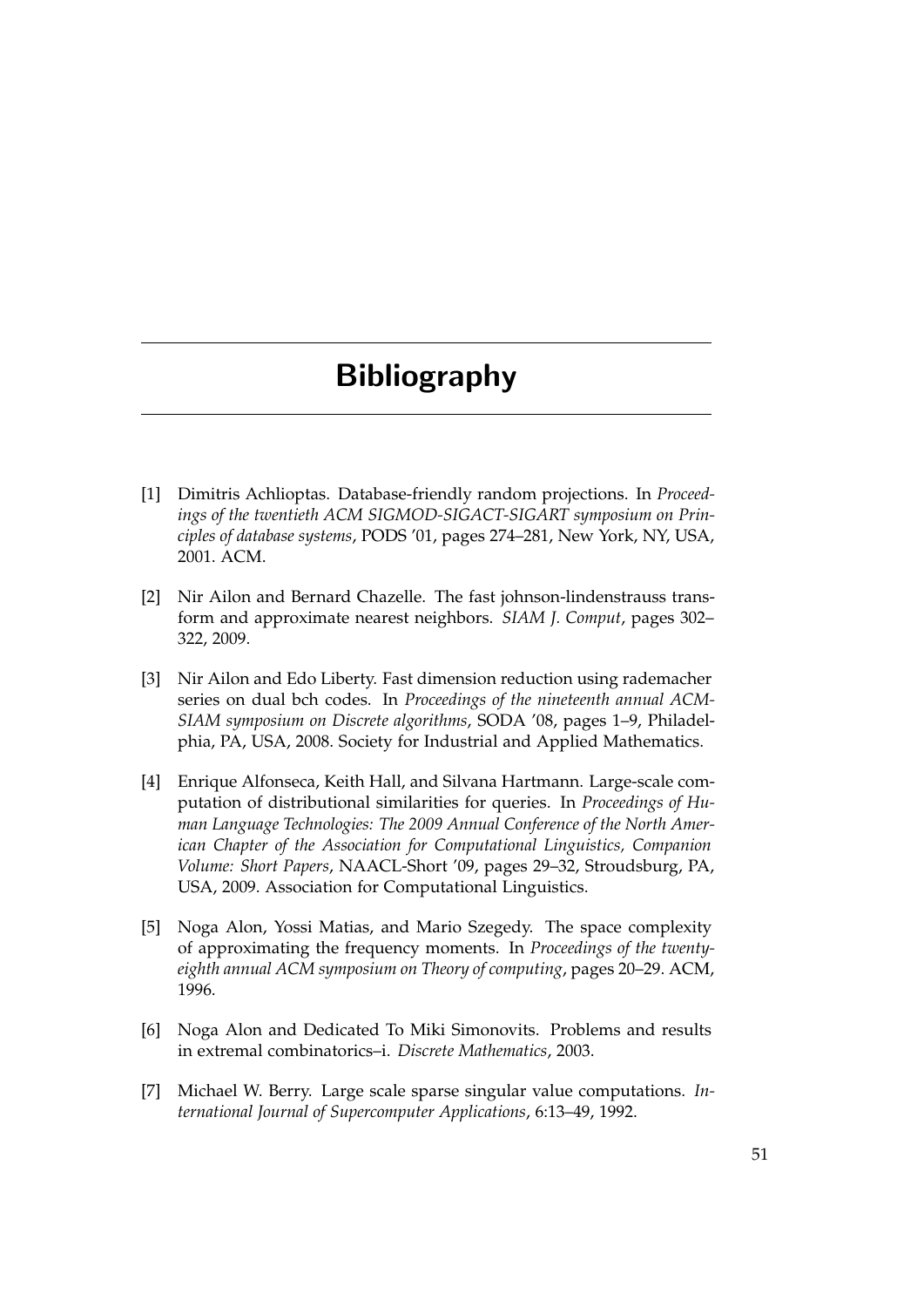# Bibliography

[1] Dimitris Achlioptas. Database-friendly random projections. In *Proceedings of the twentieth ACM SIGMOD-SIGACT-SIGART symposium on Principles of database systems*, PODS '01, pages 274–281, New York, NY, USA, 2001. ACM.

[2] Nir Ailon and Bernard Chazelle. The fast johnson-lindenstrauss transform and approximate nearest neighbors. *SIAM J. Comput*, pages 302–322, 2009.

[3] Nir Ailon and Edo Liberty. Fast dimension reduction using rademacher series on dual bch codes. In *Proceedings of the nineteenth annual ACM-SIAM symposium on Discrete algorithms*, SODA '08, pages 1–9, Philadelphia, PA, USA, 2008. Society for Industrial and Applied Mathematics.

[4] Enrique Alfonseca, Keith Hall, and Silvana Hartmann. Large-scale computation of distributional similarities for queries. In *Proceedings of Human Language Technologies: The 2009 Annual Conference of the North American Chapter of the Association for Computational Linguistics, Companion Volume: Short Papers*, NAACL-Short '09, pages 29–32, Stroudsburg, PA, USA, 2009. Association for Computational Linguistics.

[5] Noga Alon, Yossi Matias, and Mario Szegedy. The space complexity of approximating the frequency moments. In *Proceedings of the twenty-eighth annual ACM symposium on Theory of computing*, pages 20–29. ACM, 1996.

[6] Noga Alon and Dedicated To Miki Simonovits. Problems and results in extremal combinatorics–i. *Discrete Mathematics*, 2003.

[7] Michael W. Berry. Large scale sparse singular value computations. *International Journal of Supercomputer Applications*, 6:13–49, 1992.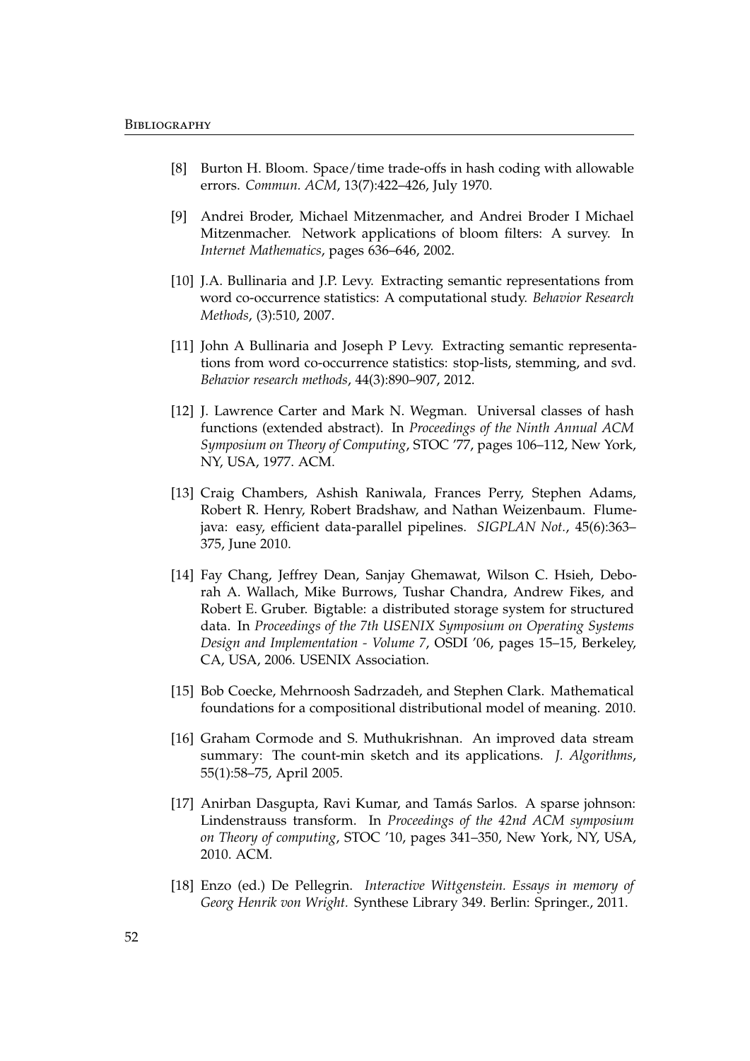[8] Burton H. Bloom. Space/time trade-offs in hash coding with allowable errors. *Commun. ACM*, 13(7):422–426, July 1970.

[9] Andrei Broder, Michael Mitzenmacher, and Andrei Broder I Michael Mitzenmacher. Network applications of bloom filters: A survey. In *Internet Mathematics*, pages 636–646, 2002.

[10] J.A. Bullinaria and J.P. Levy. Extracting semantic representations from word co-occurrence statistics: A computational study. *Behavior Research Methods*, (3):510, 2007.

[11] John A Bullinaria and Joseph P Levy. Extracting semantic representations from word co-occurrence statistics: stop-lists, stemming, and svd. *Behavior research methods*, 44(3):890–907, 2012.

[12] J. Lawrence Carter and Mark N. Wegman. Universal classes of hash functions (extended abstract). In *Proceedings of the Ninth Annual ACM Symposium on Theory of Computing*, STOC '77, pages 106–112, New York, NY, USA, 1977. ACM.

[13] Craig Chambers, Ashish Raniwala, Frances Perry, Stephen Adams, Robert R. Henry, Robert Bradshaw, and Nathan Weizenbaum. Flumejava: easy, efficient data-parallel pipelines. *SIGPLAN Not.*, 45(6):363–375, June 2010.

[14] Fay Chang, Jeffrey Dean, Sanjay Ghemawat, Wilson C. Hsieh, Deborah A. Wallach, Mike Burrows, Tushar Chandra, Andrew Fikes, and Robert E. Gruber. Bigtable: a distributed storage system for structured data. In *Proceedings of the 7th USENIX Symposium on Operating Systems Design and Implementation - Volume 7*, OSDI '06, pages 15–15, Berkeley, CA, USA, 2006. USENIX Association.

[15] Bob Coecke, Mehrnoosh Sadrzadeh, and Stephen Clark. Mathematical foundations for a compositional distributional model of meaning. 2010.

[16] Graham Cormode and S. Muthukrishnan. An improved data stream summary: The count-min sketch and its applications. *J. Algorithms*, 55(1):58–75, April 2005.

[17] Anirban Dasgupta, Ravi Kumar, and Tamás Sarlos. A sparse johnson: Lindenstrauss transform. In *Proceedings of the 42nd ACM symposium on Theory of computing*, STOC '10, pages 341–350, New York, NY, USA, 2010. ACM.

[18] Enzo (ed.) De Pellegrin. *Interactive Wittgenstein. Essays in memory of Georg Henrik von Wright.* Synthese Library 349. Berlin: Springer., 2011.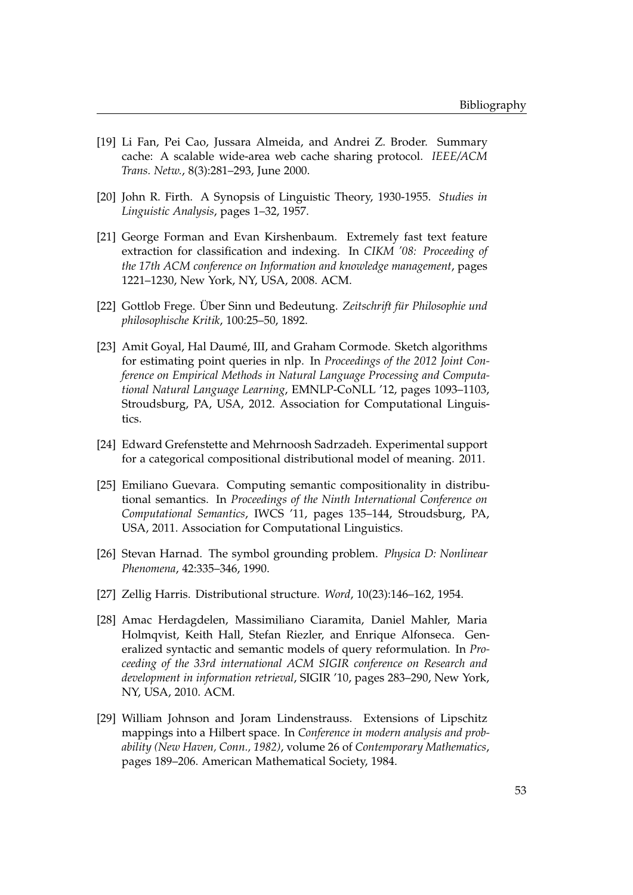[19] Li Fan, Pei Cao, Jussara Almeida, and Andrei Z. Broder. Summary cache: A scalable wide-area web cache sharing protocol. *IEEE/ACM Trans. Netw.*, 8(3):281–293, June 2000.

[20] John R. Firth. A Synopsis of Linguistic Theory, 1930-1955. *Studies in Linguistic Analysis*, pages 1–32, 1957.

[21] George Forman and Evan Kirshenbaum. Extremely fast text feature extraction for classification and indexing. In *CIKM '08: Proceeding of the 17th ACM conference on Information and knowledge management*, pages 1221–1230, New York, NY, USA, 2008. ACM.

[22] Gottlob Frege. Über Sinn und Bedeutung. *Zeitschrift für Philosophie und philosophische Kritik*, 100:25–50, 1892.

[23] Amit Goyal, Hal Daumé, III, and Graham Cormode. Sketch algorithms for estimating point queries in nlp. In *Proceedings of the 2012 Joint Conference on Empirical Methods in Natural Language Processing and Computational Natural Language Learning*, EMNLP-CoNLL '12, pages 1093–1103, Stroudsburg, PA, USA, 2012. Association for Computational Linguistics.

[24] Edward Grefenstette and Mehrnoosh Sadrzadeh. Experimental support for a categorical compositional distributional model of meaning. 2011.

[25] Emiliano Guevara. Computing semantic compositionality in distributional semantics. In *Proceedings of the Ninth International Conference on Computational Semantics*, IWCS '11, pages 135–144, Stroudsburg, PA, USA, 2011. Association for Computational Linguistics.

[26] Stevan Harnad. The symbol grounding problem. *Physica D: Nonlinear Phenomena*, 42:335–346, 1990.

[27] Zellig Harris. Distributional structure. *Word*, 10(23):146–162, 1954.

[28] Amac Herdagdelen, Massimiliano Ciaramita, Daniel Mahler, Maria Holmqvist, Keith Hall, Stefan Riezler, and Enrique Alfonseca. Generalized syntactic and semantic models of query reformulation. In *Proceeding of the 33rd international ACM SIGIR conference on Research and development in information retrieval*, SIGIR '10, pages 283–290, New York, NY, USA, 2010. ACM.

[29] William Johnson and Joram Lindenstrauss. Extensions of Lipschitz mappings into a Hilbert space. In *Conference in modern analysis and probability (New Haven, Conn., 1982)*, volume 26 of *Contemporary Mathematics*, pages 189–206. American Mathematical Society, 1984.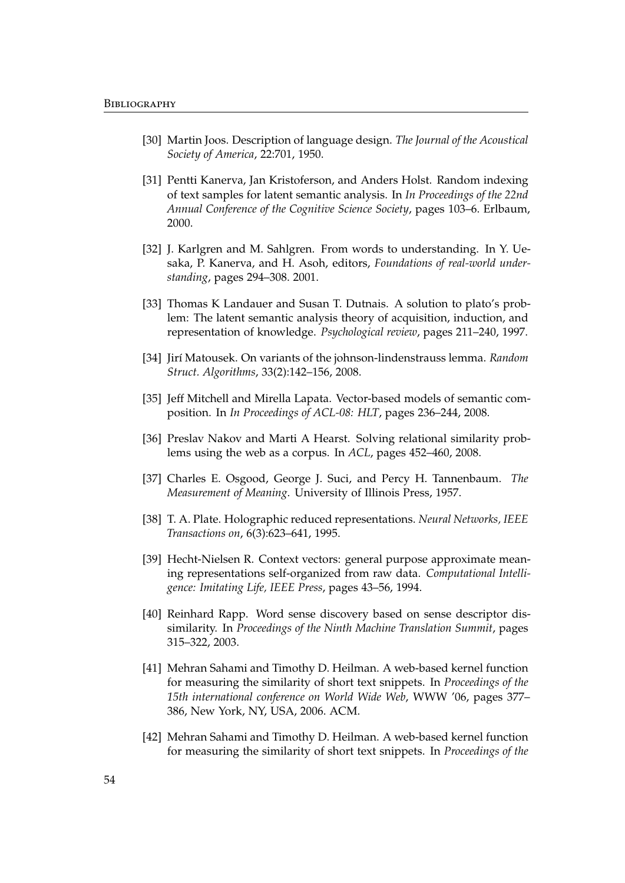[30] Martin Joos. Description of language design. *The Journal of the Acoustical Society of America*, 22:701, 1950.

[31] Pentti Kanerva, Jan Kristoferson, and Anders Holst. Random indexing of text samples for latent semantic analysis. In *In Proceedings of the 22nd Annual Conference of the Cognitive Science Society*, pages 103–6. Erlbaum, 2000.

[32] J. Karlgren and M. Sahlgren. From words to understanding. In Y. Uesaka, P. Kanerva, and H. Asoh, editors, *Foundations of real-world understanding*, pages 294–308. 2001.

[33] Thomas K Landauer and Susan T. Dutnais. A solution to plato's problem: The latent semantic analysis theory of acquisition, induction, and representation of knowledge. *Psychological review*, pages 211–240, 1997.

[34] Jirí Matousek. On variants of the johnson-lindenstrauss lemma. *Random Struct. Algorithms*, 33(2):142–156, 2008.

[35] Jeff Mitchell and Mirella Lapata. Vector-based models of semantic composition. In *In Proceedings of ACL-08: HLT*, pages 236–244, 2008.

[36] Preslav Nakov and Marti A Hearst. Solving relational similarity problems using the web as a corpus. In *ACL*, pages 452–460, 2008.

[37] Charles E. Osgood, George J. Suci, and Percy H. Tannenbaum. *The Measurement of Meaning*. University of Illinois Press, 1957.

[38] T. A. Plate. Holographic reduced representations. *Neural Networks, IEEE Transactions on*, 6(3):623–641, 1995.

[39] Hecht-Nielsen R. Context vectors: general purpose approximate meaning representations self-organized from raw data. *Computational Intelligence: Imitating Life, IEEE Press*, pages 43–56, 1994.

[40] Reinhard Rapp. Word sense discovery based on sense descriptor dissimilarity. In *Proceedings of the Ninth Machine Translation Summit*, pages 315–322, 2003.

[41] Mehran Sahami and Timothy D. Heilman. A web-based kernel function for measuring the similarity of short text snippets. In *Proceedings of the 15th international conference on World Wide Web*, WWW '06, pages 377–386, New York, NY, USA, 2006. ACM.

[42] Mehran Sahami and Timothy D. Heilman. A web-based kernel function for measuring the similarity of short text snippets. In *Proceedings of the*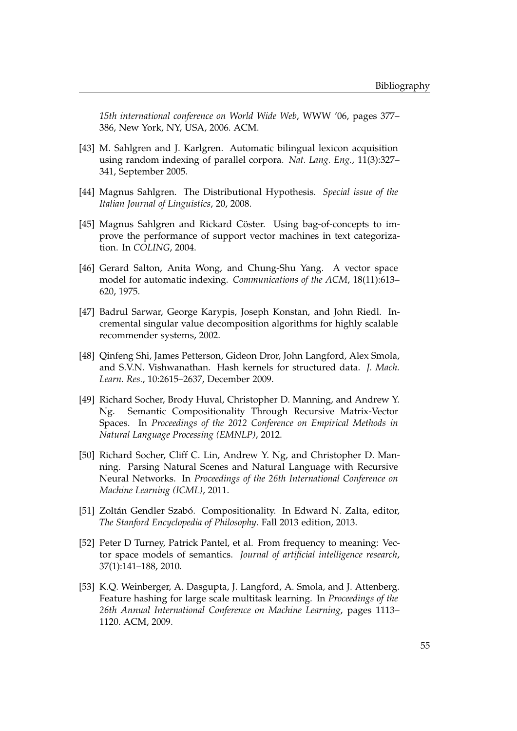*15th international conference on World Wide Web*, WWW '06, pages 377–386, New York, NY, USA, 2006. ACM.

[43] M. Sahlgren and J. Karlgren. Automatic bilingual lexicon acquisition using random indexing of parallel corpora. *Nat. Lang. Eng.*, 11(3):327–341, September 2005.

[44] Magnus Sahlgren. The Distributional Hypothesis. *Special issue of the Italian Journal of Linguistics*, 20, 2008.

[45] Magnus Sahlgren and Rickard Cöster. Using bag-of-concepts to improve the performance of support vector machines in text categorization. In *COLING*, 2004.

[46] Gerard Salton, Anita Wong, and Chung-Shu Yang. A vector space model for automatic indexing. *Communications of the ACM*, 18(11):613–620, 1975.

[47] Badrul Sarwar, George Karypis, Joseph Konstan, and John Riedl. Incremental singular value decomposition algorithms for highly scalable recommender systems, 2002.

[48] Qinfeng Shi, James Petterson, Gideon Dror, John Langford, Alex Smola, and S.V.N. Vishwanathan. Hash kernels for structured data. *J. Mach. Learn. Res.*, 10:2615–2637, December 2009.

[49] Richard Socher, Brody Huval, Christopher D. Manning, and Andrew Y. Ng. Semantic Compositionality Through Recursive Matrix-Vector Spaces. In *Proceedings of the 2012 Conference on Empirical Methods in Natural Language Processing (EMNLP)*, 2012.

[50] Richard Socher, Cliff C. Lin, Andrew Y. Ng, and Christopher D. Manning. Parsing Natural Scenes and Natural Language with Recursive Neural Networks. In *Proceedings of the 26th International Conference on Machine Learning (ICML)*, 2011.

[51] Zoltán Gendler Szabó. Compositionality. In Edward N. Zalta, editor, *The Stanford Encyclopedia of Philosophy*. Fall 2013 edition, 2013.

[52] Peter D Turney, Patrick Pantel, et al. From frequency to meaning: Vector space models of semantics. *Journal of artificial intelligence research*, 37(1):141–188, 2010.

[53] K.Q. Weinberger, A. Dasgupta, J. Langford, A. Smola, and J. Attenberg. Feature hashing for large scale multitask learning. In *Proceedings of the 26th Annual International Conference on Machine Learning*, pages 1113–1120. ACM, 2009.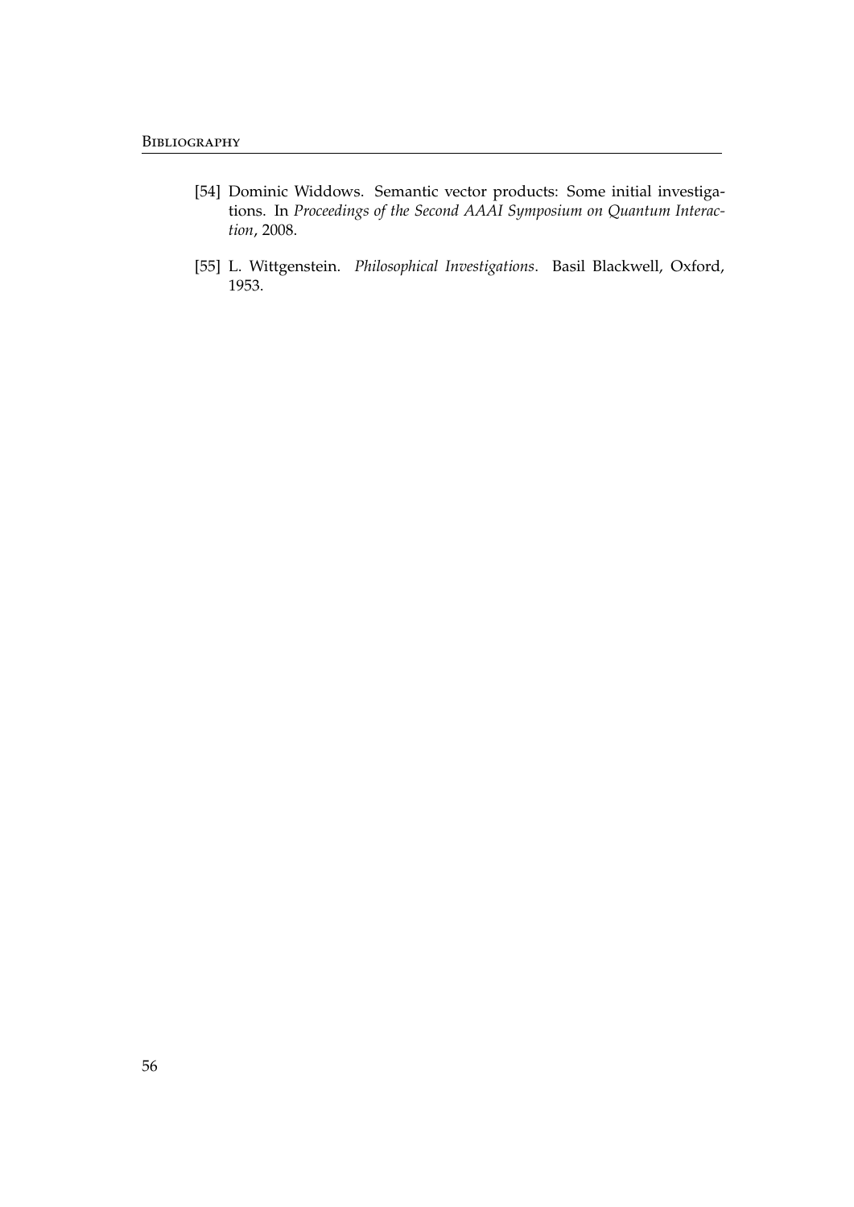[54] Dominic Widdows. Semantic vector products: Some initial investigations. In *Proceedings of the Second AAAI Symposium on Quantum Interaction*, 2008.

[55] L. Wittgenstein. *Philosophical Investigations*. Basil Blackwell, Oxford, 1953.